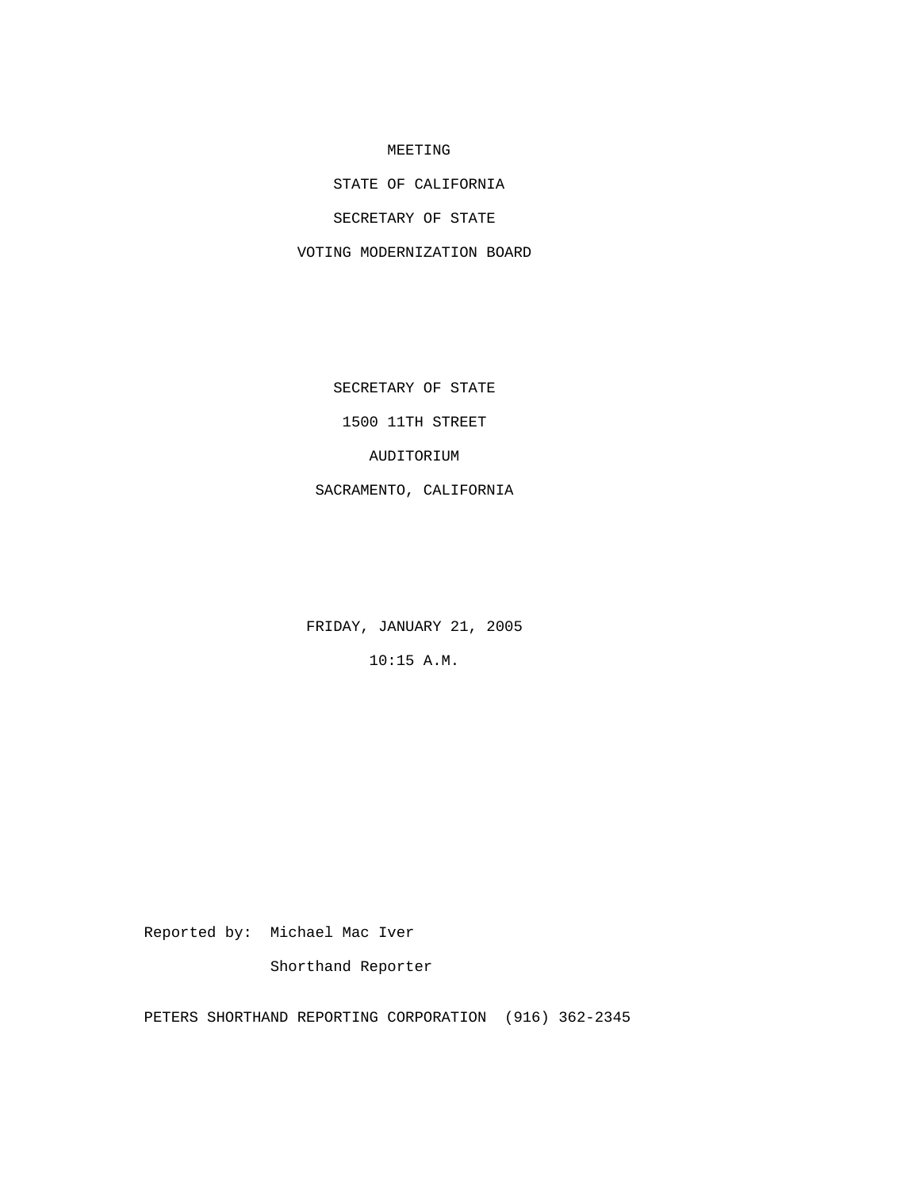# MEETING

# STATE OF CALIFORNIA

# SECRETARY OF STATE

# VOTING MODERNIZATION BOARD

SECRETARY OF STATE

1500 11TH STREET

AUDITORIUM

SACRAMENTO, CALIFORNIA

FRIDAY, JANUARY 21, 2005

10:15 A.M.

Reported by: Michael Mac Iver

Shorthand Reporter

PETERS SHORTHAND REPORTING CORPORATION (916) 362-2345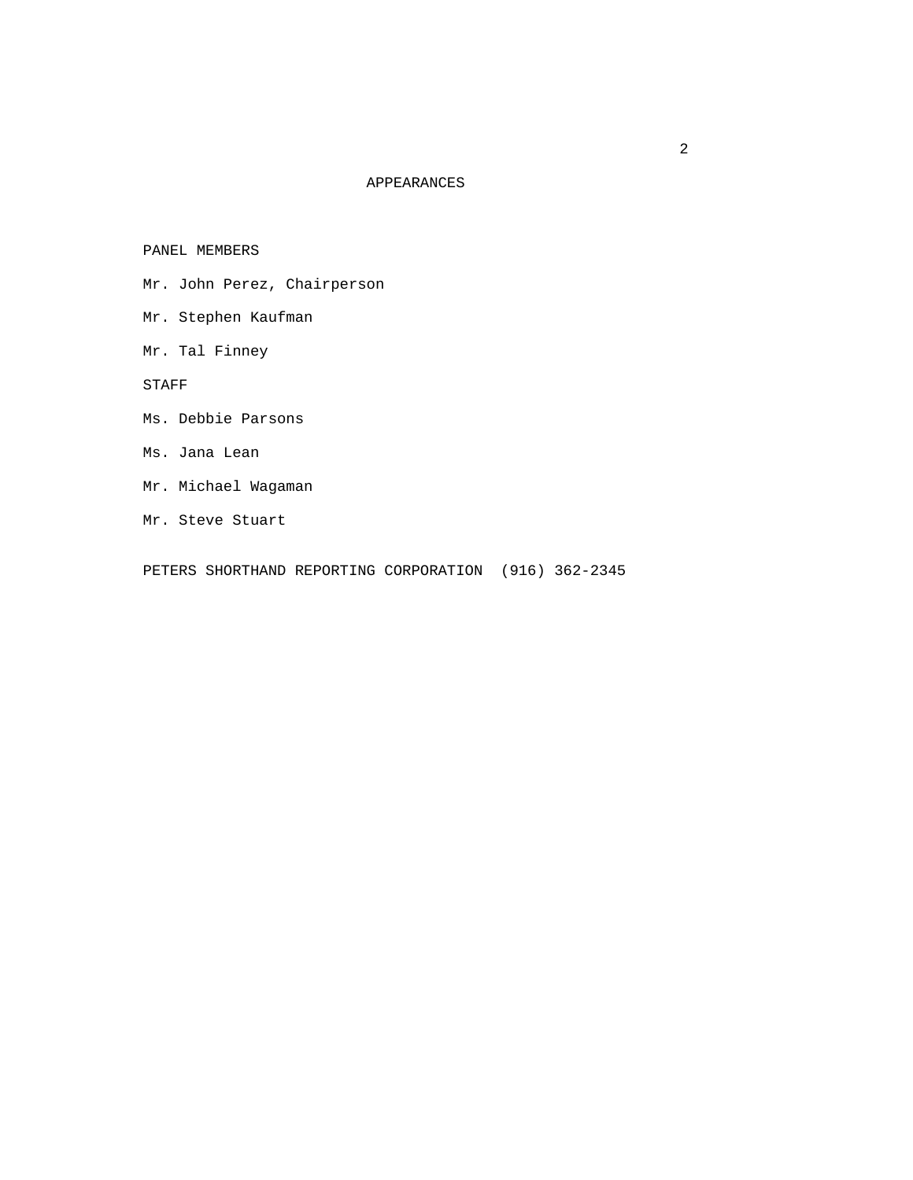# APPEARANCES

PANEL MEMBERS

Mr. John Perez, Chairperson

Mr. Stephen Kaufman

Mr. Tal Finney

STAFF

Ms. Debbie Parsons

Ms. Jana Lean

Mr. Michael Wagaman

Mr. Steve Stuart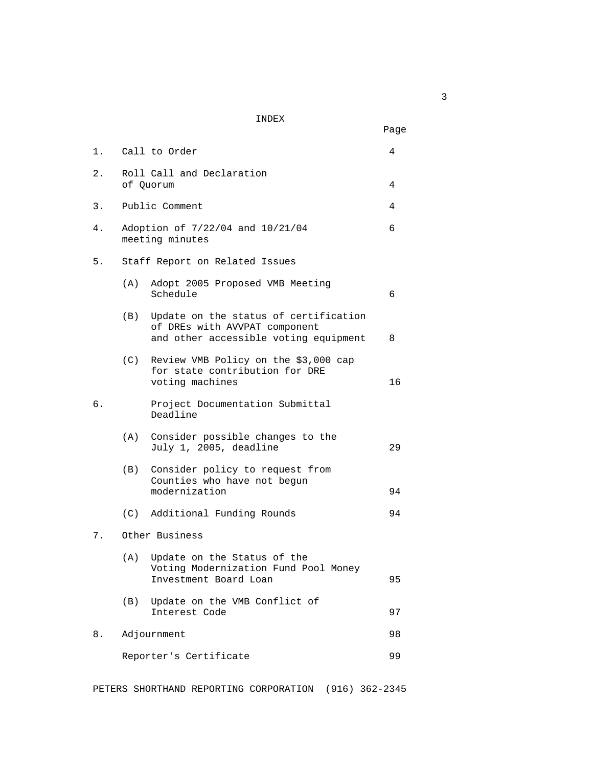# INDEX

| | | Page |
|---|---|---|
| 1. | Call to Order | 4 |
| 2. | Roll Call and Declaration of Quorum | 4 |
| 3. | Public Comment | 4 |
| 4. | Adoption of 7/22/04 and 10/21/04 meeting minutes | 6 |
| 5. | Staff Report on Related Issues | |
| | (A) Adopt 2005 Proposed VMB Meeting Schedule | 6 |
| | (B) Update on the status of certification of DREs with AVVPAT component and other accessible voting equipment | 8 |
| | (C) Review VMB Policy on the $3,000 cap for state contribution for DRE voting machines | 16 |
| 6. | Project Documentation Submittal Deadline | |
| | (A) Consider possible changes to the July 1, 2005, deadline | 29 |
| | (B) Consider policy to request from Counties who have not begun modernization | 94 |
| | (C) Additional Funding Rounds | 94 |
| 7. | Other Business | |
| | (A) Update on the Status of the Voting Modernization Fund Pool Money Investment Board Loan | 95 |
| | (B) Update on the VMB Conflict of Interest Code | 97 |
| 8. | Adjournment | 98 |
| | Reporter's Certificate | 99 |

PETERS SHORTHAND REPORTING CORPORATION (916) 362-2345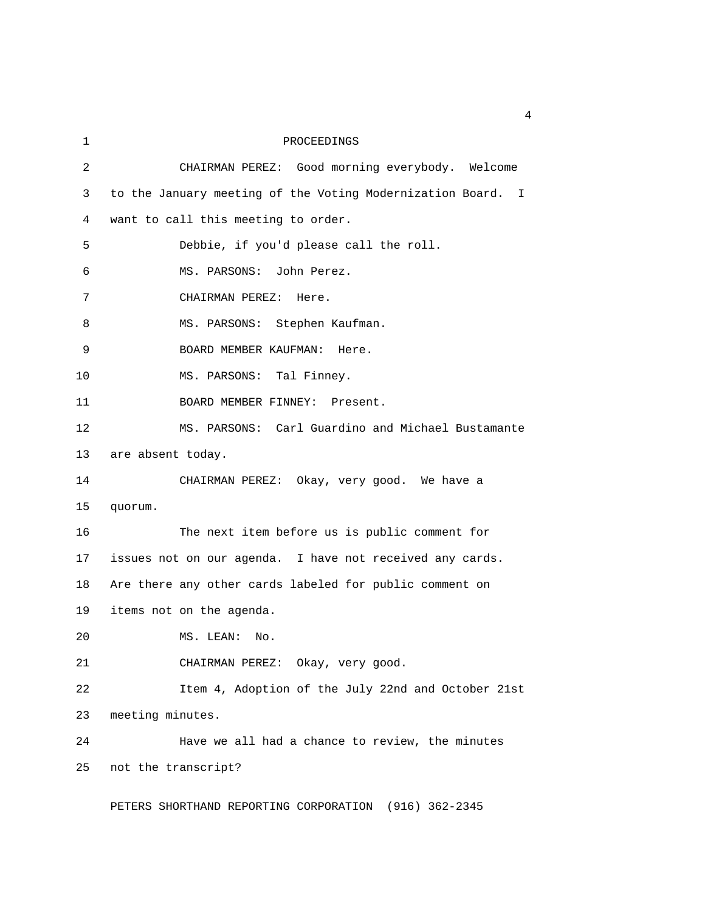PROCEEDINGS

CHAIRMAN PEREZ: Good morning everybody. Welcome to the January meeting of the Voting Modernization Board. I want to call this meeting to order.

Debbie, if you'd please call the roll.

MS. PARSONS: John Perez.

CHAIRMAN PEREZ: Here.

MS. PARSONS: Stephen Kaufman.

BOARD MEMBER KAUFMAN: Here.

MS. PARSONS: Tal Finney.

BOARD MEMBER FINNEY: Present.

MS. PARSONS: Carl Guardino and Michael Bustamante are absent today.

CHAIRMAN PEREZ: Okay, very good. We have a quorum.

The next item before us is public comment for issues not on our agenda. I have not received any cards. Are there any other cards labeled for public comment on items not on the agenda.

MS. LEAN: No.

CHAIRMAN PEREZ: Okay, very good.

Item 4, Adoption of the July 22nd and October 21st meeting minutes.

Have we all had a chance to review, the minutes not the transcript?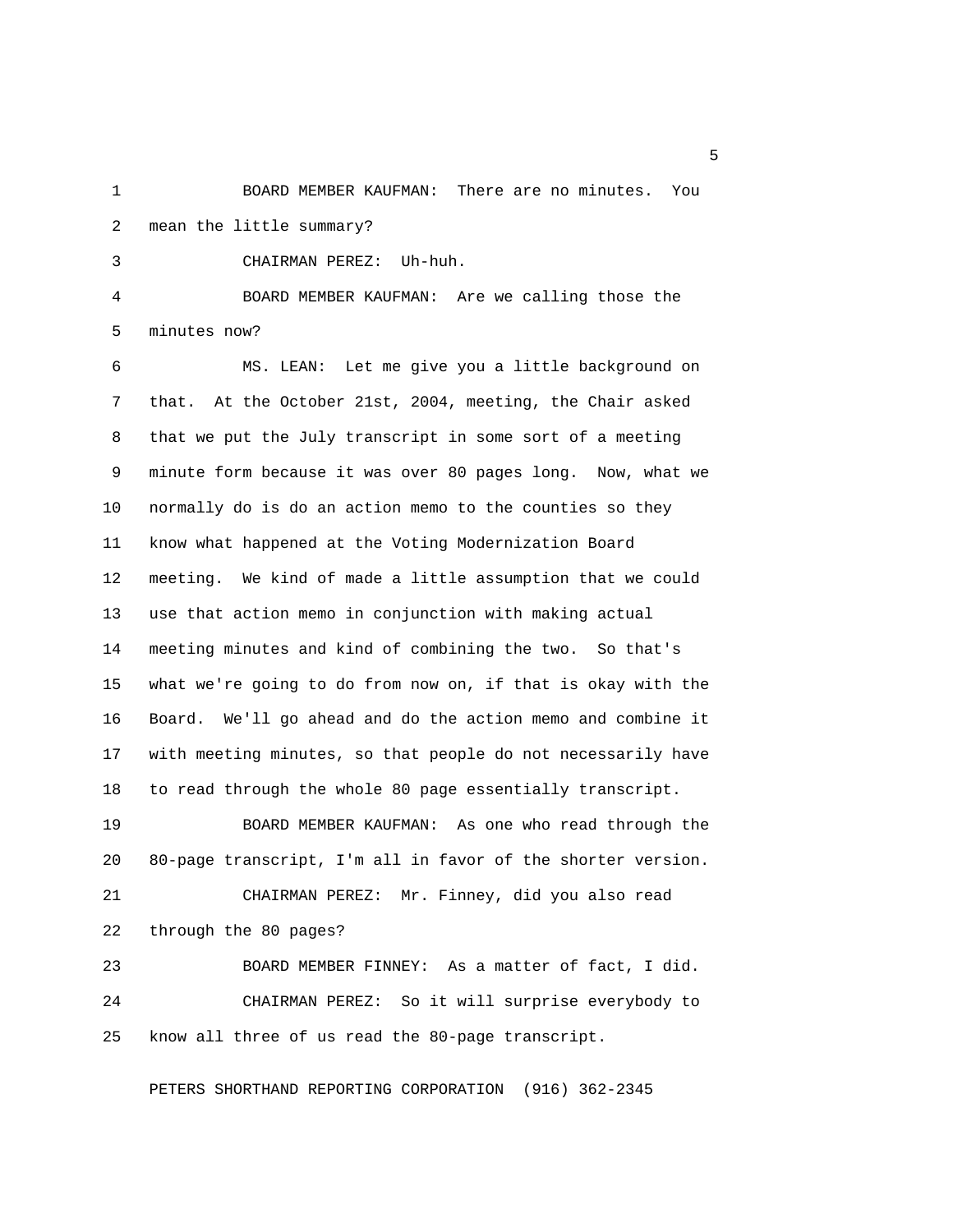BOARD MEMBER KAUFMAN: There are no minutes. You mean the little summary?

CHAIRMAN PEREZ: Uh-huh.

BOARD MEMBER KAUFMAN: Are we calling those the minutes now?

MS. LEAN: Let me give you a little background on that. At the October 21st, 2004, meeting, the Chair asked that we put the July transcript in some sort of a meeting minute form because it was over 80 pages long. Now, what we normally do is do an action memo to the counties so they know what happened at the Voting Modernization Board meeting. We kind of made a little assumption that we could use that action memo in conjunction with making actual meeting minutes and kind of combining the two. So that's what we're going to do from now on, if that is okay with the Board. We'll go ahead and do the action memo and combine it with meeting minutes, so that people do not necessarily have to read through the whole 80 page essentially transcript.

BOARD MEMBER KAUFMAN: As one who read through the 80-page transcript, I'm all in favor of the shorter version.

CHAIRMAN PEREZ: Mr. Finney, did you also read through the 80 pages?

BOARD MEMBER FINNEY: As a matter of fact, I did.

CHAIRMAN PEREZ: So it will surprise everybody to know all three of us read the 80-page transcript.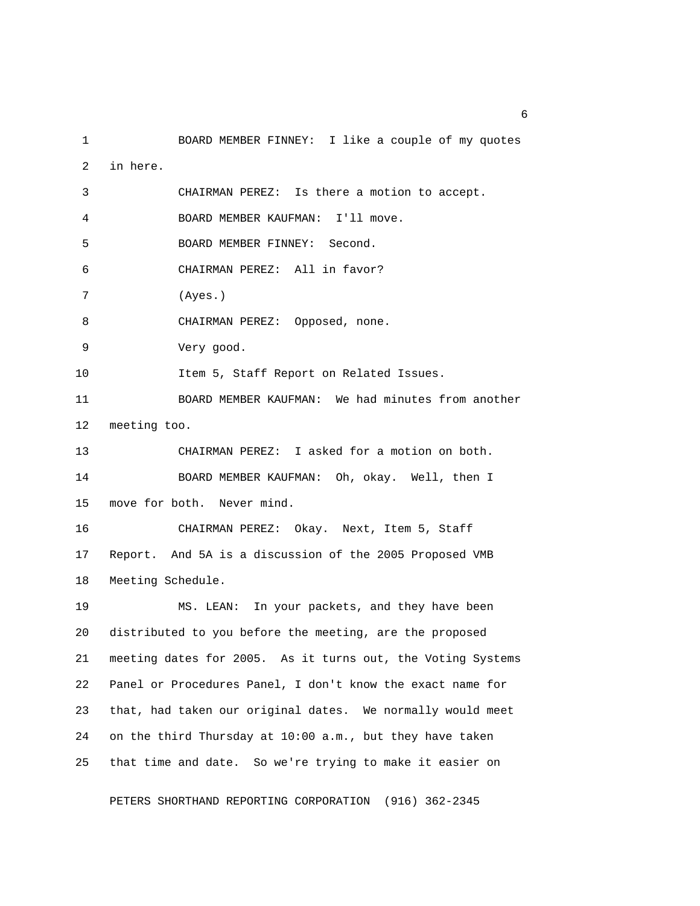BOARD MEMBER FINNEY: I like a couple of my quotes in here.

CHAIRMAN PEREZ: Is there a motion to accept.

BOARD MEMBER KAUFMAN: I'll move.

BOARD MEMBER FINNEY: Second.

CHAIRMAN PEREZ: All in favor?

(Ayes.)

CHAIRMAN PEREZ: Opposed, none.

Very good.

Item 5, Staff Report on Related Issues.

BOARD MEMBER KAUFMAN: We had minutes from another meeting too.

CHAIRMAN PEREZ: I asked for a motion on both.

BOARD MEMBER KAUFMAN: Oh, okay. Well, then I move for both. Never mind.

CHAIRMAN PEREZ: Okay. Next, Item 5, Staff Report. And 5A is a discussion of the 2005 Proposed VMB Meeting Schedule.

MS. LEAN: In your packets, and they have been distributed to you before the meeting, are the proposed meeting dates for 2005. As it turns out, the Voting Systems Panel or Procedures Panel, I don't know the exact name for that, had taken our original dates. We normally would meet on the third Thursday at 10:00 a.m., but they have taken that time and date. So we're trying to make it easier on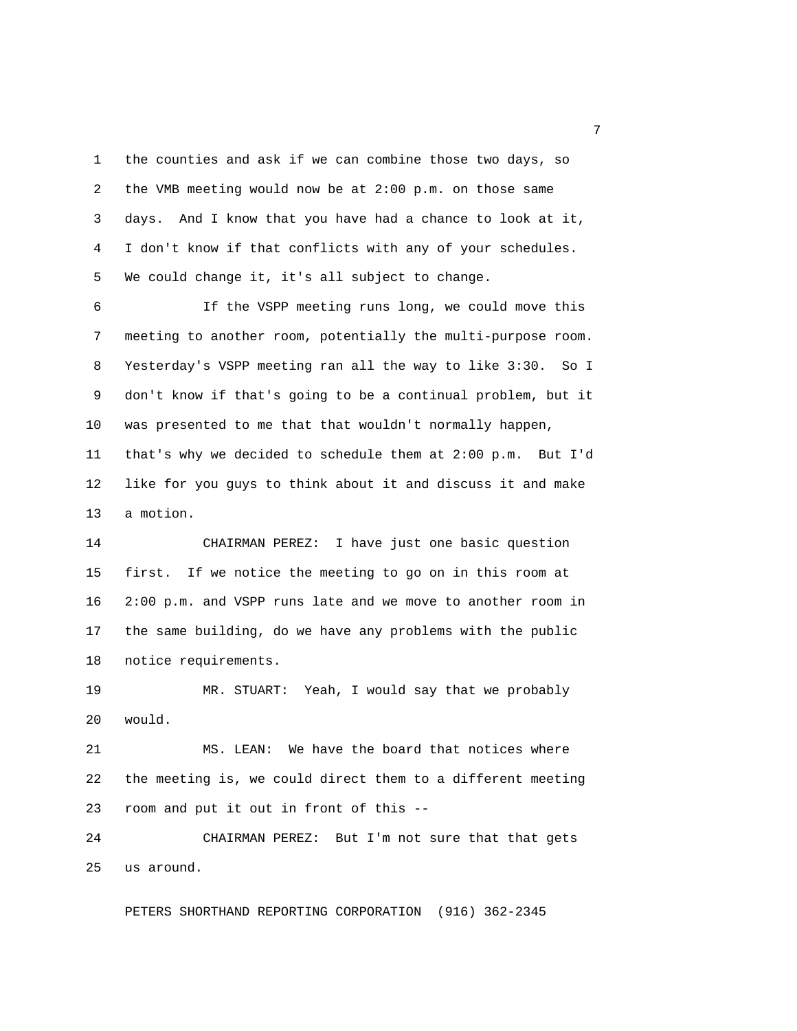the counties and ask if we can combine those two days, so the VMB meeting would now be at 2:00 p.m. on those same days. And I know that you have had a chance to look at it, I don't know if that conflicts with any of your schedules. We could change it, it's all subject to change.

If the VSPP meeting runs long, we could move this meeting to another room, potentially the multi-purpose room. Yesterday's VSPP meeting ran all the way to like 3:30. So I don't know if that's going to be a continual problem, but it was presented to me that that wouldn't normally happen, that's why we decided to schedule them at 2:00 p.m. But I'd like for you guys to think about it and discuss it and make a motion.

CHAIRMAN PEREZ: I have just one basic question first. If we notice the meeting to go on in this room at 2:00 p.m. and VSPP runs late and we move to another room in the same building, do we have any problems with the public notice requirements.

MR. STUART: Yeah, I would say that we probably would.

MS. LEAN: We have the board that notices where the meeting is, we could direct them to a different meeting room and put it out in front of this --

CHAIRMAN PEREZ: But I'm not sure that that gets us around.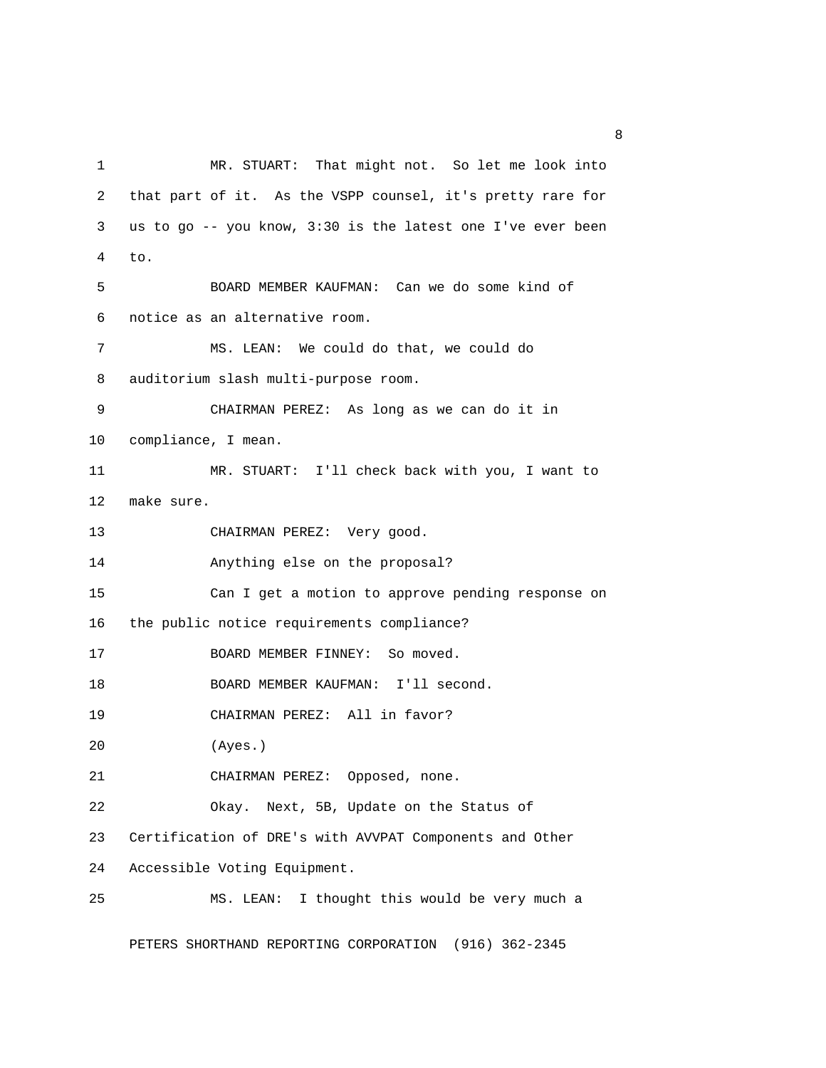MR. STUART: That might not. So let me look into that part of it. As the VSPP counsel, it's pretty rare for us to go -- you know, 3:30 is the latest one I've ever been to.

BOARD MEMBER KAUFMAN: Can we do some kind of notice as an alternative room.

MS. LEAN: We could do that, we could do auditorium slash multi-purpose room.

CHAIRMAN PEREZ: As long as we can do it in compliance, I mean.

MR. STUART: I'll check back with you, I want to make sure.

CHAIRMAN PEREZ: Very good.

Anything else on the proposal?

Can I get a motion to approve pending response on the public notice requirements compliance?

BOARD MEMBER FINNEY: So moved.

BOARD MEMBER KAUFMAN: I'll second.

CHAIRMAN PEREZ: All in favor?

(Ayes.)

CHAIRMAN PEREZ: Opposed, none.

Okay. Next, 5B, Update on the Status of Certification of DRE's with AVVPAT Components and Other Accessible Voting Equipment.

MS. LEAN: I thought this would be very much a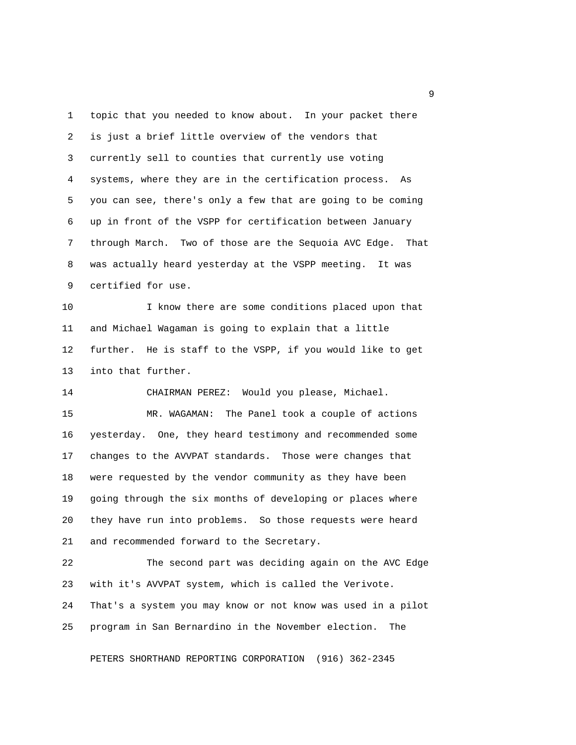topic that you needed to know about. In your packet there is just a brief little overview of the vendors that currently sell to counties that currently use voting systems, where they are in the certification process. As you can see, there's only a few that are going to be coming up in front of the VSPP for certification between January through March. Two of those are the Sequoia AVC Edge. That was actually heard yesterday at the VSPP meeting. It was certified for use.

I know there are some conditions placed upon that and Michael Wagaman is going to explain that a little further. He is staff to the VSPP, if you would like to get into that further.

CHAIRMAN PEREZ: Would you please, Michael.

MR. WAGAMAN: The Panel took a couple of actions yesterday. One, they heard testimony and recommended some changes to the AVVPAT standards. Those were changes that were requested by the vendor community as they have been going through the six months of developing or places where they have run into problems. So those requests were heard and recommended forward to the Secretary.

The second part was deciding again on the AVC Edge with it's AVVPAT system, which is called the Verivote. That's a system you may know or not know was used in a pilot program in San Bernardino in the November election. The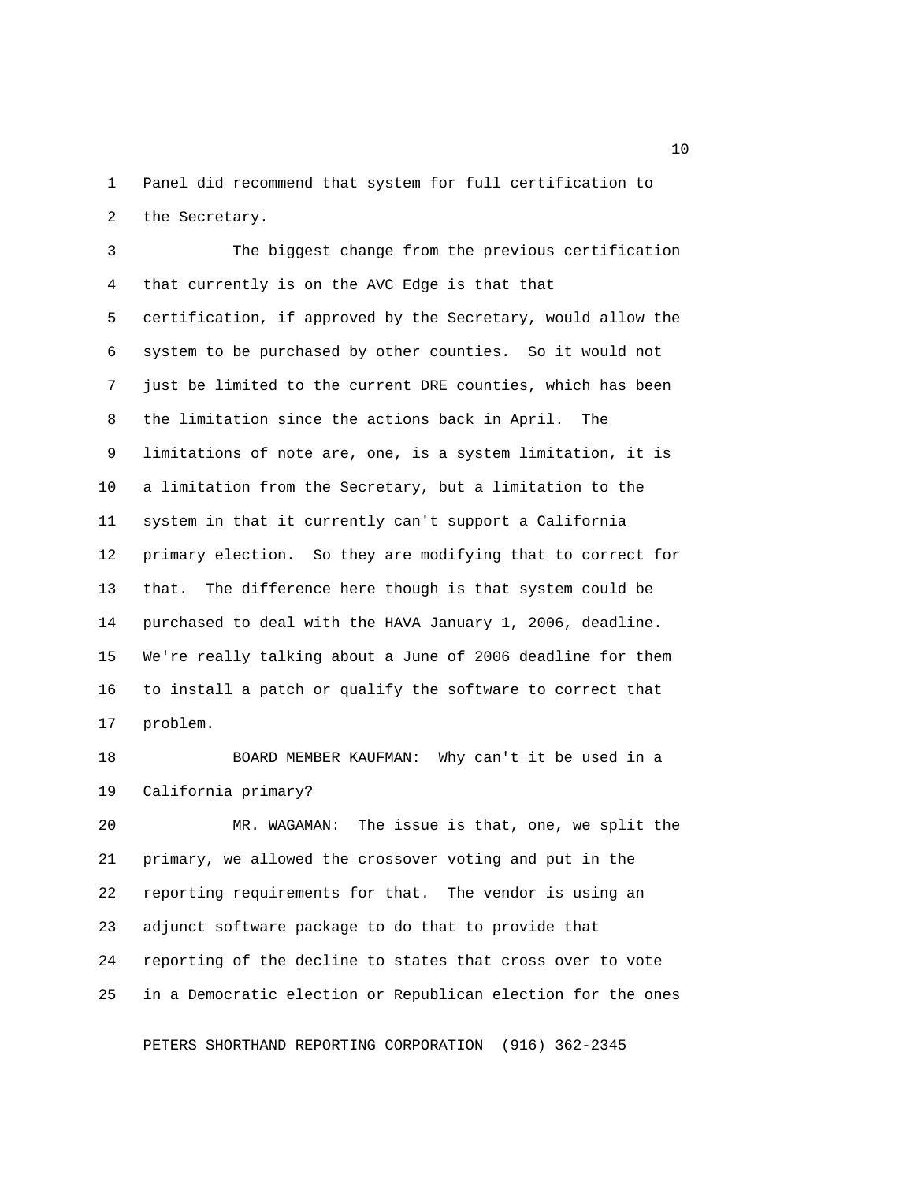Panel did recommend that system for full certification to the Secretary.

The biggest change from the previous certification that currently is on the AVC Edge is that that certification, if approved by the Secretary, would allow the system to be purchased by other counties. So it would not just be limited to the current DRE counties, which has been the limitation since the actions back in April. The limitations of note are, one, is a system limitation, it is a limitation from the Secretary, but a limitation to the system in that it currently can't support a California primary election. So they are modifying that to correct for that. The difference here though is that system could be purchased to deal with the HAVA January 1, 2006, deadline. We're really talking about a June of 2006 deadline for them to install a patch or qualify the software to correct that problem.

BOARD MEMBER KAUFMAN: Why can't it be used in a California primary?

MR. WAGAMAN: The issue is that, one, we split the primary, we allowed the crossover voting and put in the reporting requirements for that. The vendor is using an adjunct software package to do that to provide that reporting of the decline to states that cross over to vote in a Democratic election or Republican election for the ones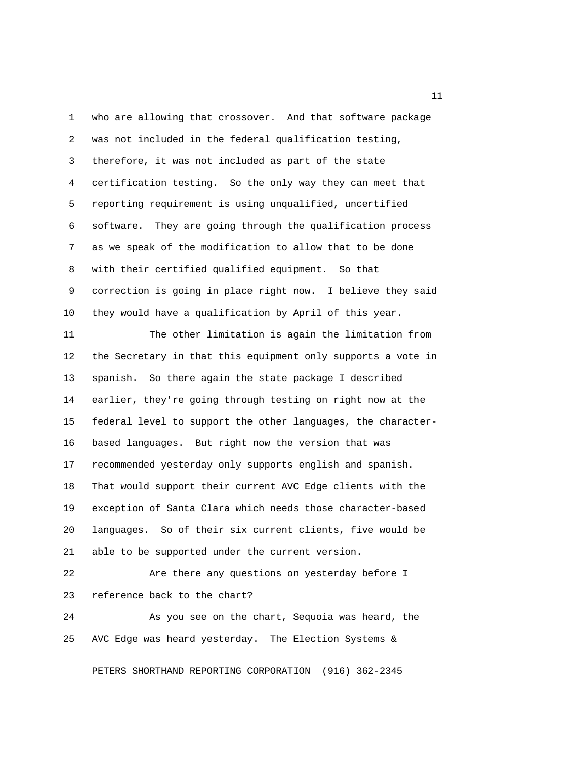who are allowing that crossover. And that software package was not included in the federal qualification testing, therefore, it was not included as part of the state certification testing. So the only way they can meet that reporting requirement is using unqualified, uncertified software. They are going through the qualification process as we speak of the modification to allow that to be done with their certified qualified equipment. So that correction is going in place right now. I believe they said they would have a qualification by April of this year.

The other limitation is again the limitation from the Secretary in that this equipment only supports a vote in spanish. So there again the state package I described earlier, they're going through testing on right now at the federal level to support the other languages, the character-based languages. But right now the version that was recommended yesterday only supports english and spanish. That would support their current AVC Edge clients with the exception of Santa Clara which needs those character-based languages. So of their six current clients, five would be able to be supported under the current version.

Are there any questions on yesterday before I reference back to the chart?

As you see on the chart, Sequoia was heard, the AVC Edge was heard yesterday. The Election Systems &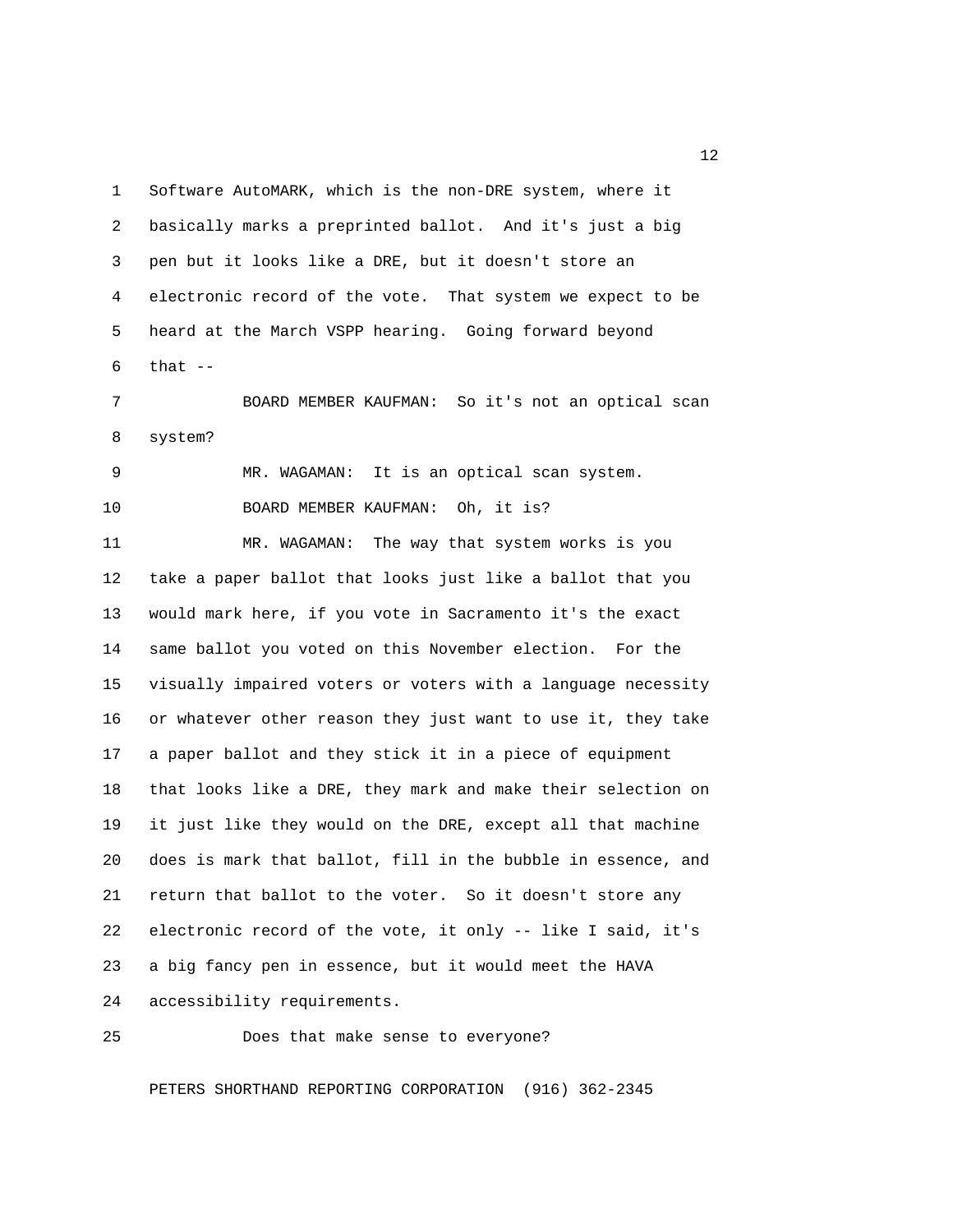Software AutoMARK, which is the non-DRE system, where it basically marks a preprinted ballot. And it's just a big pen but it looks like a DRE, but it doesn't store an electronic record of the vote. That system we expect to be heard at the March VSPP hearing. Going forward beyond that --

BOARD MEMBER KAUFMAN: So it's not an optical scan system?

MR. WAGAMAN: It is an optical scan system.

BOARD MEMBER KAUFMAN: Oh, it is?

MR. WAGAMAN: The way that system works is you take a paper ballot that looks just like a ballot that you would mark here, if you vote in Sacramento it's the exact same ballot you voted on this November election. For the visually impaired voters or voters with a language necessity or whatever other reason they just want to use it, they take a paper ballot and they stick it in a piece of equipment that looks like a DRE, they mark and make their selection on it just like they would on the DRE, except all that machine does is mark that ballot, fill in the bubble in essence, and return that ballot to the voter. So it doesn't store any electronic record of the vote, it only -- like I said, it's a big fancy pen in essence, but it would meet the HAVA accessibility requirements.

Does that make sense to everyone?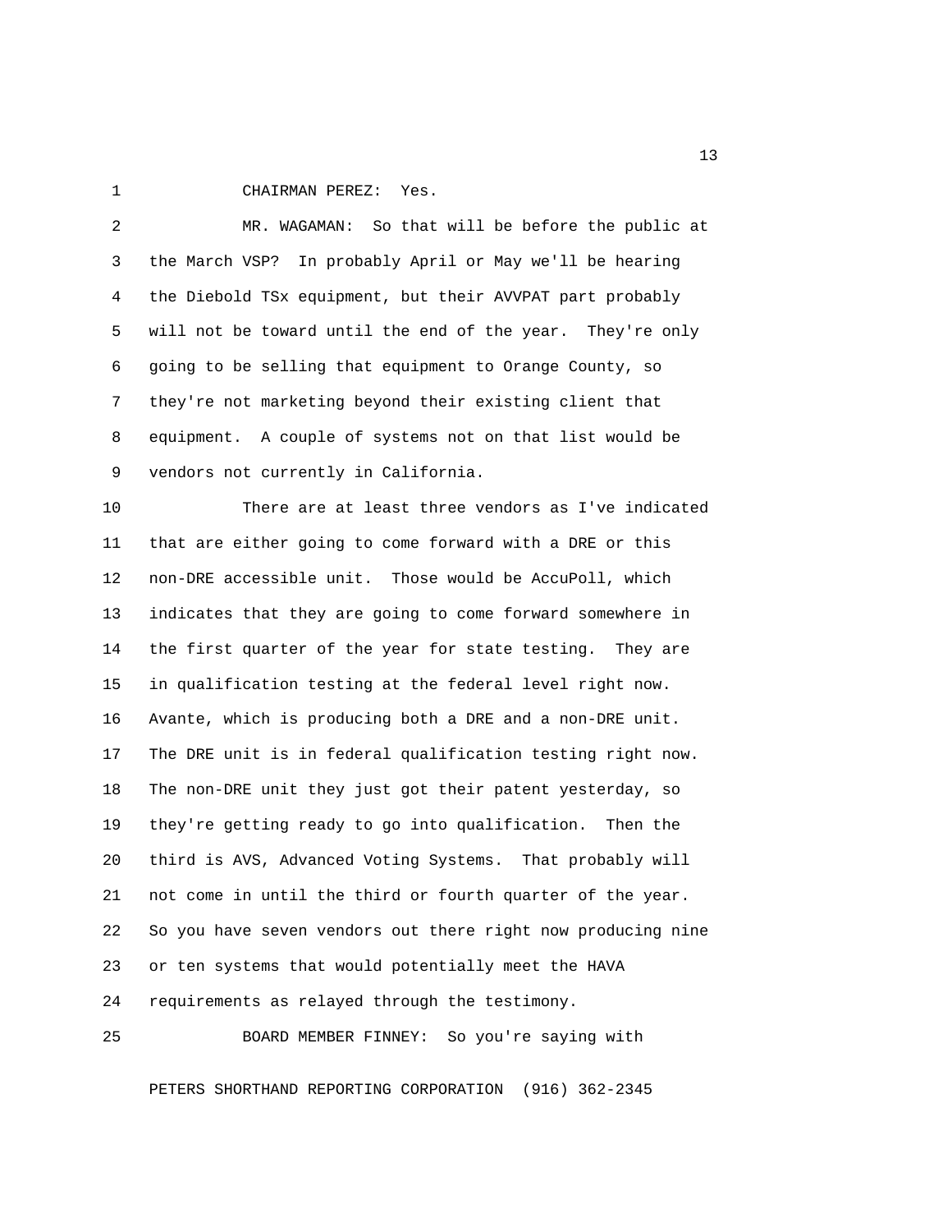CHAIRMAN PEREZ: Yes.

MR. WAGAMAN: So that will be before the public at the March VSP? In probably April or May we'll be hearing the Diebold TSx equipment, but their AVVPAT part probably will not be toward until the end of the year. They're only going to be selling that equipment to Orange County, so they're not marketing beyond their existing client that equipment. A couple of systems not on that list would be vendors not currently in California.

There are at least three vendors as I've indicated that are either going to come forward with a DRE or this non-DRE accessible unit. Those would be AccuPoll, which indicates that they are going to come forward somewhere in the first quarter of the year for state testing. They are in qualification testing at the federal level right now. Avante, which is producing both a DRE and a non-DRE unit. The DRE unit is in federal qualification testing right now. The non-DRE unit they just got their patent yesterday, so they're getting ready to go into qualification. Then the third is AVS, Advanced Voting Systems. That probably will not come in until the third or fourth quarter of the year. So you have seven vendors out there right now producing nine or ten systems that would potentially meet the HAVA requirements as relayed through the testimony.

BOARD MEMBER FINNEY: So you're saying with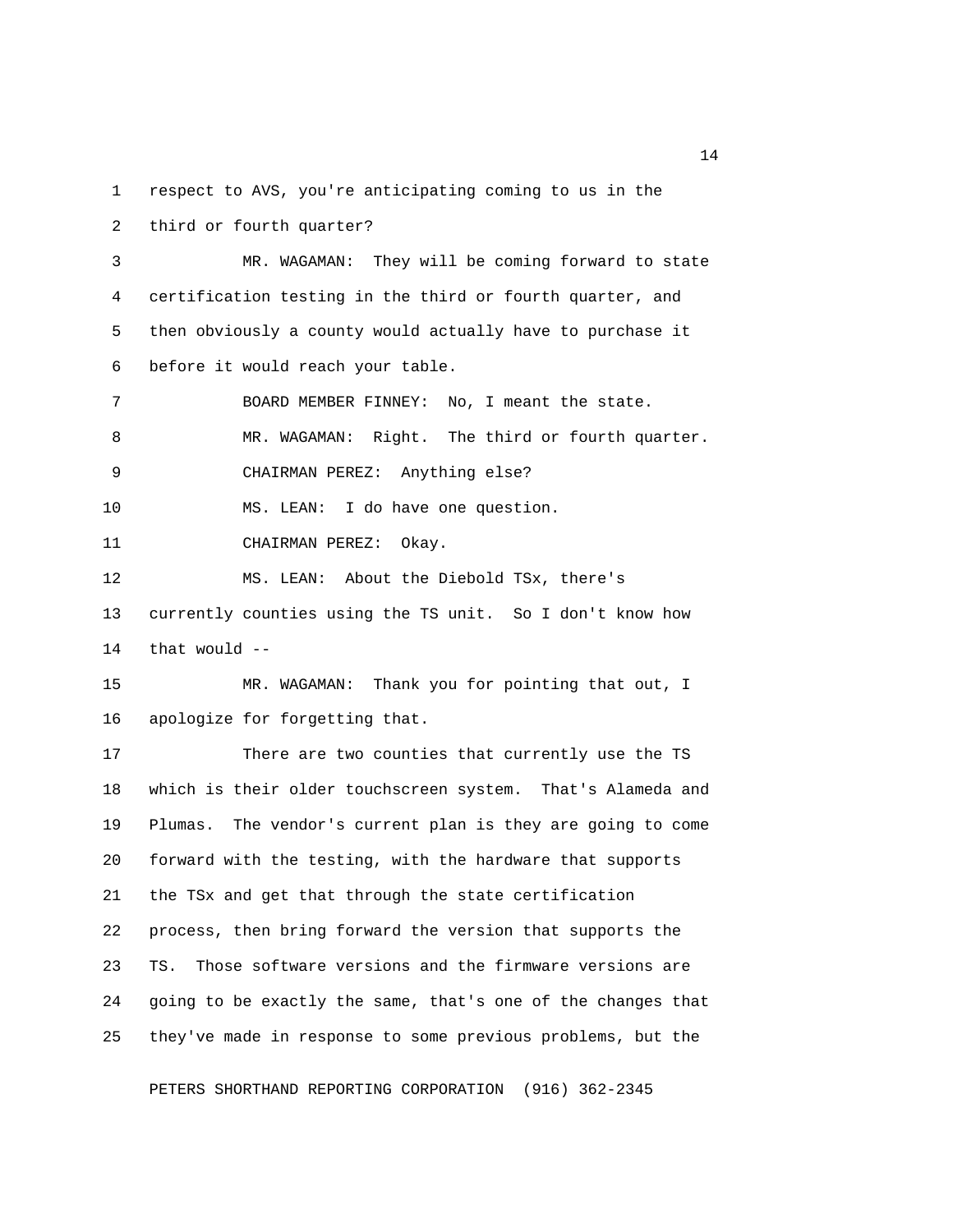respect to AVS, you're anticipating coming to us in the third or fourth quarter?

MR. WAGAMAN: They will be coming forward to state certification testing in the third or fourth quarter, and then obviously a county would actually have to purchase it before it would reach your table.

BOARD MEMBER FINNEY: No, I meant the state.

MR. WAGAMAN: Right. The third or fourth quarter.

CHAIRMAN PEREZ: Anything else?

MS. LEAN: I do have one question.

CHAIRMAN PEREZ: Okay.

MS. LEAN: About the Diebold TSx, there's currently counties using the TS unit. So I don't know how that would --

MR. WAGAMAN: Thank you for pointing that out, I apologize for forgetting that.

There are two counties that currently use the TS which is their older touchscreen system. That's Alameda and Plumas. The vendor's current plan is they are going to come forward with the testing, with the hardware that supports the TSx and get that through the state certification process, then bring forward the version that supports the TS. Those software versions and the firmware versions are going to be exactly the same, that's one of the changes that they've made in response to some previous problems, but the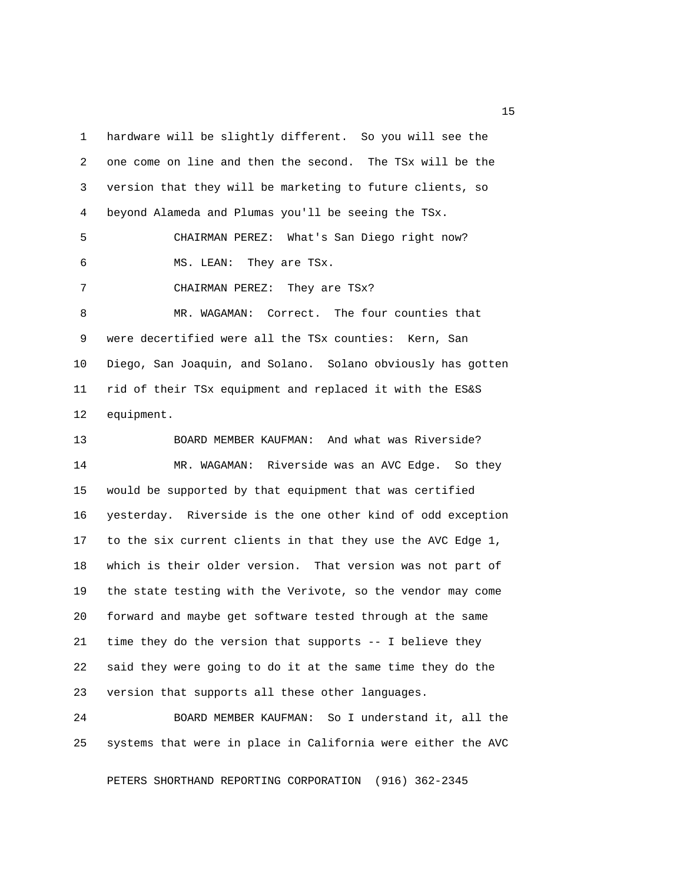hardware will be slightly different. So you will see the one come on line and then the second. The TSx will be the version that they will be marketing to future clients, so beyond Alameda and Plumas you'll be seeing the TSx.

CHAIRMAN PEREZ: What's San Diego right now?

MS. LEAN: They are TSx.

CHAIRMAN PEREZ: They are TSx?

MR. WAGAMAN: Correct. The four counties that were decertified were all the TSx counties: Kern, San Diego, San Joaquin, and Solano. Solano obviously has gotten rid of their TSx equipment and replaced it with the ES&S equipment.

BOARD MEMBER KAUFMAN: And what was Riverside?

MR. WAGAMAN: Riverside was an AVC Edge. So they would be supported by that equipment that was certified yesterday. Riverside is the one other kind of odd exception to the six current clients in that they use the AVC Edge 1, which is their older version. That version was not part of the state testing with the Verivote, so the vendor may come forward and maybe get software tested through at the same time they do the version that supports -- I believe they said they were going to do it at the same time they do the version that supports all these other languages.

BOARD MEMBER KAUFMAN: So I understand it, all the systems that were in place in California were either the AVC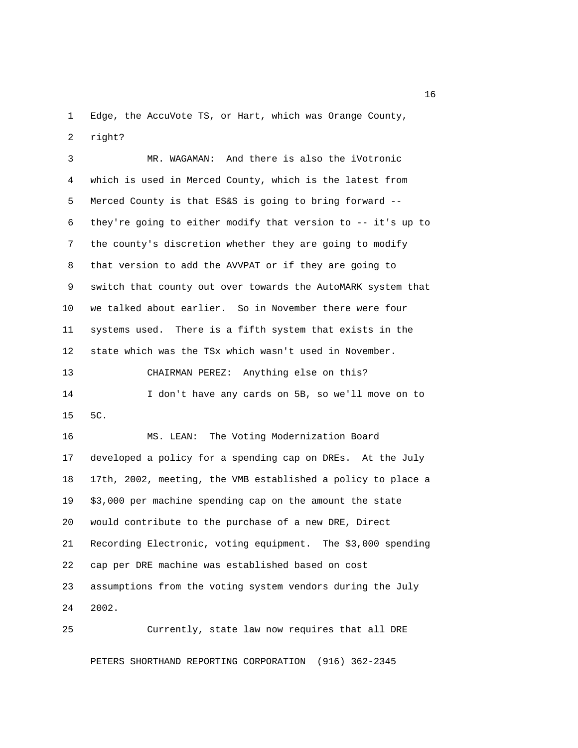Edge, the AccuVote TS, or Hart, which was Orange County, right?

MR. WAGAMAN: And there is also the iVotronic which is used in Merced County, which is the latest from Merced County is that ES&S is going to bring forward -- they're going to either modify that version to -- it's up to the county's discretion whether they are going to modify that version to add the AVVPAT or if they are going to switch that county out over towards the AutoMARK system that we talked about earlier. So in November there were four systems used. There is a fifth system that exists in the state which was the TSx which wasn't used in November.

CHAIRMAN PEREZ: Anything else on this?

I don't have any cards on 5B, so we'll move on to 5C.

MS. LEAN: The Voting Modernization Board developed a policy for a spending cap on DREs. At the July 17th, 2002, meeting, the VMB established a policy to place a $3,000 per machine spending cap on the amount the state would contribute to the purchase of a new DRE, Direct Recording Electronic, voting equipment. The $3,000 spending cap per DRE machine was established based on cost assumptions from the voting system vendors during the July 2002.

Currently, state law now requires that all DRE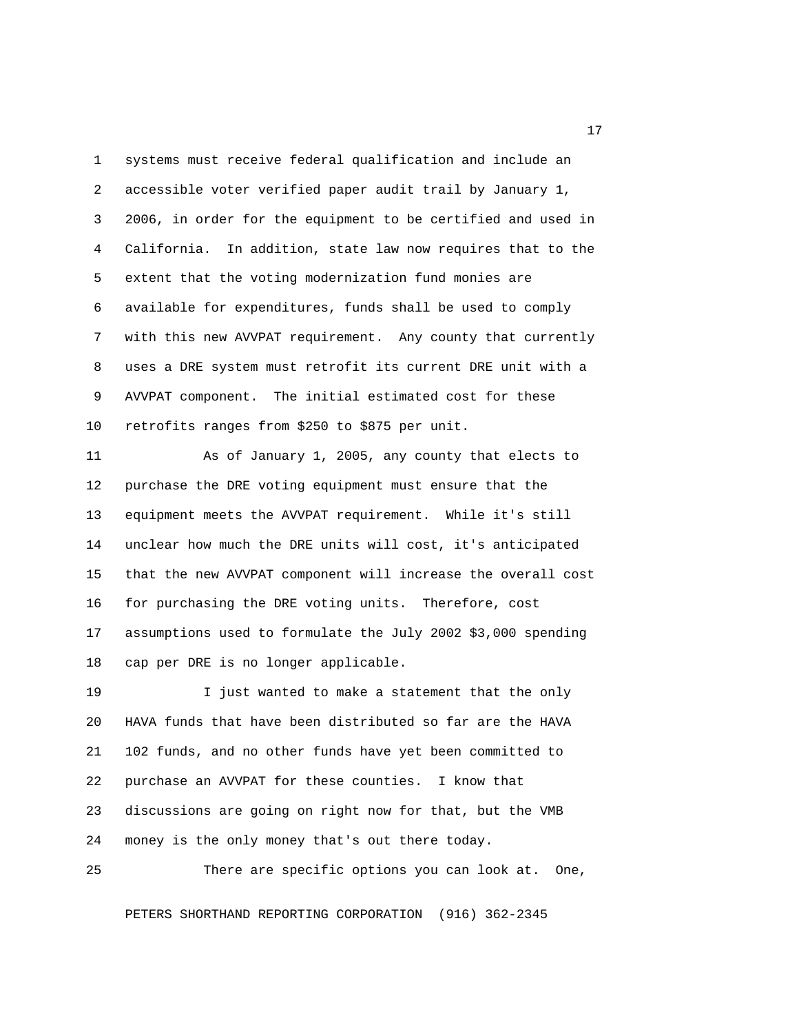systems must receive federal qualification and include an accessible voter verified paper audit trail by January 1, 2006, in order for the equipment to be certified and used in California. In addition, state law now requires that to the extent that the voting modernization fund monies are available for expenditures, funds shall be used to comply with this new AVVPAT requirement. Any county that currently uses a DRE system must retrofit its current DRE unit with a AVVPAT component. The initial estimated cost for these retrofits ranges from $250 to $875 per unit.

As of January 1, 2005, any county that elects to purchase the DRE voting equipment must ensure that the equipment meets the AVVPAT requirement. While it's still unclear how much the DRE units will cost, it's anticipated that the new AVVPAT component will increase the overall cost for purchasing the DRE voting units. Therefore, cost assumptions used to formulate the July 2002 $3,000 spending cap per DRE is no longer applicable.

I just wanted to make a statement that the only HAVA funds that have been distributed so far are the HAVA 102 funds, and no other funds have yet been committed to purchase an AVVPAT for these counties. I know that discussions are going on right now for that, but the VMB money is the only money that's out there today.

There are specific options you can look at. One,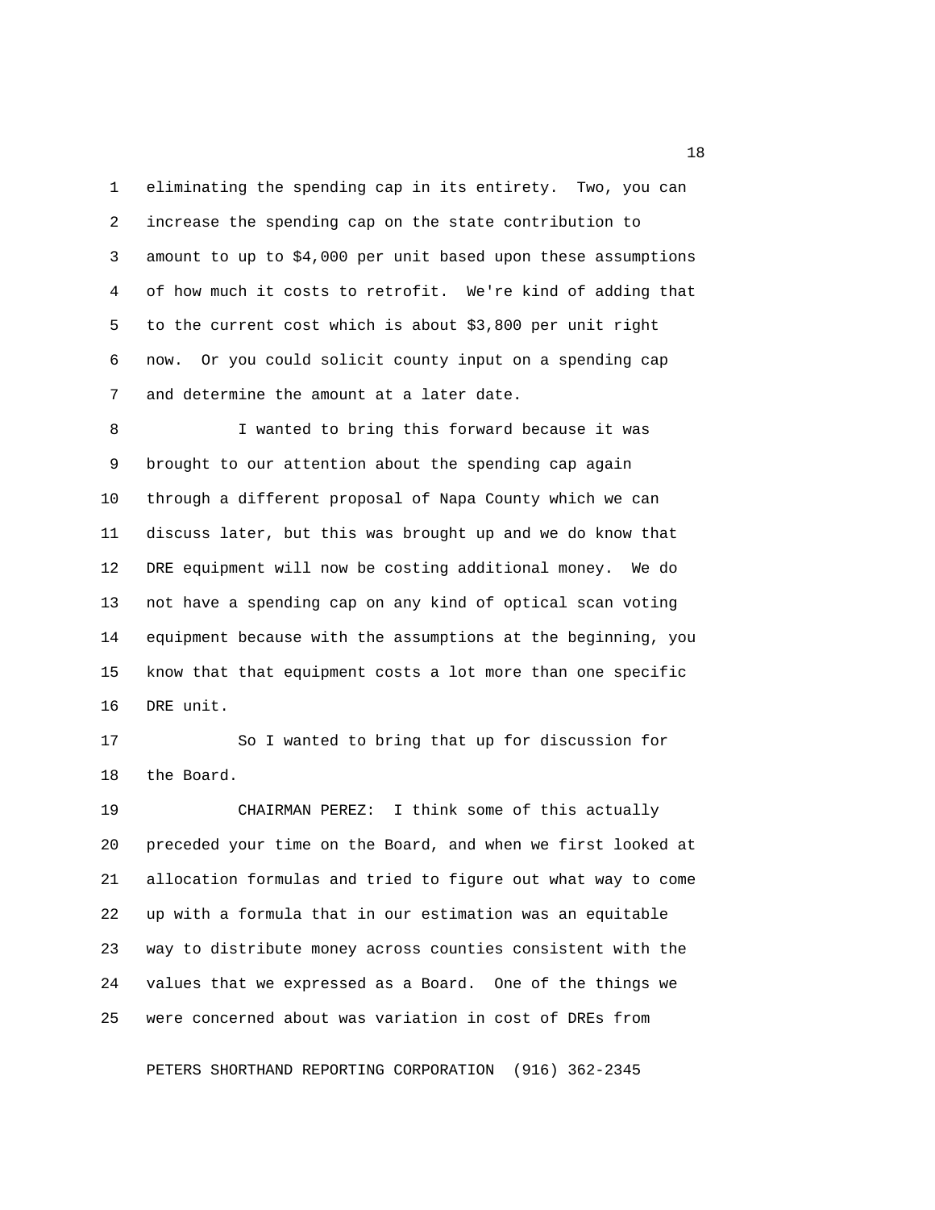eliminating the spending cap in its entirety. Two, you can increase the spending cap on the state contribution to amount to up to $4,000 per unit based upon these assumptions of how much it costs to retrofit. We're kind of adding that to the current cost which is about $3,800 per unit right now. Or you could solicit county input on a spending cap and determine the amount at a later date.

I wanted to bring this forward because it was brought to our attention about the spending cap again through a different proposal of Napa County which we can discuss later, but this was brought up and we do know that DRE equipment will now be costing additional money. We do not have a spending cap on any kind of optical scan voting equipment because with the assumptions at the beginning, you know that that equipment costs a lot more than one specific DRE unit.

So I wanted to bring that up for discussion for the Board.

CHAIRMAN PEREZ: I think some of this actually preceded your time on the Board, and when we first looked at allocation formulas and tried to figure out what way to come up with a formula that in our estimation was an equitable way to distribute money across counties consistent with the values that we expressed as a Board. One of the things we were concerned about was variation in cost of DREs from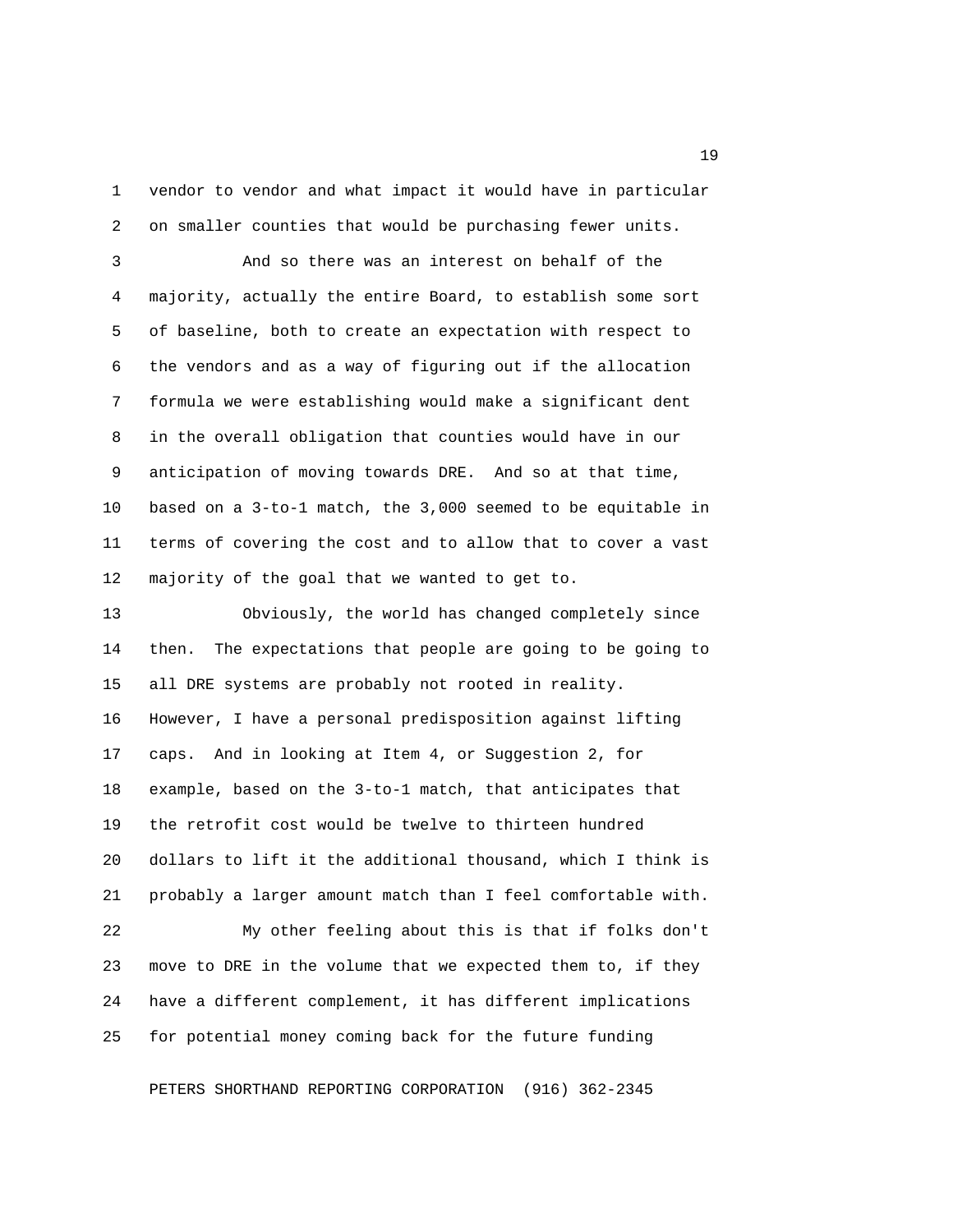vendor to vendor and what impact it would have in particular on smaller counties that would be purchasing fewer units.

And so there was an interest on behalf of the majority, actually the entire Board, to establish some sort of baseline, both to create an expectation with respect to the vendors and as a way of figuring out if the allocation formula we were establishing would make a significant dent in the overall obligation that counties would have in our anticipation of moving towards DRE. And so at that time, based on a 3-to-1 match, the 3,000 seemed to be equitable in terms of covering the cost and to allow that to cover a vast majority of the goal that we wanted to get to.

Obviously, the world has changed completely since then. The expectations that people are going to be going to all DRE systems are probably not rooted in reality. However, I have a personal predisposition against lifting caps. And in looking at Item 4, or Suggestion 2, for example, based on the 3-to-1 match, that anticipates that the retrofit cost would be twelve to thirteen hundred dollars to lift it the additional thousand, which I think is probably a larger amount match than I feel comfortable with.

My other feeling about this is that if folks don't move to DRE in the volume that we expected them to, if they have a different complement, it has different implications for potential money coming back for the future funding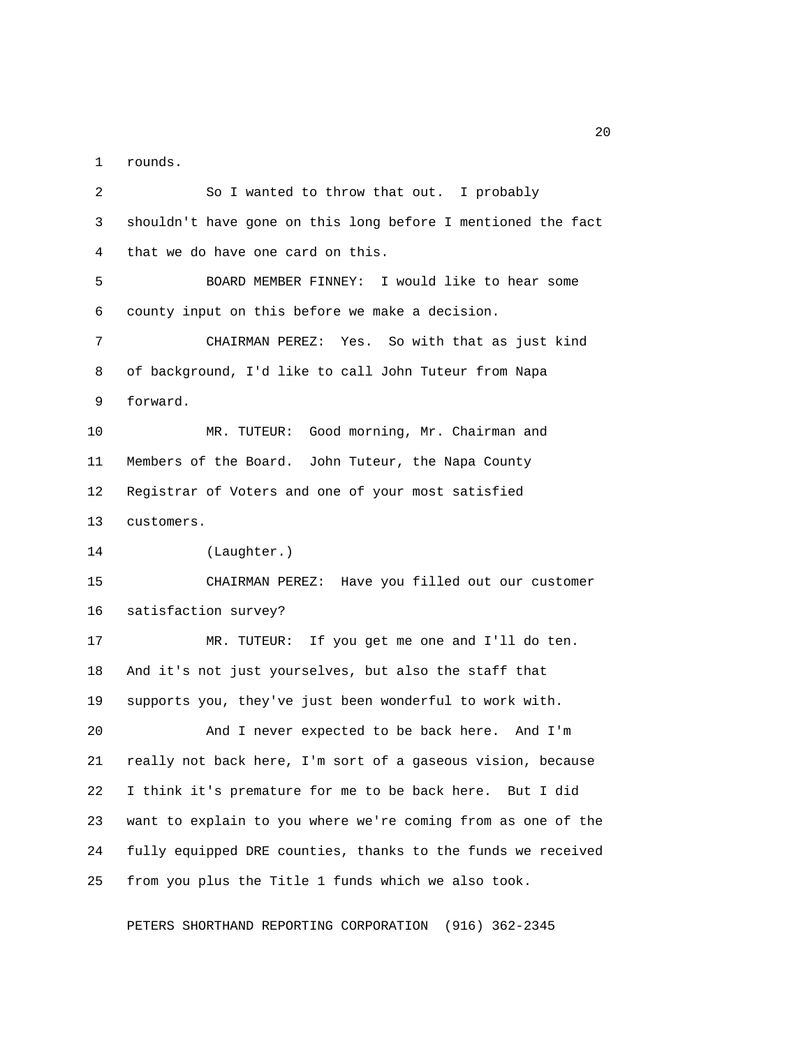rounds.

So I wanted to throw that out. I probably shouldn't have gone on this long before I mentioned the fact that we do have one card on this.

BOARD MEMBER FINNEY: I would like to hear some county input on this before we make a decision.

CHAIRMAN PEREZ: Yes. So with that as just kind of background, I'd like to call John Tuteur from Napa forward.

MR. TUTEUR: Good morning, Mr. Chairman and Members of the Board. John Tuteur, the Napa County Registrar of Voters and one of your most satisfied customers.

(Laughter.)

CHAIRMAN PEREZ: Have you filled out our customer satisfaction survey?

MR. TUTEUR: If you get me one and I'll do ten. And it's not just yourselves, but also the staff that supports you, they've just been wonderful to work with.

And I never expected to be back here. And I'm really not back here, I'm sort of a gaseous vision, because I think it's premature for me to be back here. But I did want to explain to you where we're coming from as one of the fully equipped DRE counties, thanks to the funds we received from you plus the Title 1 funds which we also took.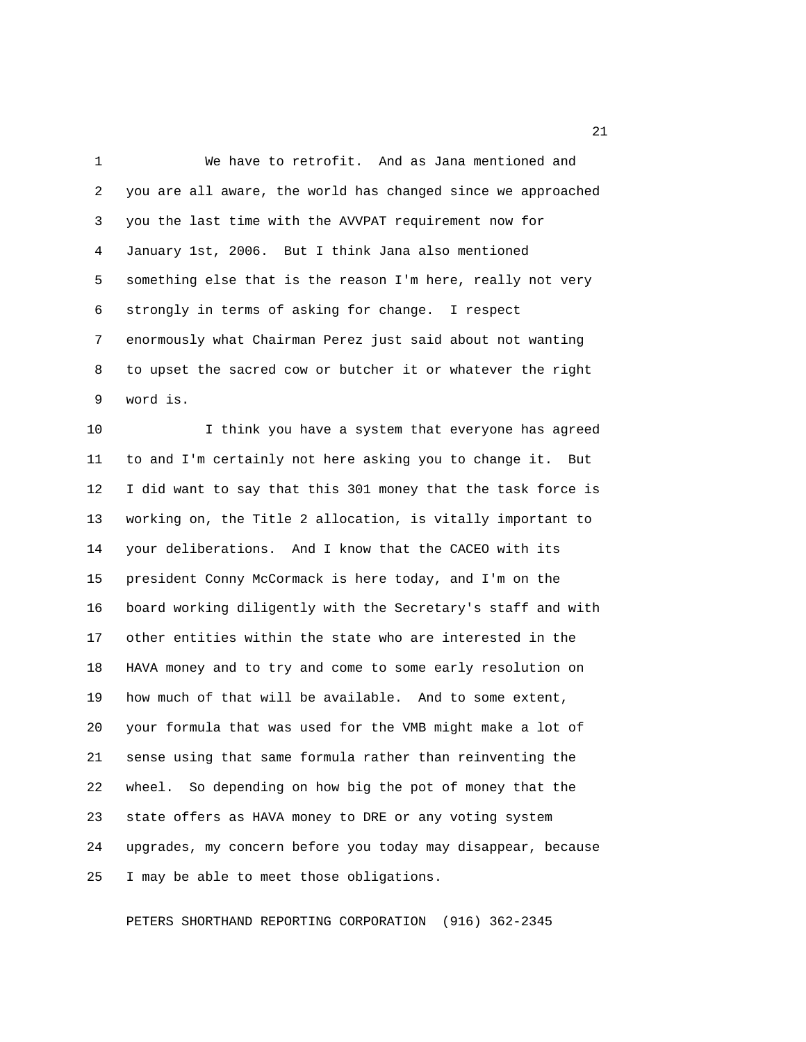We have to retrofit. And as Jana mentioned and you are all aware, the world has changed since we approached you the last time with the AVVPAT requirement now for January 1st, 2006. But I think Jana also mentioned something else that is the reason I'm here, really not very strongly in terms of asking for change. I respect enormously what Chairman Perez just said about not wanting to upset the sacred cow or butcher it or whatever the right word is.

I think you have a system that everyone has agreed to and I'm certainly not here asking you to change it. But I did want to say that this 301 money that the task force is working on, the Title 2 allocation, is vitally important to your deliberations. And I know that the CACEO with its president Conny McCormack is here today, and I'm on the board working diligently with the Secretary's staff and with other entities within the state who are interested in the HAVA money and to try and come to some early resolution on how much of that will be available. And to some extent, your formula that was used for the VMB might make a lot of sense using that same formula rather than reinventing the wheel. So depending on how big the pot of money that the state offers as HAVA money to DRE or any voting system upgrades, my concern before you today may disappear, because I may be able to meet those obligations.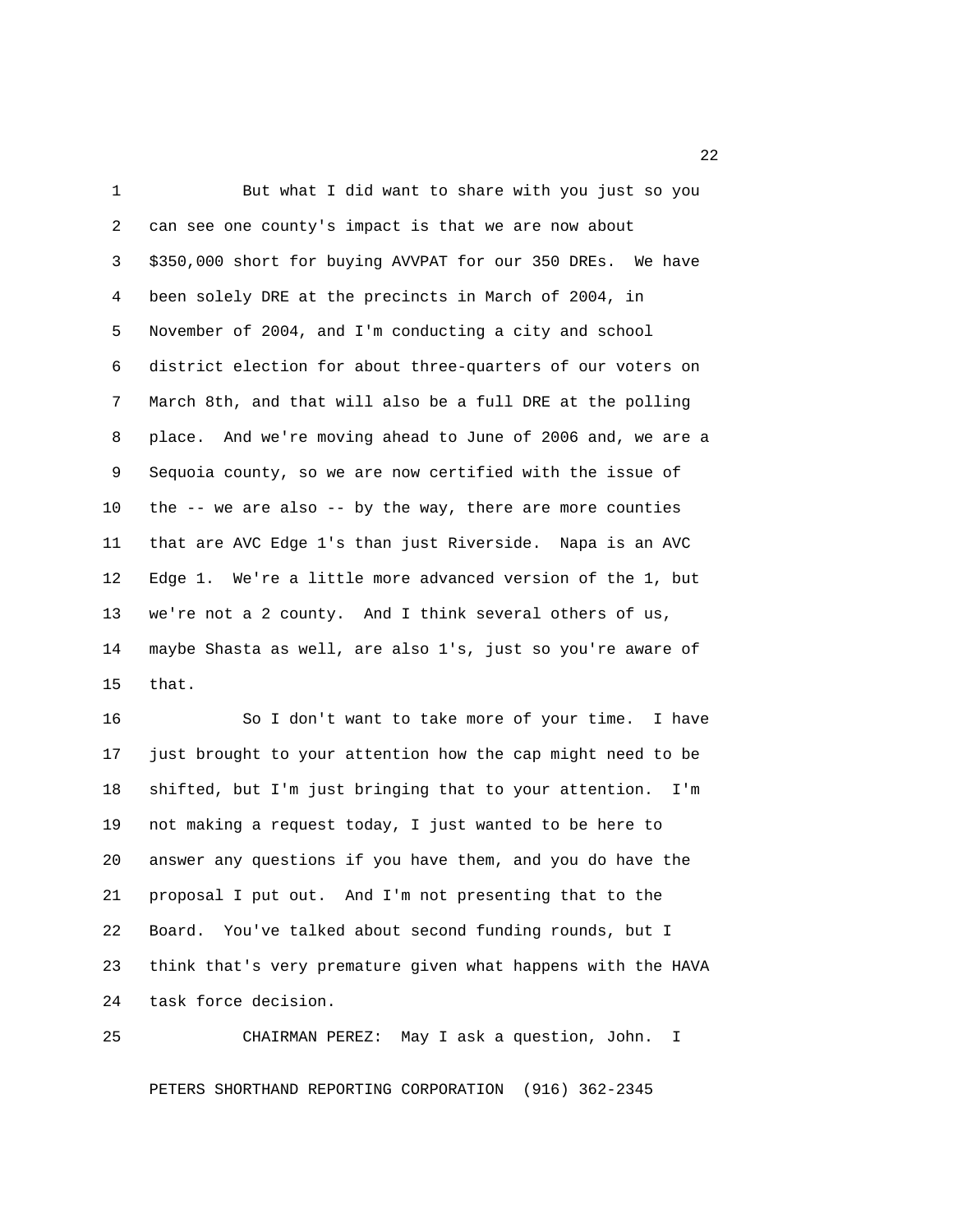But what I did want to share with you just so you can see one county's impact is that we are now about $350,000 short for buying AVVPAT for our 350 DREs. We have been solely DRE at the precincts in March of 2004, in November of 2004, and I'm conducting a city and school district election for about three-quarters of our voters on March 8th, and that will also be a full DRE at the polling place. And we're moving ahead to June of 2006 and, we are a Sequoia county, so we are now certified with the issue of the -- we are also -- by the way, there are more counties that are AVC Edge 1's than just Riverside. Napa is an AVC Edge 1. We're a little more advanced version of the 1, but we're not a 2 county. And I think several others of us, maybe Shasta as well, are also 1's, just so you're aware of that.

So I don't want to take more of your time. I have just brought to your attention how the cap might need to be shifted, but I'm just bringing that to your attention. I'm not making a request today, I just wanted to be here to answer any questions if you have them, and you do have the proposal I put out. And I'm not presenting that to the Board. You've talked about second funding rounds, but I think that's very premature given what happens with the HAVA task force decision.

CHAIRMAN PEREZ: May I ask a question, John. I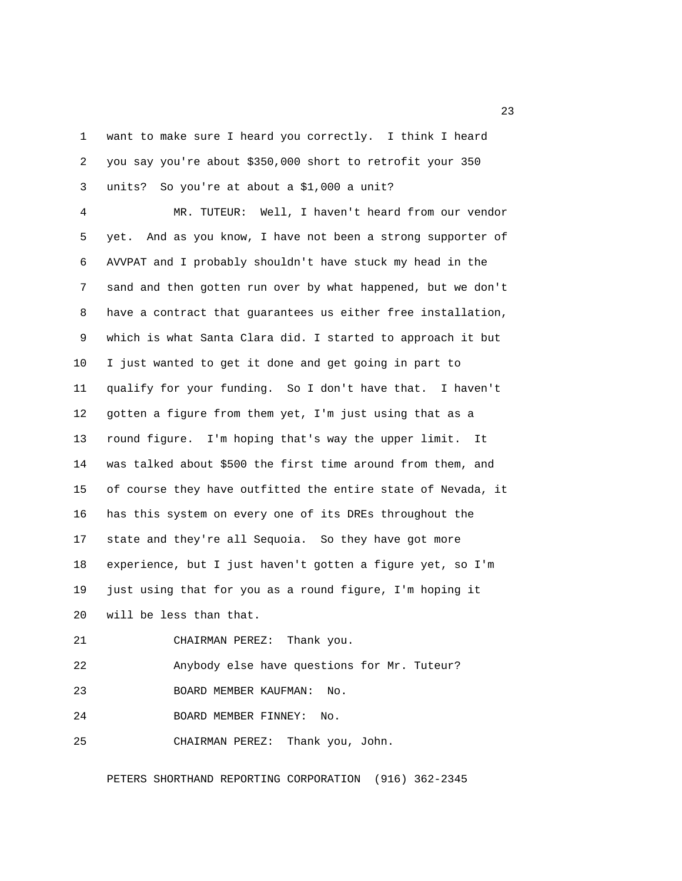want to make sure I heard you correctly. I think I heard you say you're about $350,000 short to retrofit your 350 units? So you're at about a $1,000 a unit?

MR. TUTEUR: Well, I haven't heard from our vendor yet. And as you know, I have not been a strong supporter of AVVPAT and I probably shouldn't have stuck my head in the sand and then gotten run over by what happened, but we don't have a contract that guarantees us either free installation, which is what Santa Clara did. I started to approach it but I just wanted to get it done and get going in part to qualify for your funding. So I don't have that. I haven't gotten a figure from them yet, I'm just using that as a round figure. I'm hoping that's way the upper limit. It was talked about $500 the first time around from them, and of course they have outfitted the entire state of Nevada, it has this system on every one of its DREs throughout the state and they're all Sequoia. So they have got more experience, but I just haven't gotten a figure yet, so I'm just using that for you as a round figure, I'm hoping it will be less than that.

CHAIRMAN PEREZ: Thank you.

Anybody else have questions for Mr. Tuteur?

BOARD MEMBER KAUFMAN: No.

BOARD MEMBER FINNEY: No.

CHAIRMAN PEREZ: Thank you, John.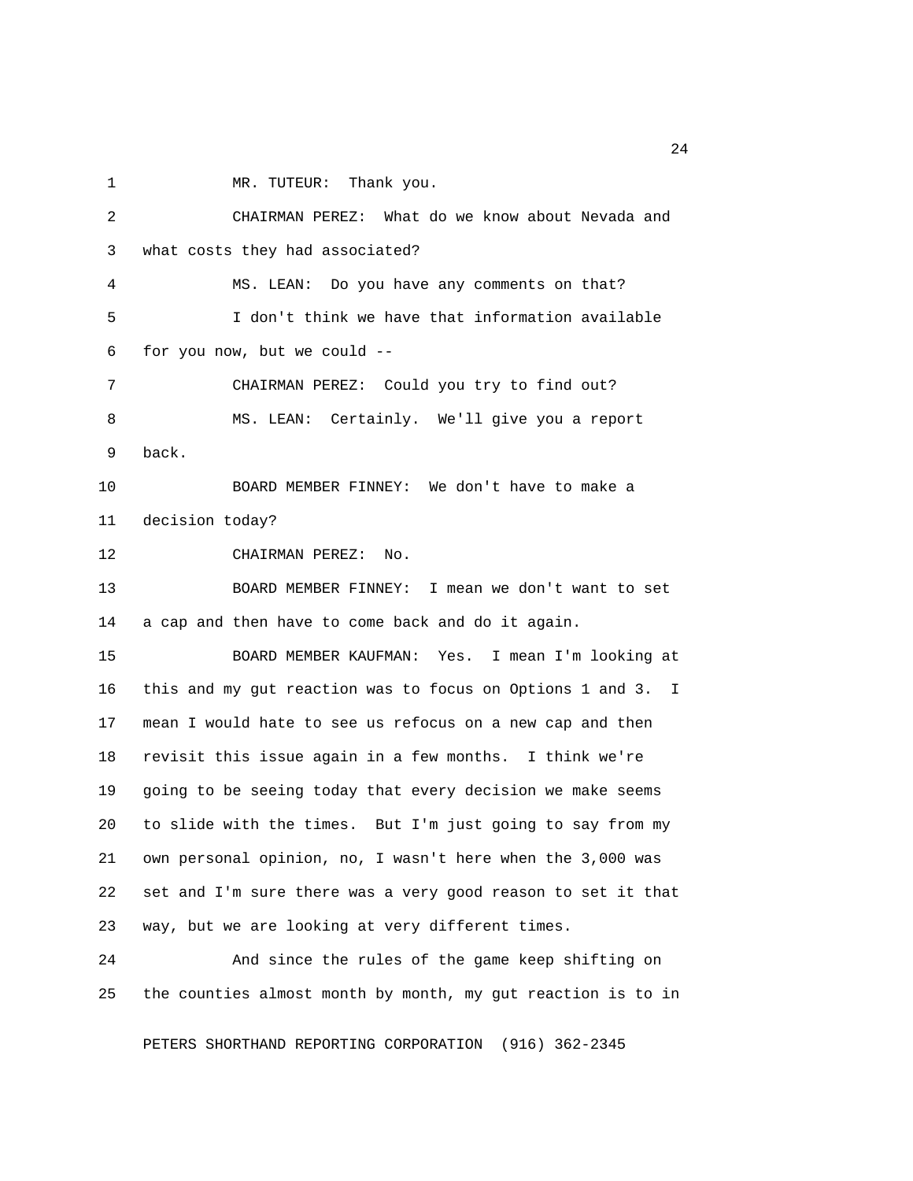MR. TUTEUR: Thank you.

CHAIRMAN PEREZ: What do we know about Nevada and what costs they had associated?

MS. LEAN: Do you have any comments on that?

I don't think we have that information available for you now, but we could --

CHAIRMAN PEREZ: Could you try to find out?

MS. LEAN: Certainly. We'll give you a report back.

BOARD MEMBER FINNEY: We don't have to make a decision today?

CHAIRMAN PEREZ: No.

BOARD MEMBER FINNEY: I mean we don't want to set a cap and then have to come back and do it again.

BOARD MEMBER KAUFMAN: Yes. I mean I'm looking at this and my gut reaction was to focus on Options 1 and 3. I mean I would hate to see us refocus on a new cap and then revisit this issue again in a few months. I think we're going to be seeing today that every decision we make seems to slide with the times. But I'm just going to say from my own personal opinion, no, I wasn't here when the 3,000 was set and I'm sure there was a very good reason to set it that way, but we are looking at very different times.

And since the rules of the game keep shifting on the counties almost month by month, my gut reaction is to in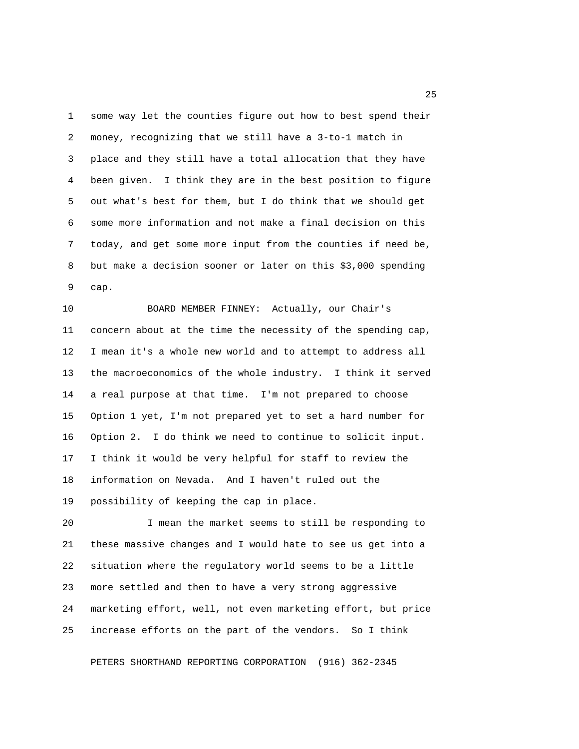some way let the counties figure out how to best spend their money, recognizing that we still have a 3-to-1 match in place and they still have a total allocation that they have been given. I think they are in the best position to figure out what's best for them, but I do think that we should get some more information and not make a final decision on this today, and get some more input from the counties if need be, but make a decision sooner or later on this $3,000 spending cap.

BOARD MEMBER FINNEY: Actually, our Chair's concern about at the time the necessity of the spending cap, I mean it's a whole new world and to attempt to address all the macroeconomics of the whole industry. I think it served a real purpose at that time. I'm not prepared to choose Option 1 yet, I'm not prepared yet to set a hard number for Option 2. I do think we need to continue to solicit input. I think it would be very helpful for staff to review the information on Nevada. And I haven't ruled out the possibility of keeping the cap in place.

I mean the market seems to still be responding to these massive changes and I would hate to see us get into a situation where the regulatory world seems to be a little more settled and then to have a very strong aggressive marketing effort, well, not even marketing effort, but price increase efforts on the part of the vendors. So I think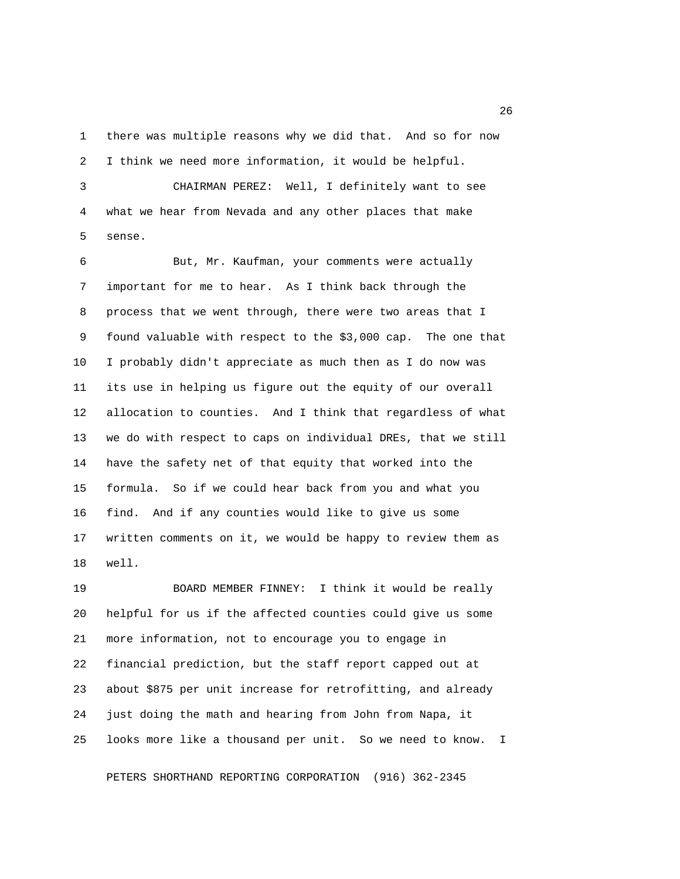there was multiple reasons why we did that. And so for now I think we need more information, it would be helpful.

CHAIRMAN PEREZ: Well, I definitely want to see what we hear from Nevada and any other places that make sense.

But, Mr. Kaufman, your comments were actually important for me to hear. As I think back through the process that we went through, there were two areas that I found valuable with respect to the $3,000 cap. The one that I probably didn't appreciate as much then as I do now was its use in helping us figure out the equity of our overall allocation to counties. And I think that regardless of what we do with respect to caps on individual DREs, that we still have the safety net of that equity that worked into the formula. So if we could hear back from you and what you find. And if any counties would like to give us some written comments on it, we would be happy to review them as well.

BOARD MEMBER FINNEY: I think it would be really helpful for us if the affected counties could give us some more information, not to encourage you to engage in financial prediction, but the staff report capped out at about $875 per unit increase for retrofitting, and already just doing the math and hearing from John from Napa, it looks more like a thousand per unit. So we need to know. I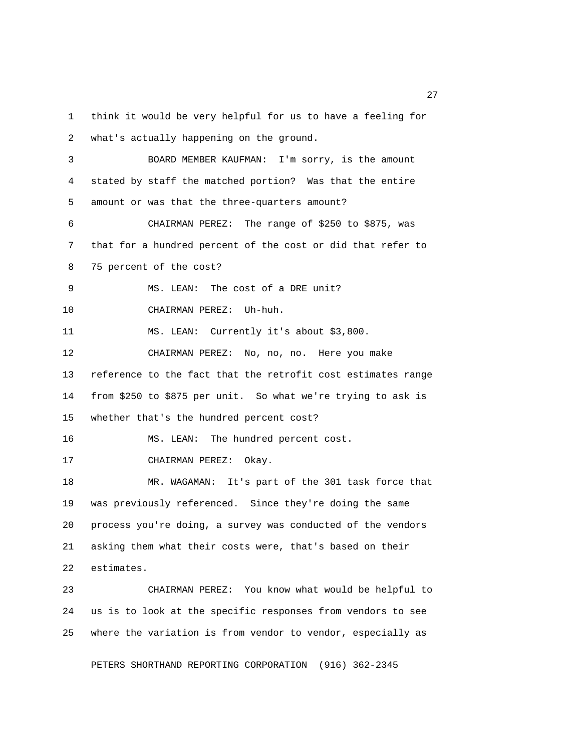think it would be very helpful for us to have a feeling for what's actually happening on the ground.

BOARD MEMBER KAUFMAN: I'm sorry, is the amount stated by staff the matched portion? Was that the entire amount or was that the three-quarters amount?

CHAIRMAN PEREZ: The range of $250 to $875, was that for a hundred percent of the cost or did that refer to 75 percent of the cost?

MS. LEAN: The cost of a DRE unit?

CHAIRMAN PEREZ: Uh-huh.

MS. LEAN: Currently it's about $3,800.

CHAIRMAN PEREZ: No, no, no. Here you make reference to the fact that the retrofit cost estimates range from $250 to $875 per unit. So what we're trying to ask is whether that's the hundred percent cost?

MS. LEAN: The hundred percent cost.

CHAIRMAN PEREZ: Okay.

MR. WAGAMAN: It's part of the 301 task force that was previously referenced. Since they're doing the same process you're doing, a survey was conducted of the vendors asking them what their costs were, that's based on their estimates.

CHAIRMAN PEREZ: You know what would be helpful to us is to look at the specific responses from vendors to see where the variation is from vendor to vendor, especially as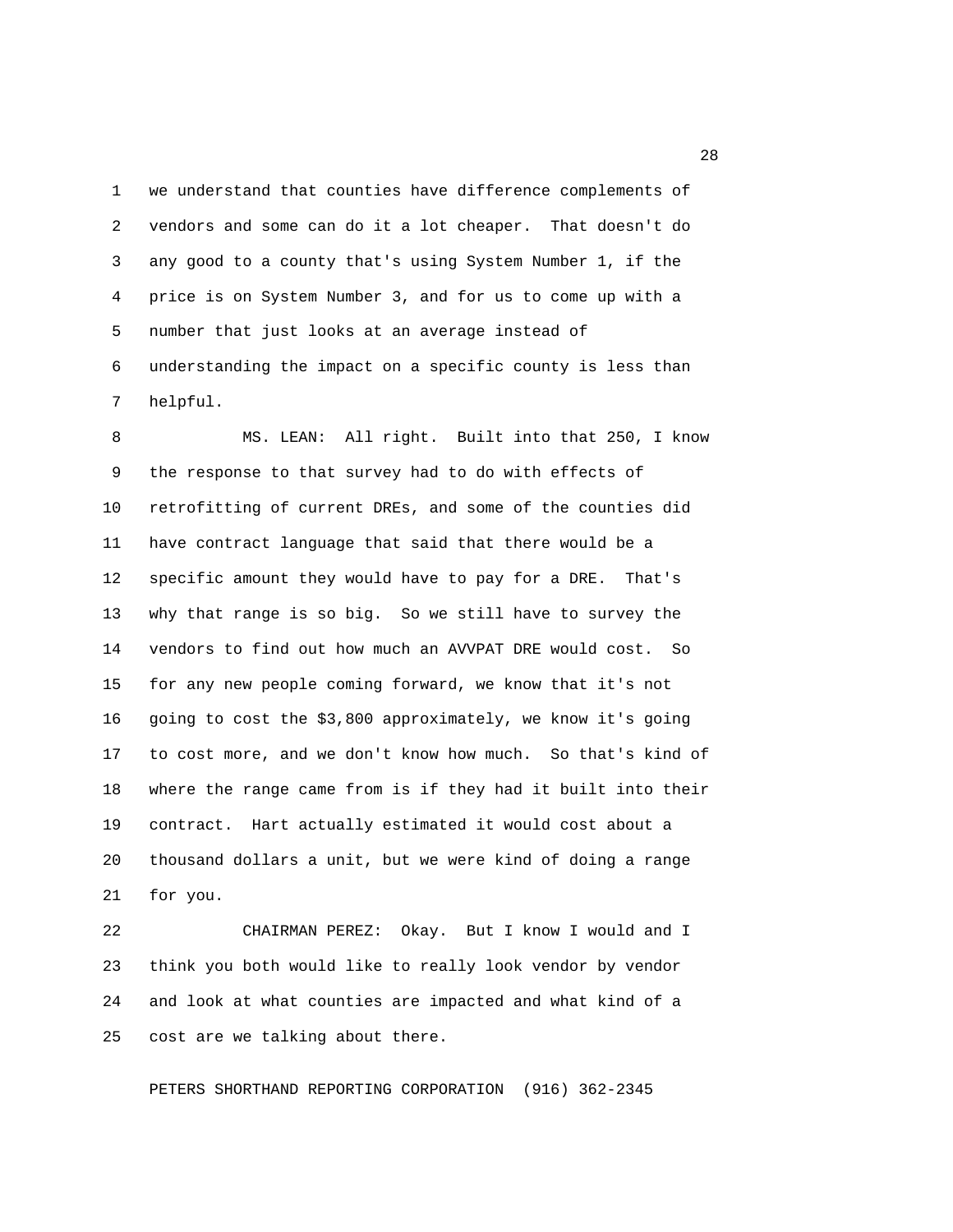we understand that counties have difference complements of vendors and some can do it a lot cheaper. That doesn't do any good to a county that's using System Number 1, if the price is on System Number 3, and for us to come up with a number that just looks at an average instead of understanding the impact on a specific county is less than helpful.

MS. LEAN: All right. Built into that 250, I know the response to that survey had to do with effects of retrofitting of current DREs, and some of the counties did have contract language that said that there would be a specific amount they would have to pay for a DRE. That's why that range is so big. So we still have to survey the vendors to find out how much an AVVPAT DRE would cost. So for any new people coming forward, we know that it's not going to cost the $3,800 approximately, we know it's going to cost more, and we don't know how much. So that's kind of where the range came from is if they had it built into their contract. Hart actually estimated it would cost about a thousand dollars a unit, but we were kind of doing a range for you.

CHAIRMAN PEREZ: Okay. But I know I would and I think you both would like to really look vendor by vendor and look at what counties are impacted and what kind of a cost are we talking about there.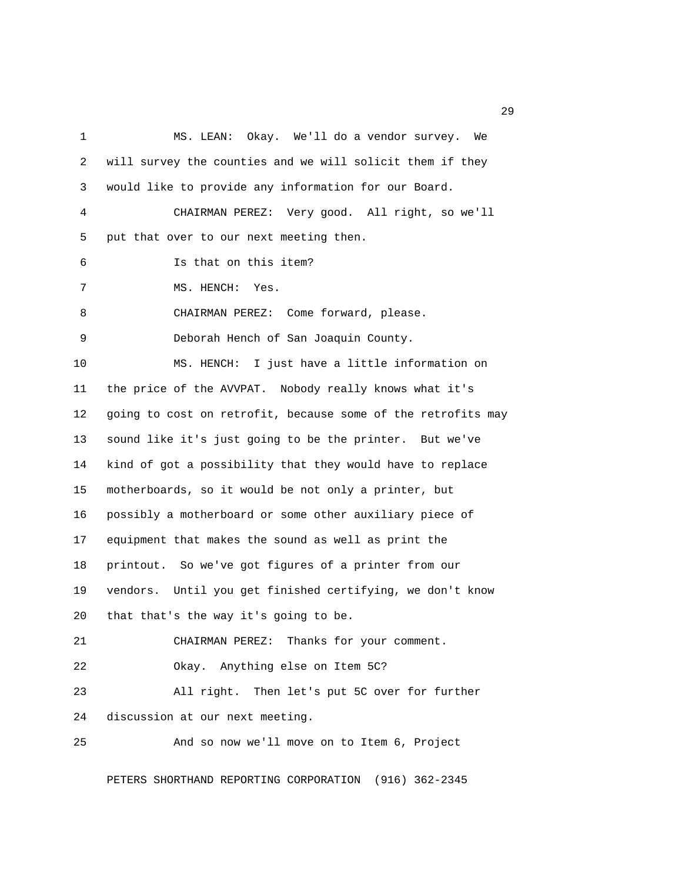MS. LEAN: Okay. We'll do a vendor survey. We will survey the counties and we will solicit them if they would like to provide any information for our Board.

CHAIRMAN PEREZ: Very good. All right, so we'll put that over to our next meeting then.

Is that on this item?

MS. HENCH: Yes.

CHAIRMAN PEREZ: Come forward, please.

Deborah Hench of San Joaquin County.

MS. HENCH: I just have a little information on the price of the AVVPAT. Nobody really knows what it's going to cost on retrofit, because some of the retrofits may sound like it's just going to be the printer. But we've kind of got a possibility that they would have to replace motherboards, so it would be not only a printer, but possibly a motherboard or some other auxiliary piece of equipment that makes the sound as well as print the printout. So we've got figures of a printer from our vendors. Until you get finished certifying, we don't know that that's the way it's going to be.

CHAIRMAN PEREZ: Thanks for your comment.

Okay. Anything else on Item 5C?

All right. Then let's put 5C over for further discussion at our next meeting.

And so now we'll move on to Item 6, Project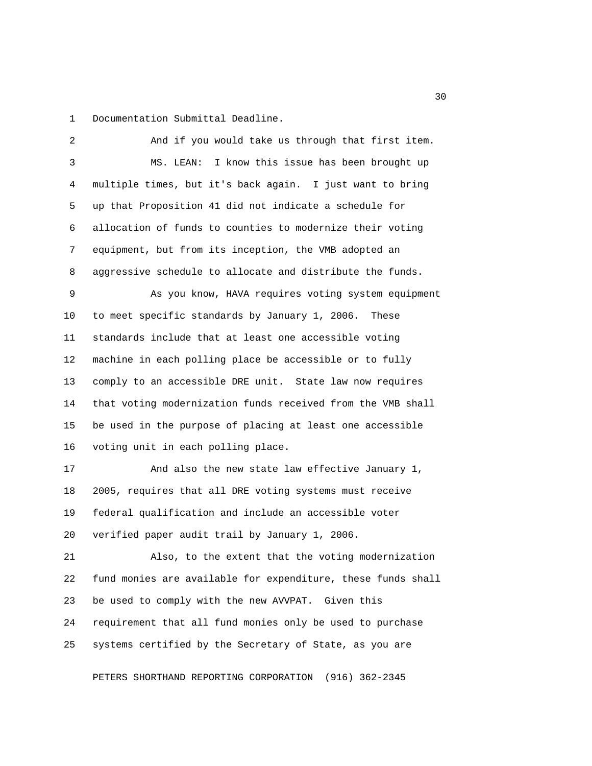Documentation Submittal Deadline.

And if you would take us through that first item.

MS. LEAN: I know this issue has been brought up multiple times, but it's back again. I just want to bring up that Proposition 41 did not indicate a schedule for allocation of funds to counties to modernize their voting equipment, but from its inception, the VMB adopted an aggressive schedule to allocate and distribute the funds.

As you know, HAVA requires voting system equipment to meet specific standards by January 1, 2006. These standards include that at least one accessible voting machine in each polling place be accessible or to fully comply to an accessible DRE unit. State law now requires that voting modernization funds received from the VMB shall be used in the purpose of placing at least one accessible voting unit in each polling place.

And also the new state law effective January 1, 2005, requires that all DRE voting systems must receive federal qualification and include an accessible voter verified paper audit trail by January 1, 2006.

Also, to the extent that the voting modernization fund monies are available for expenditure, these funds shall be used to comply with the new AVVPAT. Given this requirement that all fund monies only be used to purchase systems certified by the Secretary of State, as you are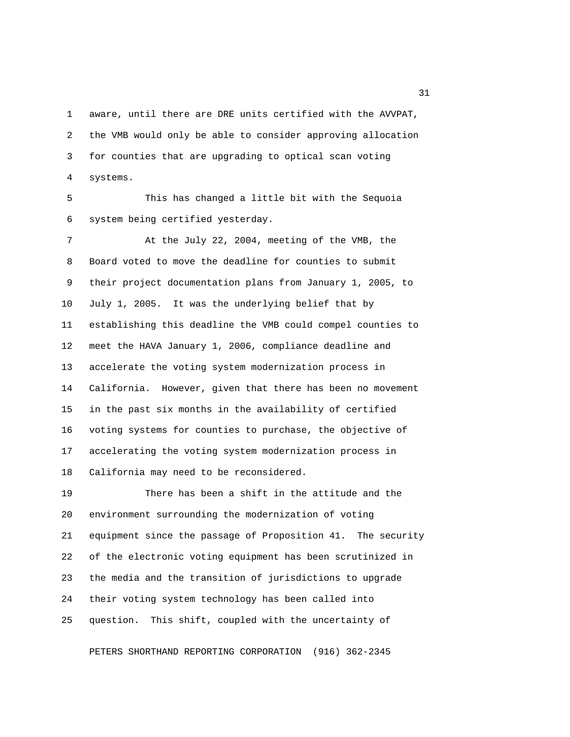aware, until there are DRE units certified with the AVVPAT, the VMB would only be able to consider approving allocation for counties that are upgrading to optical scan voting systems.

This has changed a little bit with the Sequoia system being certified yesterday.

At the July 22, 2004, meeting of the VMB, the Board voted to move the deadline for counties to submit their project documentation plans from January 1, 2005, to July 1, 2005. It was the underlying belief that by establishing this deadline the VMB could compel counties to meet the HAVA January 1, 2006, compliance deadline and accelerate the voting system modernization process in California. However, given that there has been no movement in the past six months in the availability of certified voting systems for counties to purchase, the objective of accelerating the voting system modernization process in California may need to be reconsidered.

There has been a shift in the attitude and the environment surrounding the modernization of voting equipment since the passage of Proposition 41. The security of the electronic voting equipment has been scrutinized in the media and the transition of jurisdictions to upgrade their voting system technology has been called into question. This shift, coupled with the uncertainty of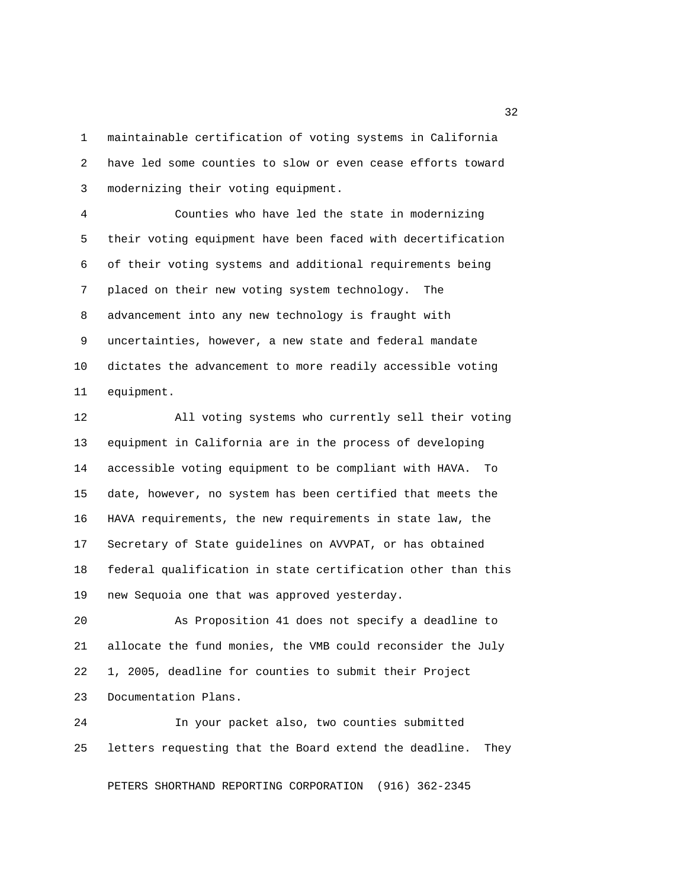maintainable certification of voting systems in California have led some counties to slow or even cease efforts toward modernizing their voting equipment.

Counties who have led the state in modernizing their voting equipment have been faced with decertification of their voting systems and additional requirements being placed on their new voting system technology. The advancement into any new technology is fraught with uncertainties, however, a new state and federal mandate dictates the advancement to more readily accessible voting equipment.

All voting systems who currently sell their voting equipment in California are in the process of developing accessible voting equipment to be compliant with HAVA. To date, however, no system has been certified that meets the HAVA requirements, the new requirements in state law, the Secretary of State guidelines on AVVPAT, or has obtained federal qualification in state certification other than this new Sequoia one that was approved yesterday.

As Proposition 41 does not specify a deadline to allocate the fund monies, the VMB could reconsider the July 1, 2005, deadline for counties to submit their Project Documentation Plans.

In your packet also, two counties submitted letters requesting that the Board extend the deadline. They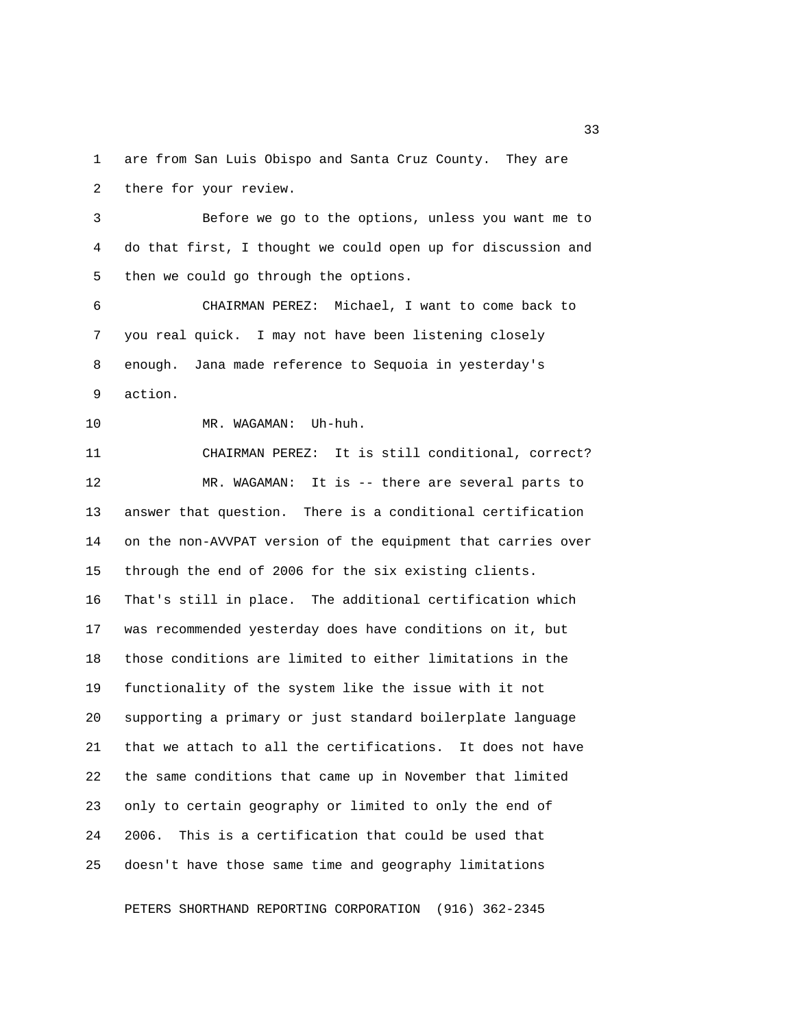are from San Luis Obispo and Santa Cruz County. They are there for your review.

Before we go to the options, unless you want me to do that first, I thought we could open up for discussion and then we could go through the options.

CHAIRMAN PEREZ: Michael, I want to come back to you real quick. I may not have been listening closely enough. Jana made reference to Sequoia in yesterday's action.

MR. WAGAMAN: Uh-huh.

CHAIRMAN PEREZ: It is still conditional, correct?

MR. WAGAMAN: It is -- there are several parts to answer that question. There is a conditional certification on the non-AVVPAT version of the equipment that carries over through the end of 2006 for the six existing clients. That's still in place. The additional certification which was recommended yesterday does have conditions on it, but those conditions are limited to either limitations in the functionality of the system like the issue with it not supporting a primary or just standard boilerplate language that we attach to all the certifications. It does not have the same conditions that came up in November that limited only to certain geography or limited to only the end of 2006. This is a certification that could be used that doesn't have those same time and geography limitations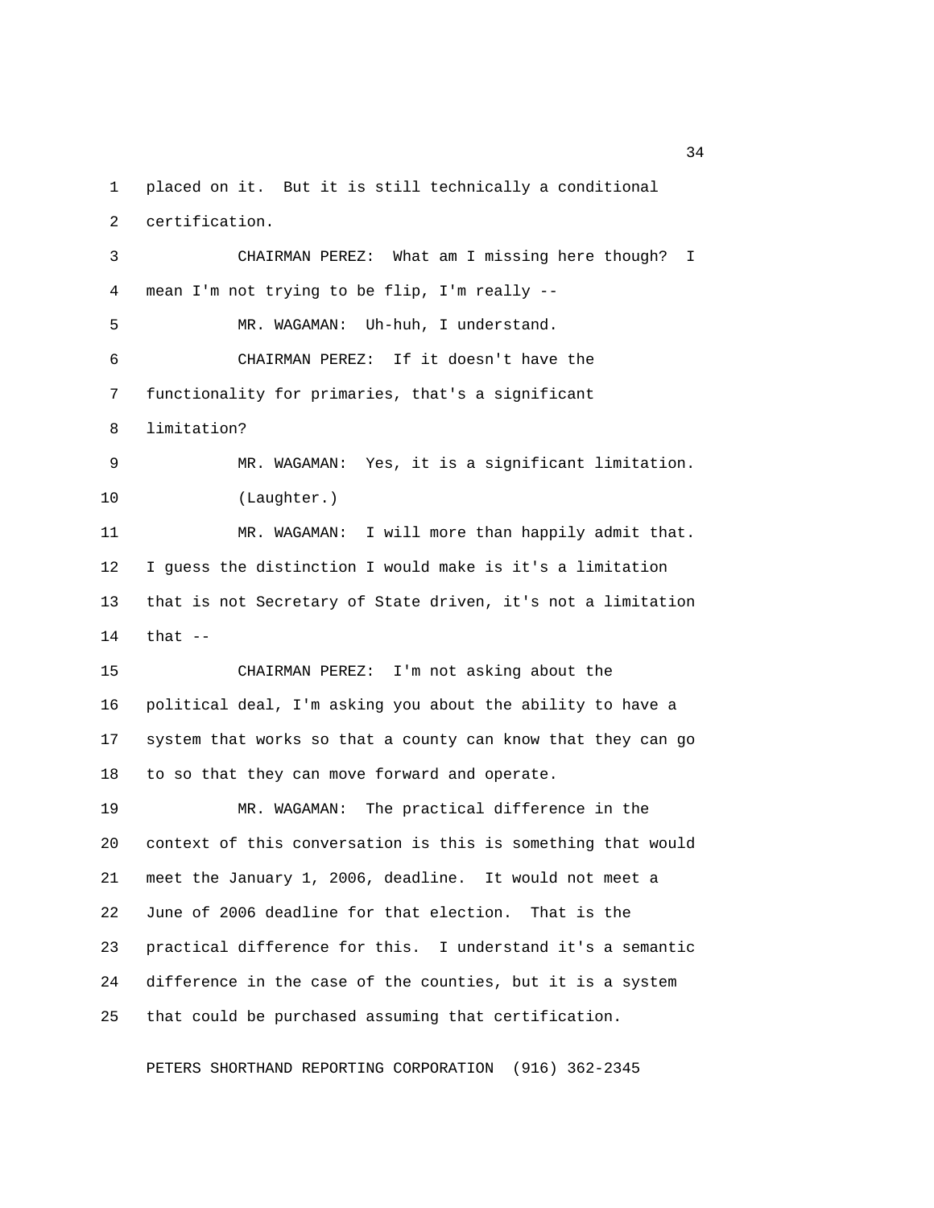placed on it. But it is still technically a conditional certification.

CHAIRMAN PEREZ: What am I missing here though? I mean I'm not trying to be flip, I'm really --

MR. WAGAMAN: Uh-huh, I understand.

CHAIRMAN PEREZ: If it doesn't have the functionality for primaries, that's a significant limitation?

MR. WAGAMAN: Yes, it is a significant limitation.

(Laughter.)

MR. WAGAMAN: I will more than happily admit that. I guess the distinction I would make is it's a limitation that is not Secretary of State driven, it's not a limitation that --

CHAIRMAN PEREZ: I'm not asking about the political deal, I'm asking you about the ability to have a system that works so that a county can know that they can go to so that they can move forward and operate.

MR. WAGAMAN: The practical difference in the context of this conversation is this is something that would meet the January 1, 2006, deadline. It would not meet a June of 2006 deadline for that election. That is the practical difference for this. I understand it's a semantic difference in the case of the counties, but it is a system that could be purchased assuming that certification.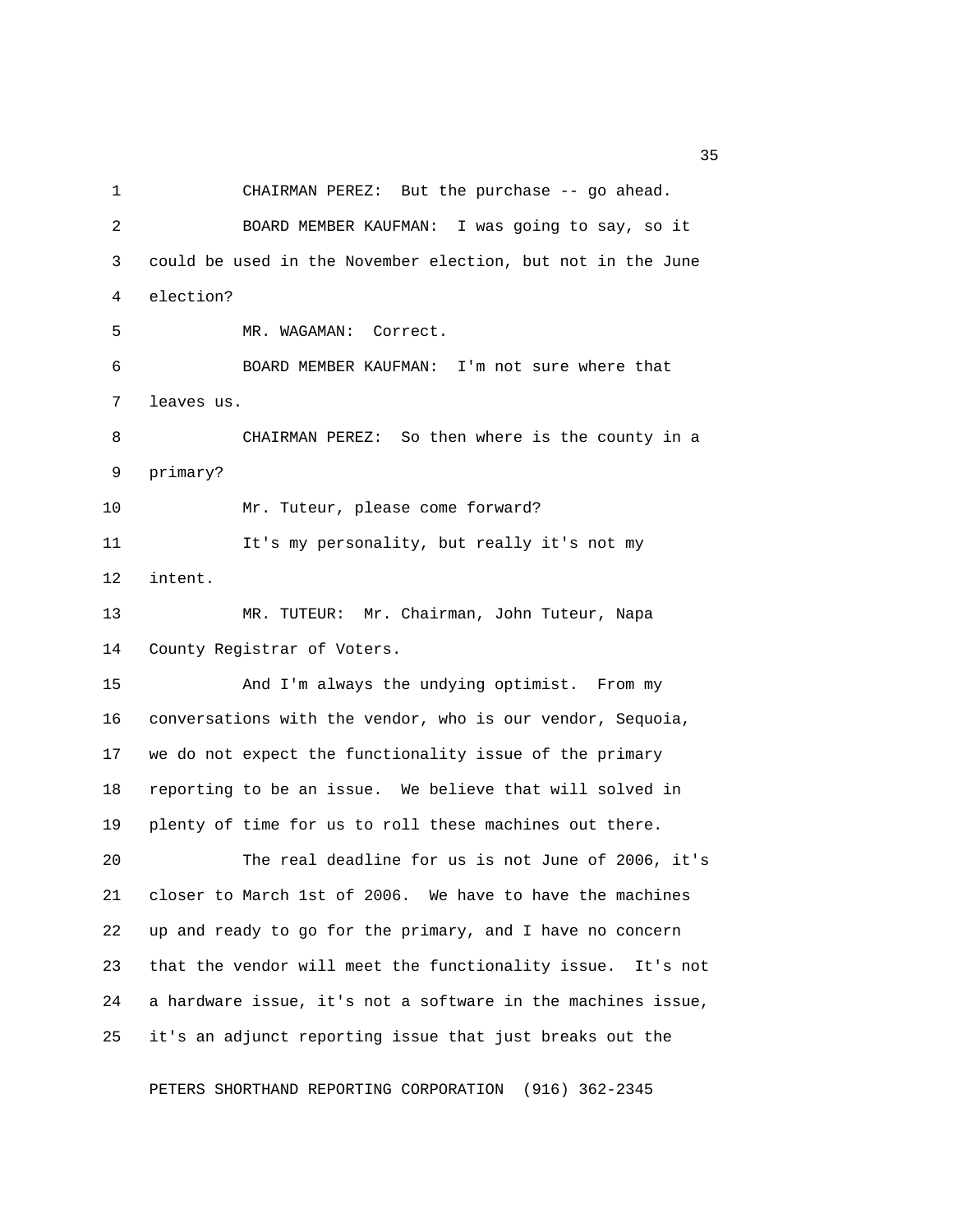CHAIRMAN PEREZ: But the purchase -- go ahead.

BOARD MEMBER KAUFMAN: I was going to say, so it could be used in the November election, but not in the June election?

MR. WAGAMAN: Correct.

BOARD MEMBER KAUFMAN: I'm not sure where that leaves us.

CHAIRMAN PEREZ: So then where is the county in a primary?

Mr. Tuteur, please come forward?

It's my personality, but really it's not my intent.

MR. TUTEUR: Mr. Chairman, John Tuteur, Napa County Registrar of Voters.

And I'm always the undying optimist. From my conversations with the vendor, who is our vendor, Sequoia, we do not expect the functionality issue of the primary reporting to be an issue. We believe that will solved in plenty of time for us to roll these machines out there.

The real deadline for us is not June of 2006, it's closer to March 1st of 2006. We have to have the machines up and ready to go for the primary, and I have no concern that the vendor will meet the functionality issue. It's not a hardware issue, it's not a software in the machines issue, it's an adjunct reporting issue that just breaks out the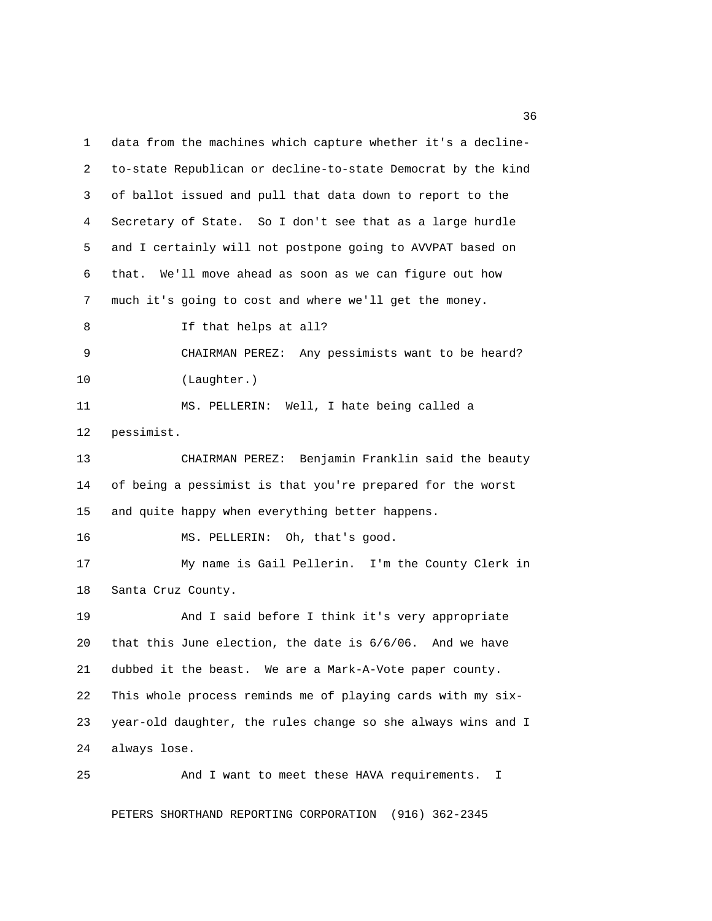data from the machines which capture whether it's a decline-to-state Republican or decline-to-state Democrat by the kind of ballot issued and pull that data down to report to the Secretary of State. So I don't see that as a large hurdle and I certainly will not postpone going to AVVPAT based on that. We'll move ahead as soon as we can figure out how much it's going to cost and where we'll get the money.

If that helps at all?

CHAIRMAN PEREZ: Any pessimists want to be heard?

(Laughter.)

MS. PELLERIN: Well, I hate being called a pessimist.

CHAIRMAN PEREZ: Benjamin Franklin said the beauty of being a pessimist is that you're prepared for the worst and quite happy when everything better happens.

MS. PELLERIN: Oh, that's good.

My name is Gail Pellerin. I'm the County Clerk in Santa Cruz County.

And I said before I think it's very appropriate that this June election, the date is 6/6/06. And we have dubbed it the beast. We are a Mark-A-Vote paper county. This whole process reminds me of playing cards with my six-year-old daughter, the rules change so she always wins and I always lose.

And I want to meet these HAVA requirements. I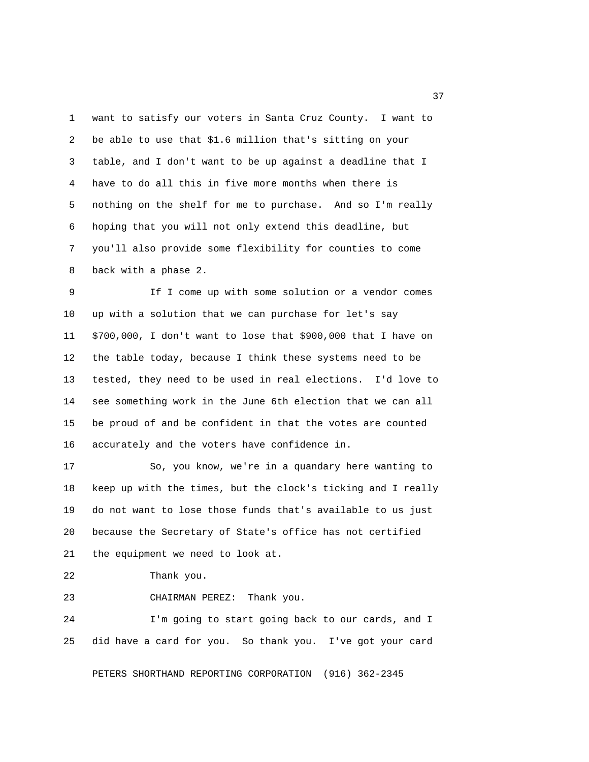want to satisfy our voters in Santa Cruz County. I want to be able to use that $1.6 million that's sitting on your table, and I don't want to be up against a deadline that I have to do all this in five more months when there is nothing on the shelf for me to purchase. And so I'm really hoping that you will not only extend this deadline, but you'll also provide some flexibility for counties to come back with a phase 2.

If I come up with some solution or a vendor comes up with a solution that we can purchase for let's say $700,000, I don't want to lose that $900,000 that I have on the table today, because I think these systems need to be tested, they need to be used in real elections. I'd love to see something work in the June 6th election that we can all be proud of and be confident in that the votes are counted accurately and the voters have confidence in.

So, you know, we're in a quandary here wanting to keep up with the times, but the clock's ticking and I really do not want to lose those funds that's available to us just because the Secretary of State's office has not certified the equipment we need to look at.

Thank you.

CHAIRMAN PEREZ: Thank you.

I'm going to start going back to our cards, and I did have a card for you. So thank you. I've got your card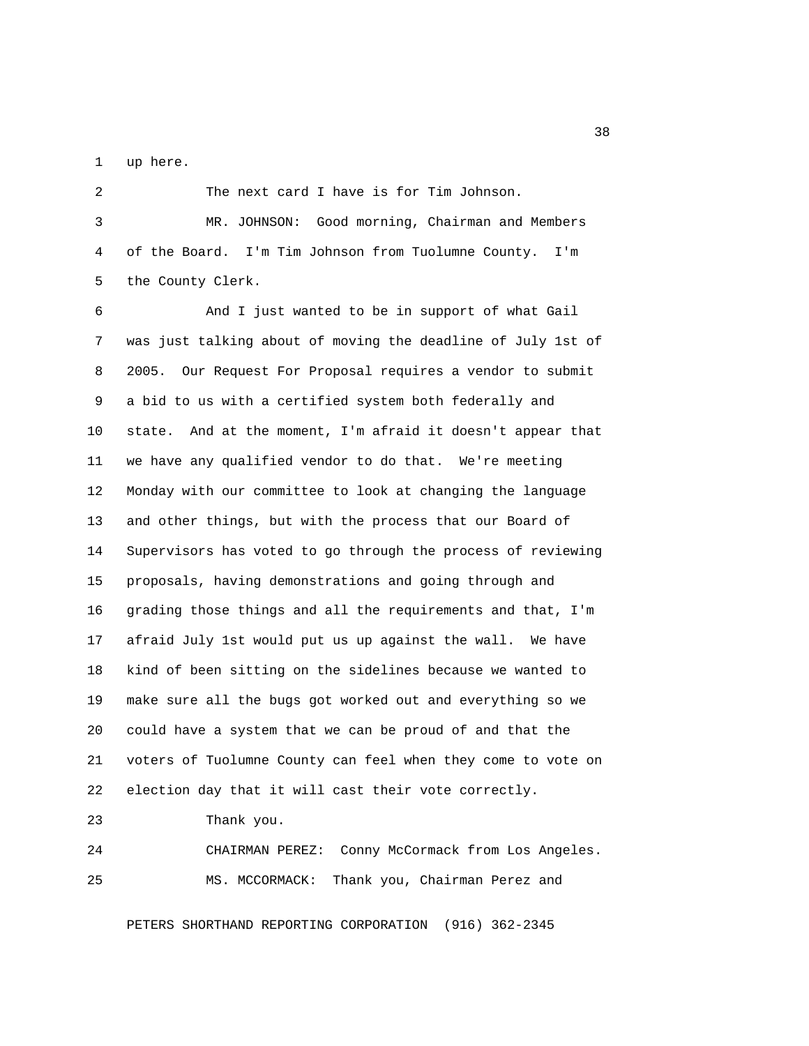up here.

The next card I have is for Tim Johnson.

MR. JOHNSON: Good morning, Chairman and Members of the Board. I'm Tim Johnson from Tuolumne County. I'm the County Clerk.

And I just wanted to be in support of what Gail was just talking about of moving the deadline of July 1st of 2005. Our Request For Proposal requires a vendor to submit a bid to us with a certified system both federally and state. And at the moment, I'm afraid it doesn't appear that we have any qualified vendor to do that. We're meeting Monday with our committee to look at changing the language and other things, but with the process that our Board of Supervisors has voted to go through the process of reviewing proposals, having demonstrations and going through and grading those things and all the requirements and that, I'm afraid July 1st would put us up against the wall. We have kind of been sitting on the sidelines because we wanted to make sure all the bugs got worked out and everything so we could have a system that we can be proud of and that the voters of Tuolumne County can feel when they come to vote on election day that it will cast their vote correctly.

Thank you.

CHAIRMAN PEREZ: Conny McCormack from Los Angeles.

MS. MCCORMACK: Thank you, Chairman Perez and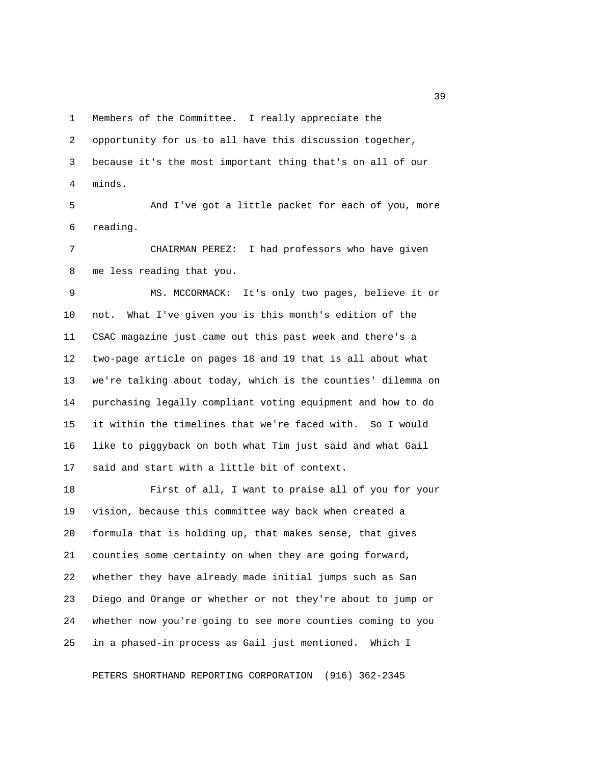Members of the Committee. I really appreciate the opportunity for us to all have this discussion together, because it's the most important thing that's on all of our minds.

And I've got a little packet for each of you, more reading.

CHAIRMAN PEREZ: I had professors who have given me less reading that you.

MS. MCCORMACK: It's only two pages, believe it or not. What I've given you is this month's edition of the CSAC magazine just came out this past week and there's a two-page article on pages 18 and 19 that is all about what we're talking about today, which is the counties' dilemma on purchasing legally compliant voting equipment and how to do it within the timelines that we're faced with. So I would like to piggyback on both what Tim just said and what Gail said and start with a little bit of context.

First of all, I want to praise all of you for your vision, because this committee way back when created a formula that is holding up, that makes sense, that gives counties some certainty on when they are going forward, whether they have already made initial jumps such as San Diego and Orange or whether or not they're about to jump or whether now you're going to see more counties coming to you in a phased-in process as Gail just mentioned. Which I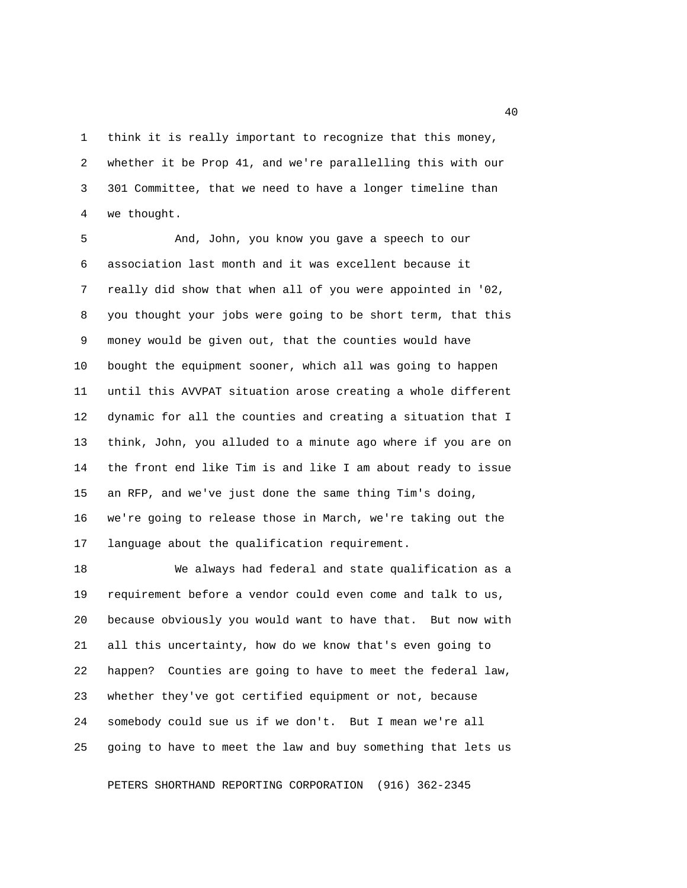think it is really important to recognize that this money, whether it be Prop 41, and we're parallelling this with our 301 Committee, that we need to have a longer timeline than we thought.

And, John, you know you gave a speech to our association last month and it was excellent because it really did show that when all of you were appointed in '02, you thought your jobs were going to be short term, that this money would be given out, that the counties would have bought the equipment sooner, which all was going to happen until this AVVPAT situation arose creating a whole different dynamic for all the counties and creating a situation that I think, John, you alluded to a minute ago where if you are on the front end like Tim is and like I am about ready to issue an RFP, and we've just done the same thing Tim's doing, we're going to release those in March, we're taking out the language about the qualification requirement.

We always had federal and state qualification as a requirement before a vendor could even come and talk to us, because obviously you would want to have that. But now with all this uncertainty, how do we know that's even going to happen? Counties are going to have to meet the federal law, whether they've got certified equipment or not, because somebody could sue us if we don't. But I mean we're all going to have to meet the law and buy something that lets us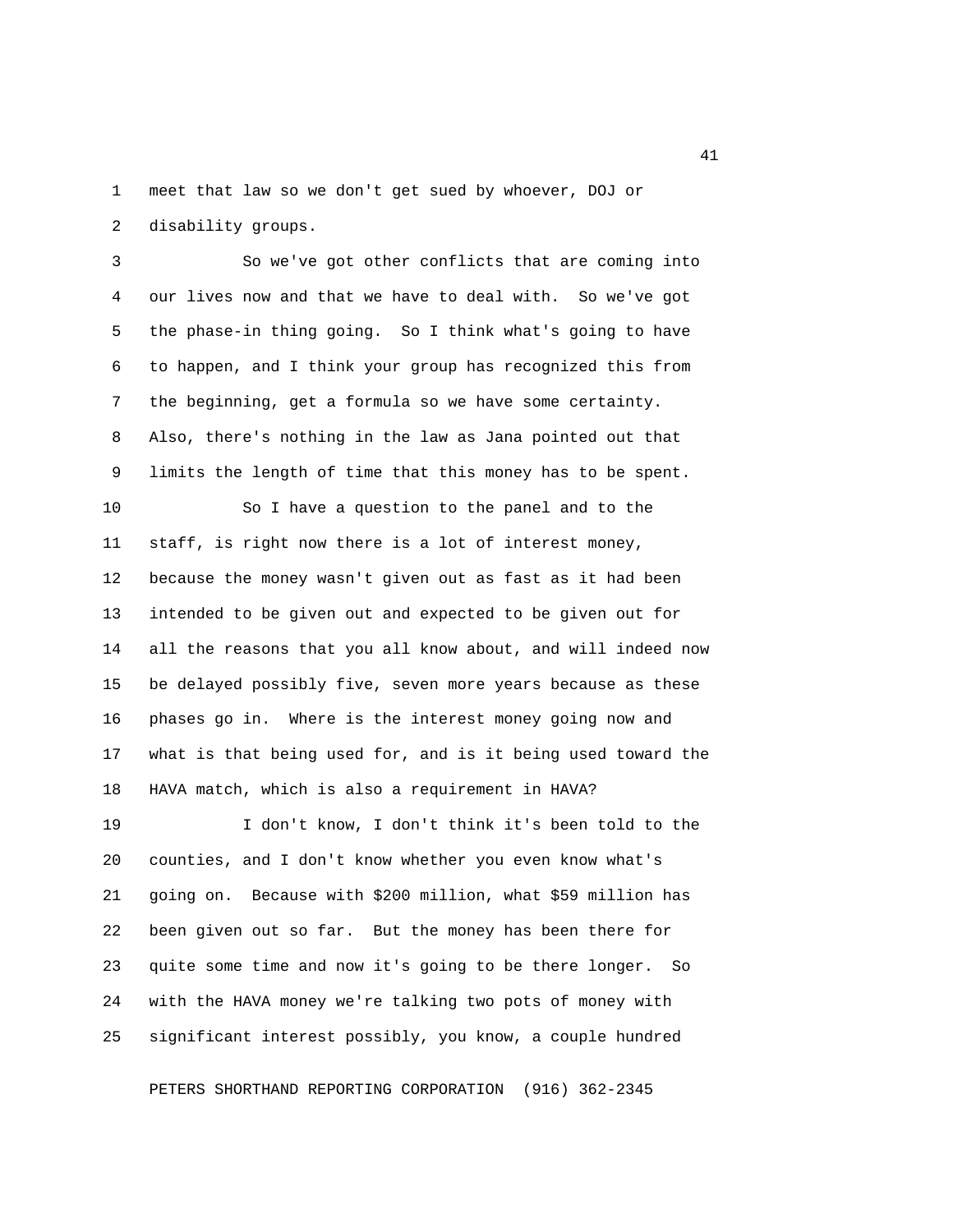meet that law so we don't get sued by whoever, DOJ or disability groups.

So we've got other conflicts that are coming into our lives now and that we have to deal with. So we've got the phase-in thing going. So I think what's going to have to happen, and I think your group has recognized this from the beginning, get a formula so we have some certainty. Also, there's nothing in the law as Jana pointed out that limits the length of time that this money has to be spent.

So I have a question to the panel and to the staff, is right now there is a lot of interest money, because the money wasn't given out as fast as it had been intended to be given out and expected to be given out for all the reasons that you all know about, and will indeed now be delayed possibly five, seven more years because as these phases go in. Where is the interest money going now and what is that being used for, and is it being used toward the HAVA match, which is also a requirement in HAVA?

I don't know, I don't think it's been told to the counties, and I don't know whether you even know what's going on. Because with $200 million, what $59 million has been given out so far. But the money has been there for quite some time and now it's going to be there longer. So with the HAVA money we're talking two pots of money with significant interest possibly, you know, a couple hundred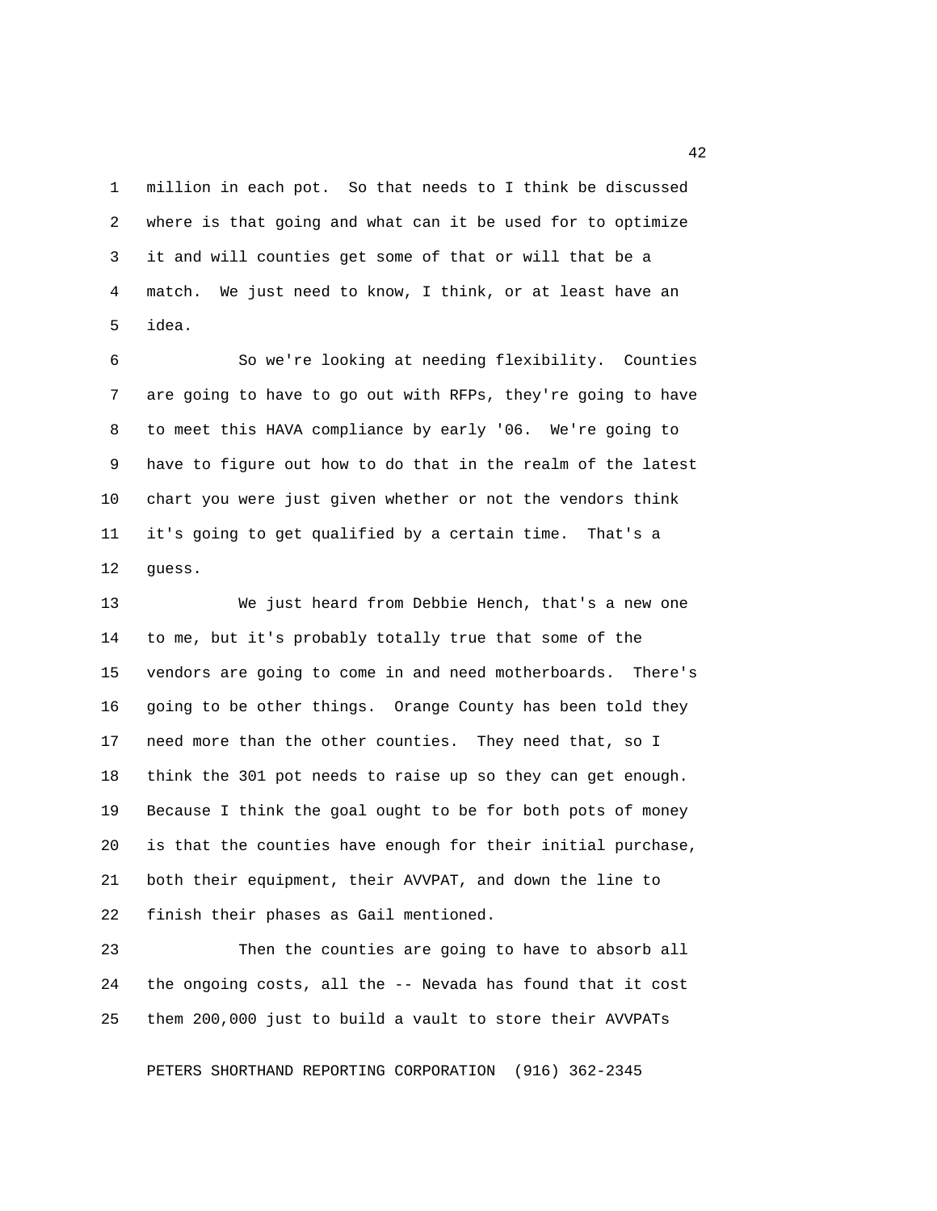million in each pot. So that needs to I think be discussed where is that going and what can it be used for to optimize it and will counties get some of that or will that be a match. We just need to know, I think, or at least have an idea.

So we're looking at needing flexibility. Counties are going to have to go out with RFPs, they're going to have to meet this HAVA compliance by early '06. We're going to have to figure out how to do that in the realm of the latest chart you were just given whether or not the vendors think it's going to get qualified by a certain time. That's a guess.

We just heard from Debbie Hench, that's a new one to me, but it's probably totally true that some of the vendors are going to come in and need motherboards. There's going to be other things. Orange County has been told they need more than the other counties. They need that, so I think the 301 pot needs to raise up so they can get enough. Because I think the goal ought to be for both pots of money is that the counties have enough for their initial purchase, both their equipment, their AVVPAT, and down the line to finish their phases as Gail mentioned.

Then the counties are going to have to absorb all the ongoing costs, all the -- Nevada has found that it cost them 200,000 just to build a vault to store their AVVPATs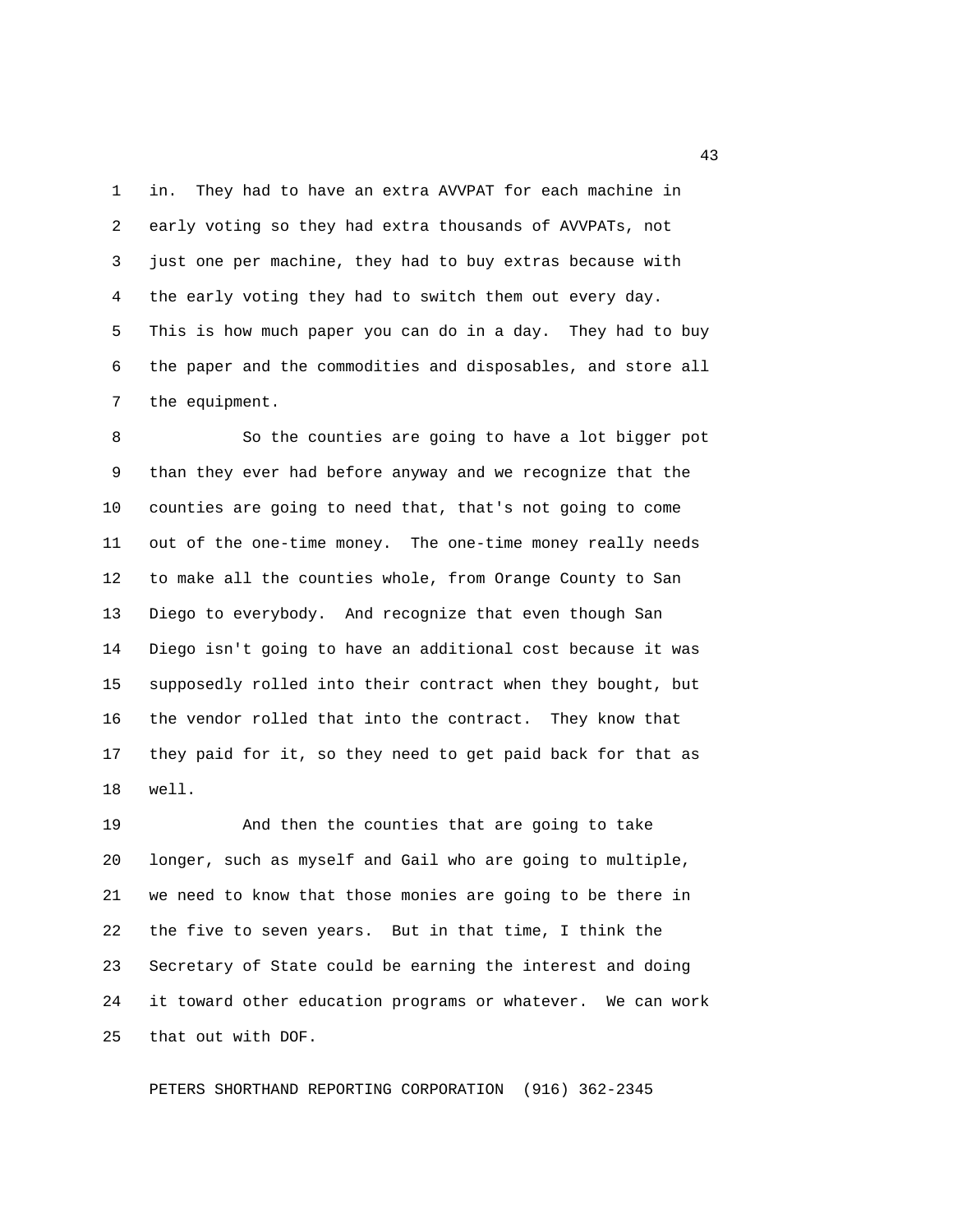in. They had to have an extra AVVPAT for each machine in early voting so they had extra thousands of AVVPATs, not just one per machine, they had to buy extras because with the early voting they had to switch them out every day. This is how much paper you can do in a day. They had to buy the paper and the commodities and disposables, and store all the equipment.

So the counties are going to have a lot bigger pot than they ever had before anyway and we recognize that the counties are going to need that, that's not going to come out of the one-time money. The one-time money really needs to make all the counties whole, from Orange County to San Diego to everybody. And recognize that even though San Diego isn't going to have an additional cost because it was supposedly rolled into their contract when they bought, but the vendor rolled that into the contract. They know that they paid for it, so they need to get paid back for that as well.

And then the counties that are going to take longer, such as myself and Gail who are going to multiple, we need to know that those monies are going to be there in the five to seven years. But in that time, I think the Secretary of State could be earning the interest and doing it toward other education programs or whatever. We can work that out with DOF.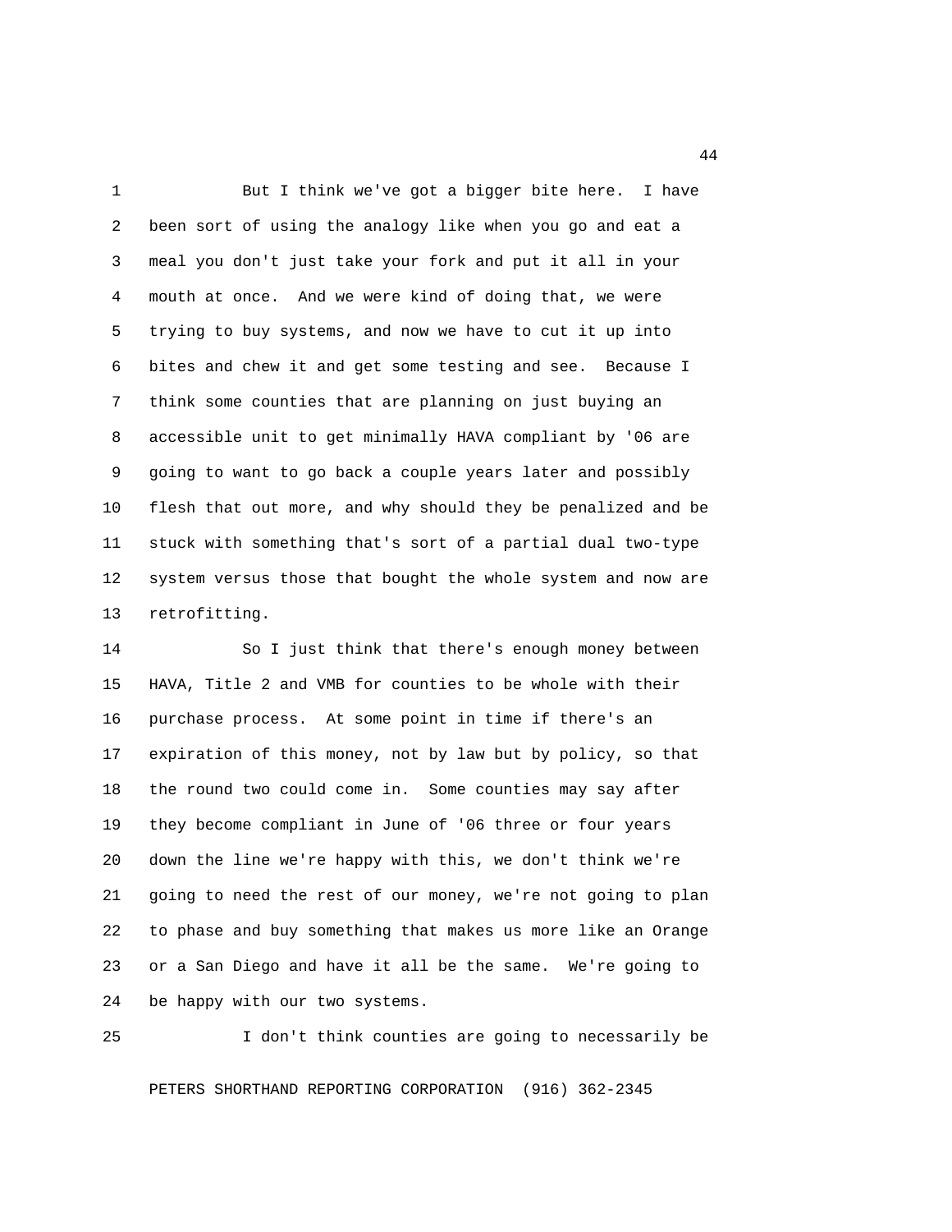But I think we've got a bigger bite here. I have been sort of using the analogy like when you go and eat a meal you don't just take your fork and put it all in your mouth at once. And we were kind of doing that, we were trying to buy systems, and now we have to cut it up into bites and chew it and get some testing and see. Because I think some counties that are planning on just buying an accessible unit to get minimally HAVA compliant by '06 are going to want to go back a couple years later and possibly flesh that out more, and why should they be penalized and be stuck with something that's sort of a partial dual two-type system versus those that bought the whole system and now are retrofitting.

So I just think that there's enough money between HAVA, Title 2 and VMB for counties to be whole with their purchase process. At some point in time if there's an expiration of this money, not by law but by policy, so that the round two could come in. Some counties may say after they become compliant in June of '06 three or four years down the line we're happy with this, we don't think we're going to need the rest of our money, we're not going to plan to phase and buy something that makes us more like an Orange or a San Diego and have it all be the same. We're going to be happy with our two systems.

I don't think counties are going to necessarily be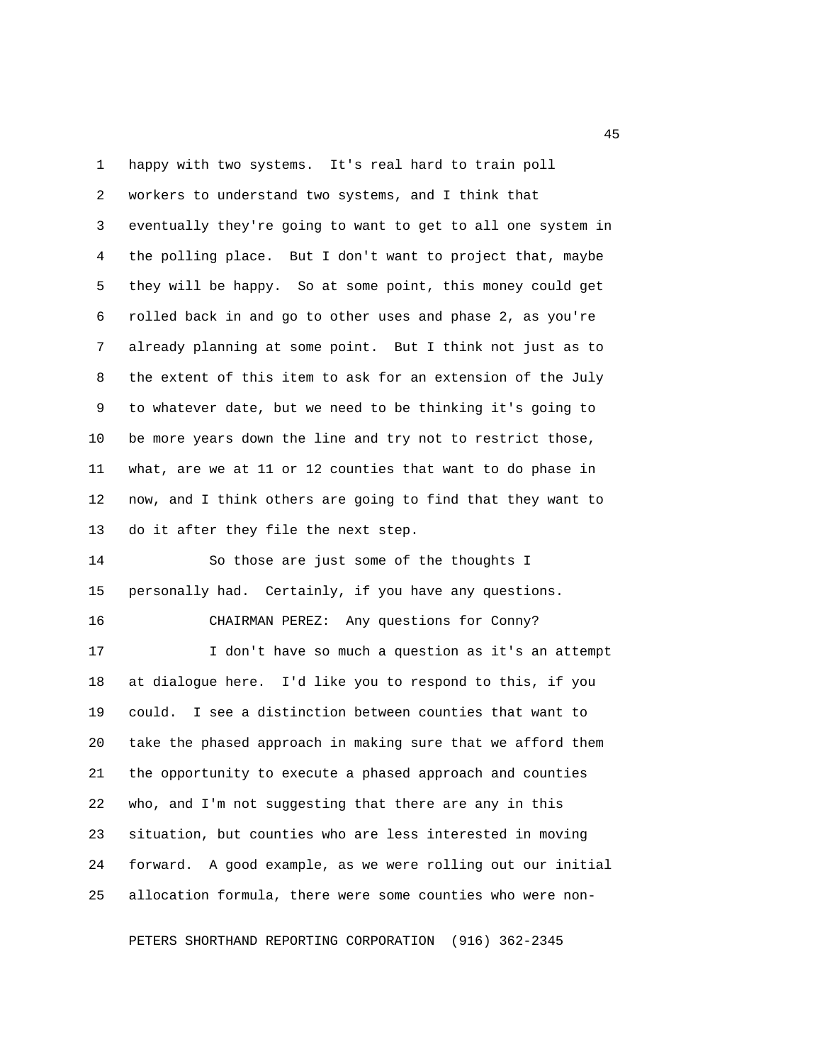happy with two systems. It's real hard to train poll workers to understand two systems, and I think that eventually they're going to want to get to all one system in the polling place. But I don't want to project that, maybe they will be happy. So at some point, this money could get rolled back in and go to other uses and phase 2, as you're already planning at some point. But I think not just as to the extent of this item to ask for an extension of the July to whatever date, but we need to be thinking it's going to be more years down the line and try not to restrict those, what, are we at 11 or 12 counties that want to do phase in now, and I think others are going to find that they want to do it after they file the next step.

So those are just some of the thoughts I personally had. Certainly, if you have any questions.

CHAIRMAN PEREZ: Any questions for Conny?

I don't have so much a question as it's an attempt at dialogue here. I'd like you to respond to this, if you could. I see a distinction between counties that want to take the phased approach in making sure that we afford them the opportunity to execute a phased approach and counties who, and I'm not suggesting that there are any in this situation, but counties who are less interested in moving forward. A good example, as we were rolling out our initial allocation formula, there were some counties who were non-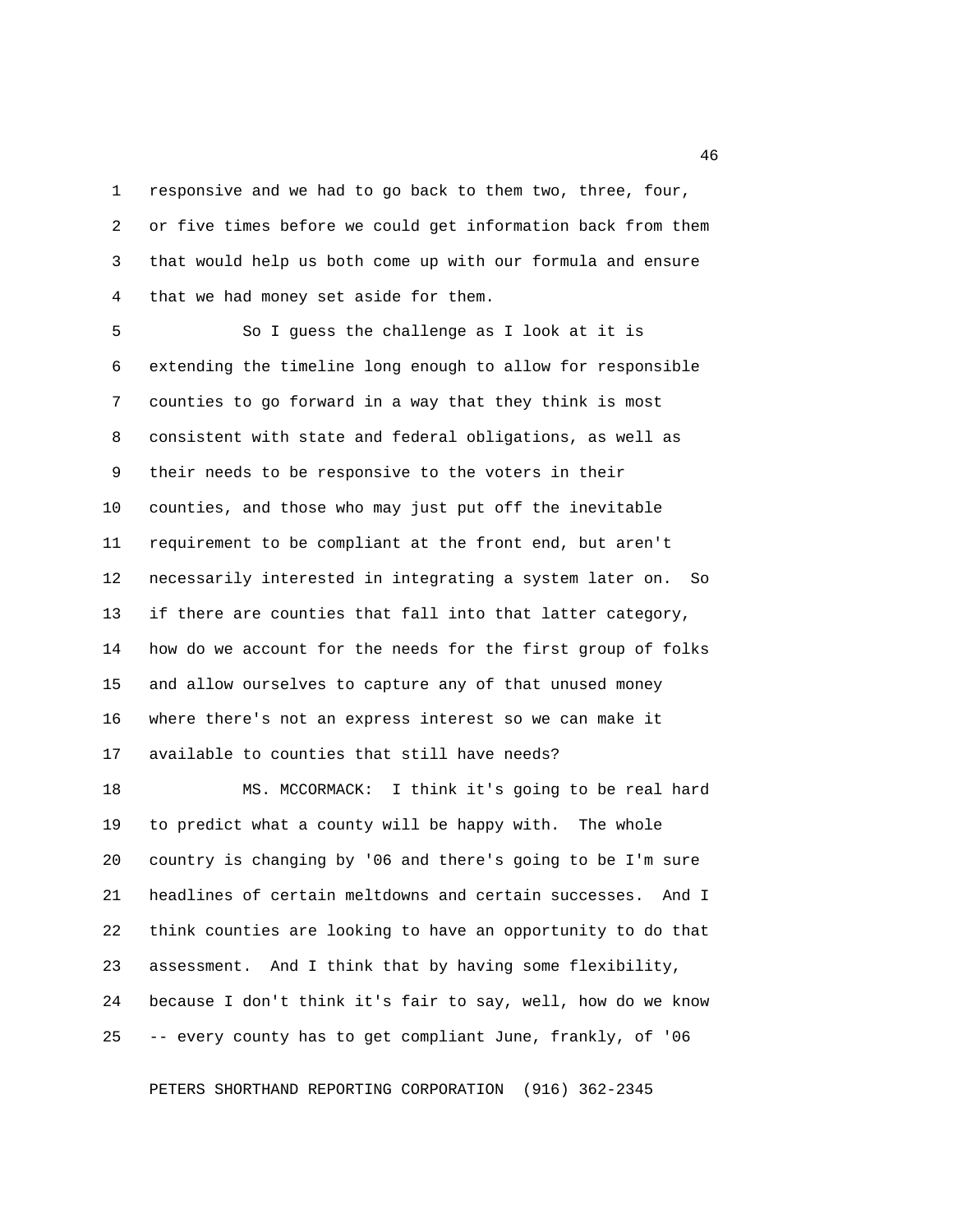responsive and we had to go back to them two, three, four, or five times before we could get information back from them that would help us both come up with our formula and ensure that we had money set aside for them.

So I guess the challenge as I look at it is extending the timeline long enough to allow for responsible counties to go forward in a way that they think is most consistent with state and federal obligations, as well as their needs to be responsive to the voters in their counties, and those who may just put off the inevitable requirement to be compliant at the front end, but aren't necessarily interested in integrating a system later on. So if there are counties that fall into that latter category, how do we account for the needs for the first group of folks and allow ourselves to capture any of that unused money where there's not an express interest so we can make it available to counties that still have needs?

MS. MCCORMACK: I think it's going to be real hard to predict what a county will be happy with. The whole country is changing by '06 and there's going to be I'm sure headlines of certain meltdowns and certain successes. And I think counties are looking to have an opportunity to do that assessment. And I think that by having some flexibility, because I don't think it's fair to say, well, how do we know -- every county has to get compliant June, frankly, of '06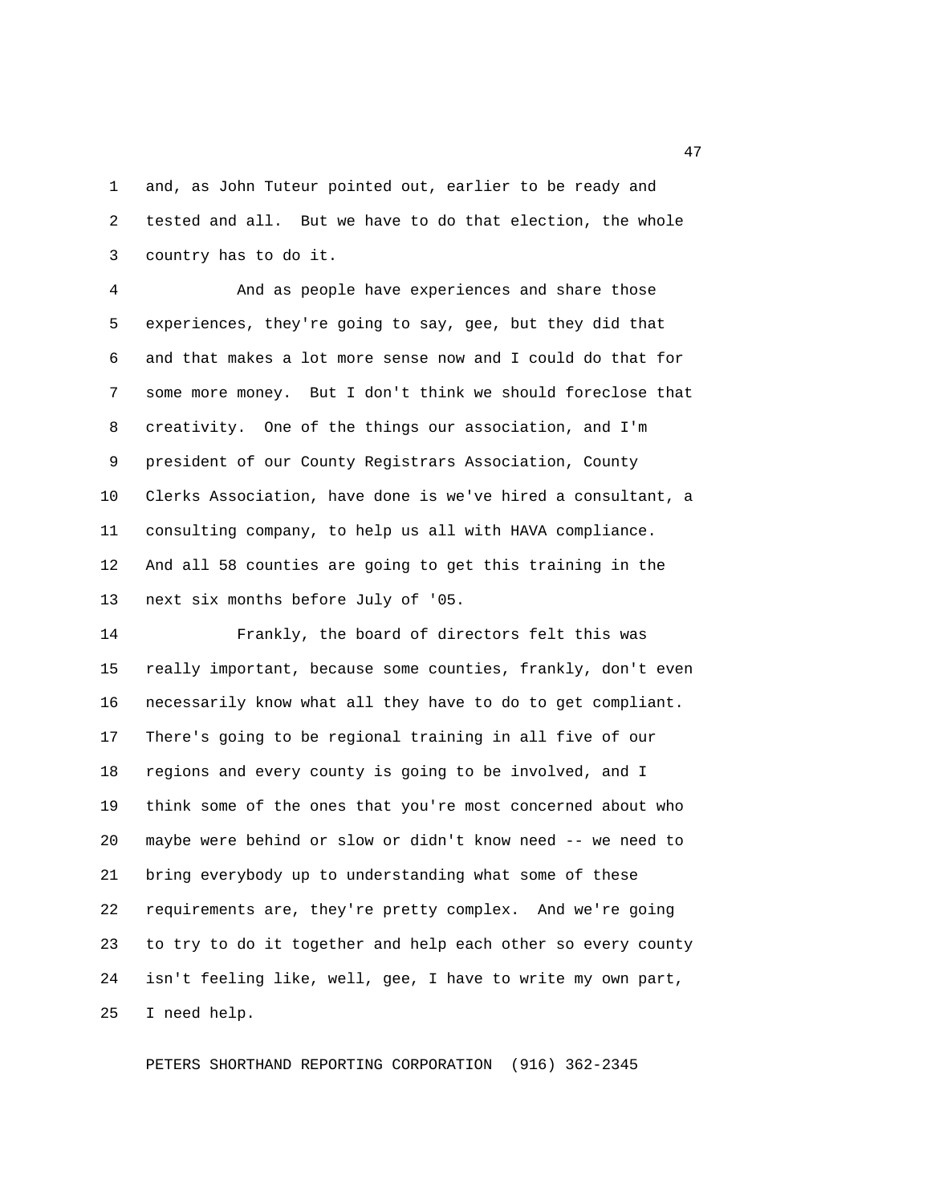and, as John Tuteur pointed out, earlier to be ready and tested and all. But we have to do that election, the whole country has to do it.

And as people have experiences and share those experiences, they're going to say, gee, but they did that and that makes a lot more sense now and I could do that for some more money. But I don't think we should foreclose that creativity. One of the things our association, and I'm president of our County Registrars Association, County Clerks Association, have done is we've hired a consultant, a consulting company, to help us all with HAVA compliance. And all 58 counties are going to get this training in the next six months before July of '05.

Frankly, the board of directors felt this was really important, because some counties, frankly, don't even necessarily know what all they have to do to get compliant. There's going to be regional training in all five of our regions and every county is going to be involved, and I think some of the ones that you're most concerned about who maybe were behind or slow or didn't know need -- we need to bring everybody up to understanding what some of these requirements are, they're pretty complex. And we're going to try to do it together and help each other so every county isn't feeling like, well, gee, I have to write my own part, I need help.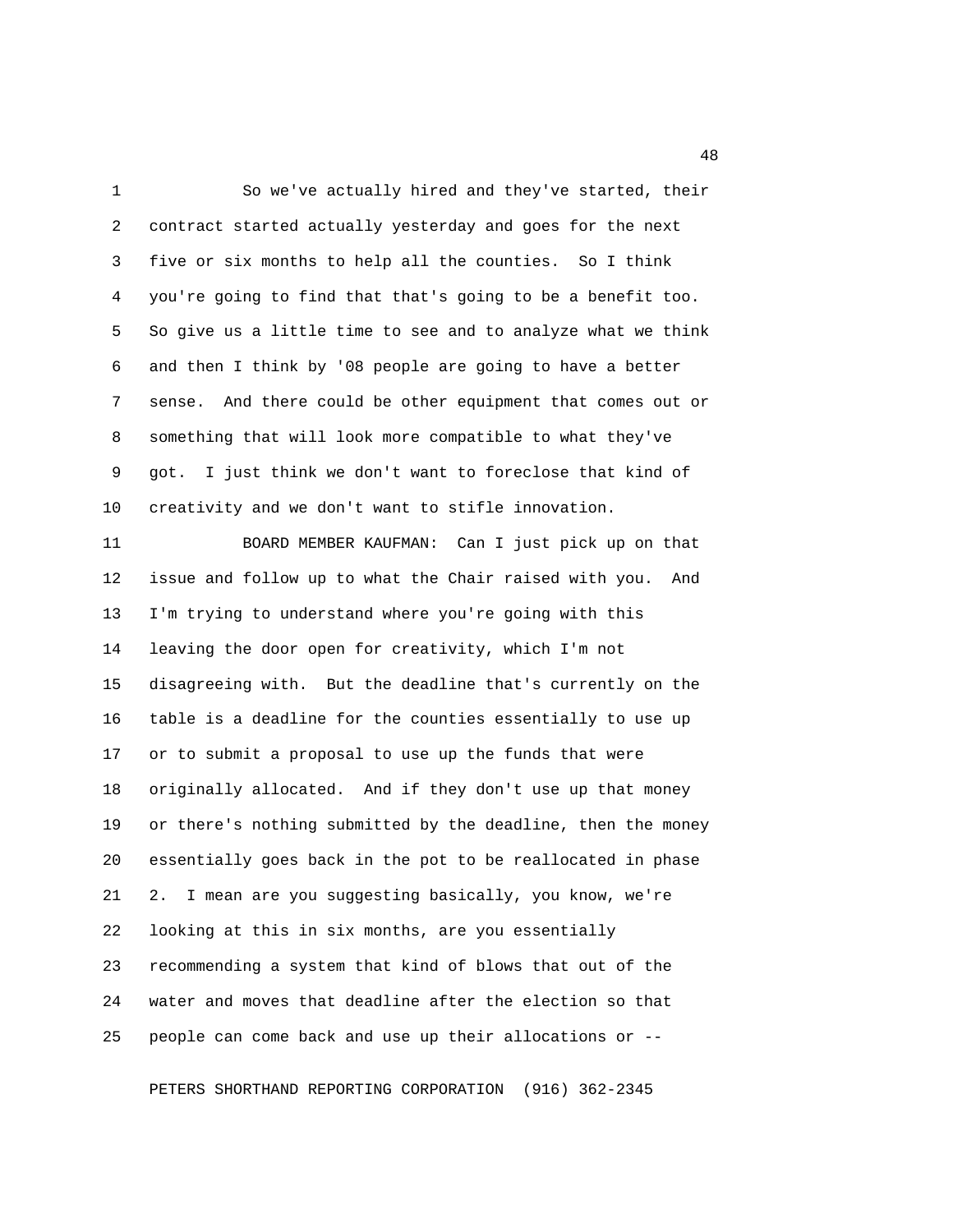So we've actually hired and they've started, their contract started actually yesterday and goes for the next five or six months to help all the counties. So I think you're going to find that that's going to be a benefit too. So give us a little time to see and to analyze what we think and then I think by '08 people are going to have a better sense. And there could be other equipment that comes out or something that will look more compatible to what they've got. I just think we don't want to foreclose that kind of creativity and we don't want to stifle innovation.

BOARD MEMBER KAUFMAN: Can I just pick up on that issue and follow up to what the Chair raised with you. And I'm trying to understand where you're going with this leaving the door open for creativity, which I'm not disagreeing with. But the deadline that's currently on the table is a deadline for the counties essentially to use up or to submit a proposal to use up the funds that were originally allocated. And if they don't use up that money or there's nothing submitted by the deadline, then the money essentially goes back in the pot to be reallocated in phase 2. I mean are you suggesting basically, you know, we're looking at this in six months, are you essentially recommending a system that kind of blows that out of the water and moves that deadline after the election so that people can come back and use up their allocations or --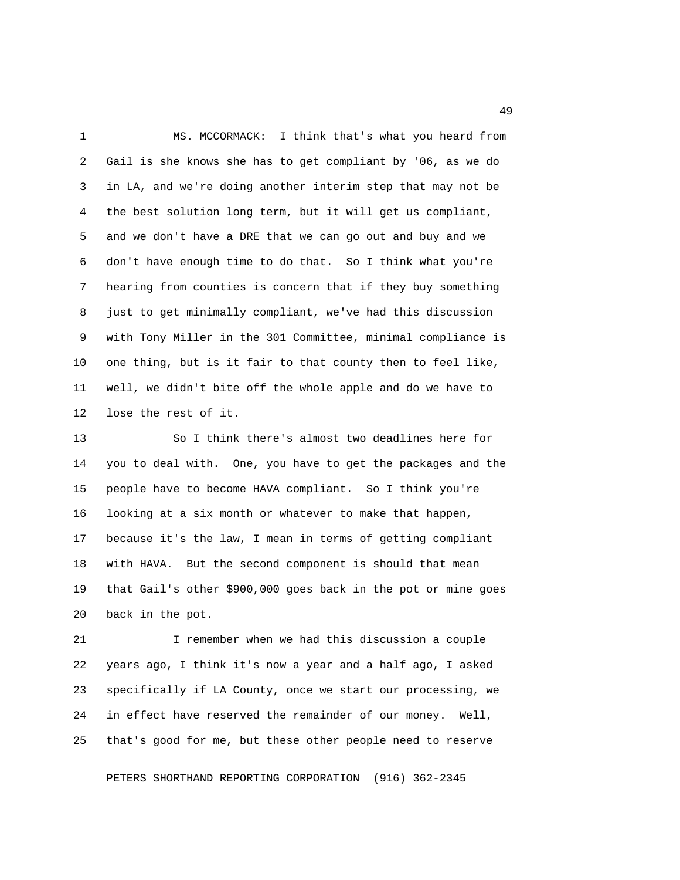MS. MCCORMACK: I think that's what you heard from Gail is she knows she has to get compliant by '06, as we do in LA, and we're doing another interim step that may not be the best solution long term, but it will get us compliant, and we don't have a DRE that we can go out and buy and we don't have enough time to do that. So I think what you're hearing from counties is concern that if they buy something just to get minimally compliant, we've had this discussion with Tony Miller in the 301 Committee, minimal compliance is one thing, but is it fair to that county then to feel like, well, we didn't bite off the whole apple and do we have to lose the rest of it.

So I think there's almost two deadlines here for you to deal with. One, you have to get the packages and the people have to become HAVA compliant. So I think you're looking at a six month or whatever to make that happen, because it's the law, I mean in terms of getting compliant with HAVA. But the second component is should that mean that Gail's other $900,000 goes back in the pot or mine goes back in the pot.

I remember when we had this discussion a couple years ago, I think it's now a year and a half ago, I asked specifically if LA County, once we start our processing, we in effect have reserved the remainder of our money. Well, that's good for me, but these other people need to reserve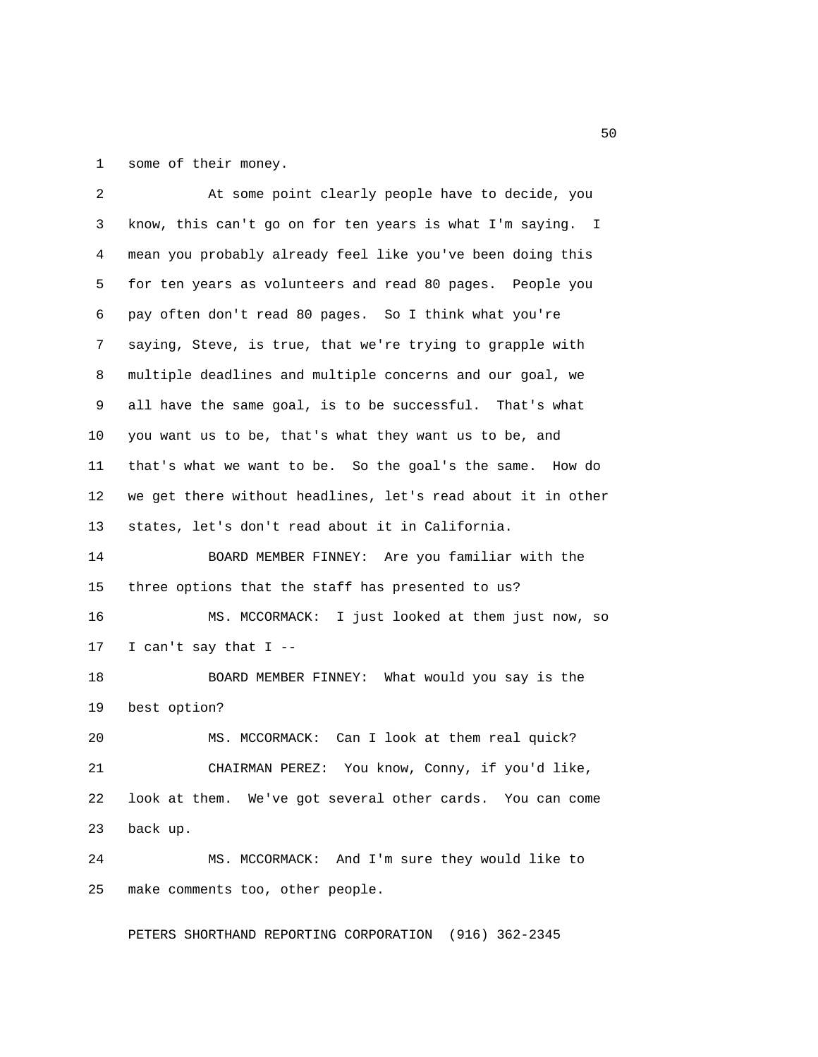some of their money.

At some point clearly people have to decide, you know, this can't go on for ten years is what I'm saying. I mean you probably already feel like you've been doing this for ten years as volunteers and read 80 pages. People you pay often don't read 80 pages. So I think what you're saying, Steve, is true, that we're trying to grapple with multiple deadlines and multiple concerns and our goal, we all have the same goal, is to be successful. That's what you want us to be, that's what they want us to be, and that's what we want to be. So the goal's the same. How do we get there without headlines, let's read about it in other states, let's don't read about it in California.

BOARD MEMBER FINNEY: Are you familiar with the three options that the staff has presented to us?

MS. MCCORMACK: I just looked at them just now, so I can't say that I --

BOARD MEMBER FINNEY: What would you say is the best option?

MS. MCCORMACK: Can I look at them real quick?

CHAIRMAN PEREZ: You know, Conny, if you'd like, look at them. We've got several other cards. You can come back up.

MS. MCCORMACK: And I'm sure they would like to make comments too, other people.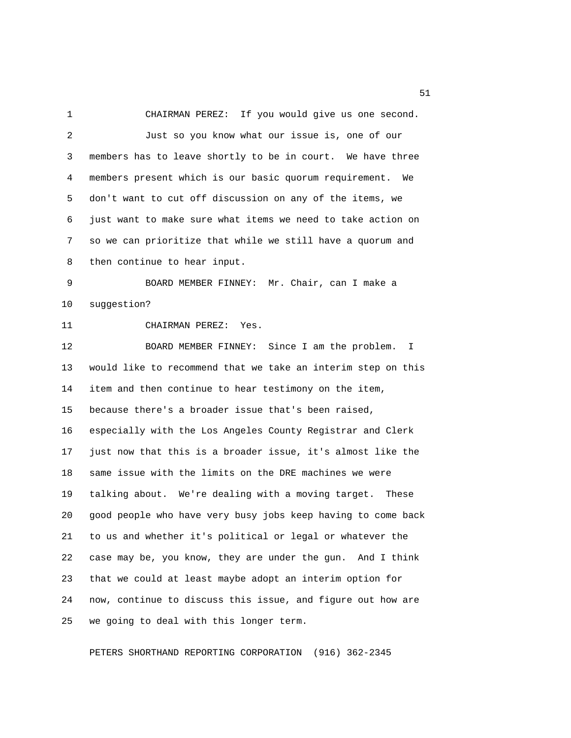CHAIRMAN PEREZ: If you would give us one second.

Just so you know what our issue is, one of our members has to leave shortly to be in court. We have three members present which is our basic quorum requirement. We don't want to cut off discussion on any of the items, we just want to make sure what items we need to take action on so we can prioritize that while we still have a quorum and then continue to hear input.

BOARD MEMBER FINNEY: Mr. Chair, can I make a suggestion?

CHAIRMAN PEREZ: Yes.

BOARD MEMBER FINNEY: Since I am the problem. I would like to recommend that we take an interim step on this item and then continue to hear testimony on the item, because there's a broader issue that's been raised, especially with the Los Angeles County Registrar and Clerk just now that this is a broader issue, it's almost like the same issue with the limits on the DRE machines we were talking about. We're dealing with a moving target. These good people who have very busy jobs keep having to come back to us and whether it's political or legal or whatever the case may be, you know, they are under the gun. And I think that we could at least maybe adopt an interim option for now, continue to discuss this issue, and figure out how are we going to deal with this longer term.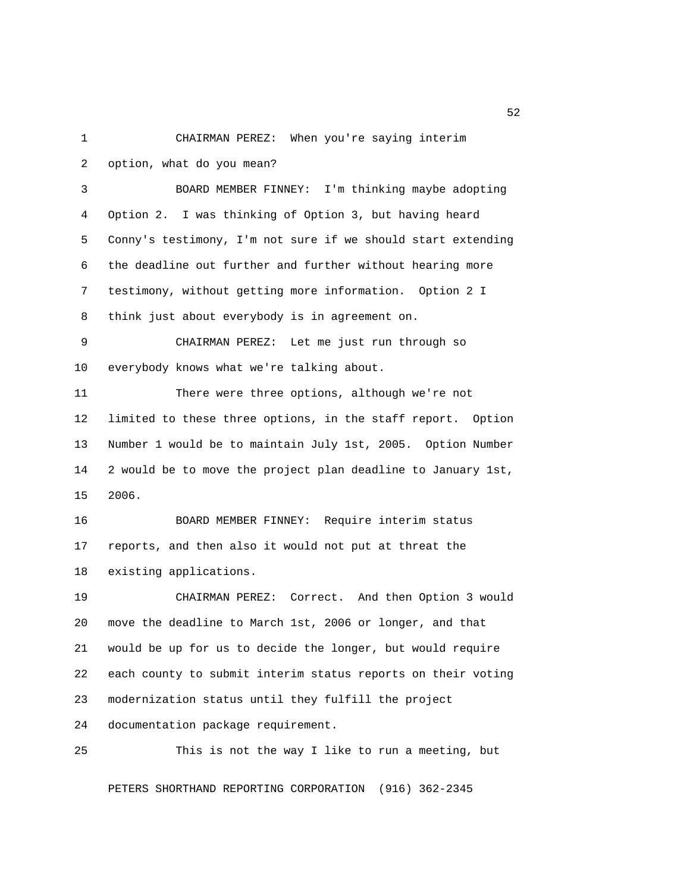CHAIRMAN PEREZ: When you're saying interim option, what do you mean?

BOARD MEMBER FINNEY: I'm thinking maybe adopting Option 2. I was thinking of Option 3, but having heard Conny's testimony, I'm not sure if we should start extending the deadline out further and further without hearing more testimony, without getting more information. Option 2 I think just about everybody is in agreement on.

CHAIRMAN PEREZ: Let me just run through so everybody knows what we're talking about.

There were three options, although we're not limited to these three options, in the staff report. Option Number 1 would be to maintain July 1st, 2005. Option Number 2 would be to move the project plan deadline to January 1st, 2006.

BOARD MEMBER FINNEY: Require interim status reports, and then also it would not put at threat the existing applications.

CHAIRMAN PEREZ: Correct. And then Option 3 would move the deadline to March 1st, 2006 or longer, and that would be up for us to decide the longer, but would require each county to submit interim status reports on their voting modernization status until they fulfill the project documentation package requirement.

This is not the way I like to run a meeting, but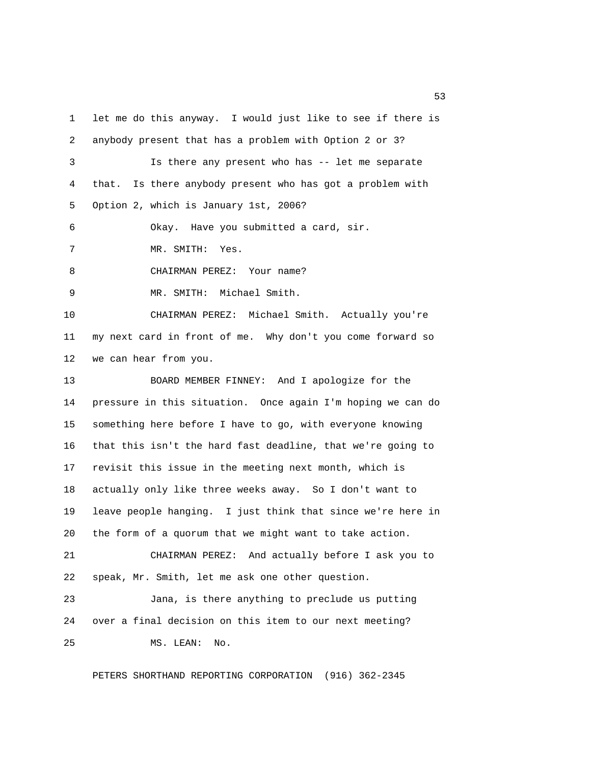let me do this anyway. I would just like to see if there is anybody present that has a problem with Option 2 or 3?

Is there any present who has -- let me separate that. Is there anybody present who has got a problem with Option 2, which is January 1st, 2006?

Okay. Have you submitted a card, sir.

MR. SMITH: Yes.

CHAIRMAN PEREZ: Your name?

MR. SMITH: Michael Smith.

CHAIRMAN PEREZ: Michael Smith. Actually you're my next card in front of me. Why don't you come forward so we can hear from you.

BOARD MEMBER FINNEY: And I apologize for the pressure in this situation. Once again I'm hoping we can do something here before I have to go, with everyone knowing that this isn't the hard fast deadline, that we're going to revisit this issue in the meeting next month, which is actually only like three weeks away. So I don't want to leave people hanging. I just think that since we're here in the form of a quorum that we might want to take action.

CHAIRMAN PEREZ: And actually before I ask you to speak, Mr. Smith, let me ask one other question.

Jana, is there anything to preclude us putting over a final decision on this item to our next meeting?

MS. LEAN: No.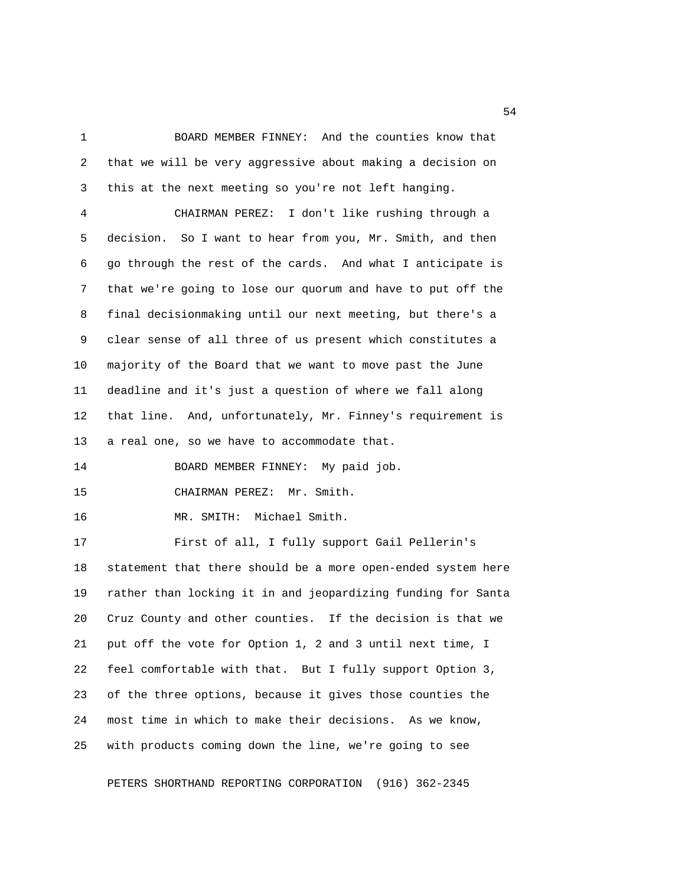BOARD MEMBER FINNEY: And the counties know that that we will be very aggressive about making a decision on this at the next meeting so you're not left hanging.

CHAIRMAN PEREZ: I don't like rushing through a decision. So I want to hear from you, Mr. Smith, and then go through the rest of the cards. And what I anticipate is that we're going to lose our quorum and have to put off the final decisionmaking until our next meeting, but there's a clear sense of all three of us present which constitutes a majority of the Board that we want to move past the June deadline and it's just a question of where we fall along that line. And, unfortunately, Mr. Finney's requirement is a real one, so we have to accommodate that.

BOARD MEMBER FINNEY: My paid job.

CHAIRMAN PEREZ: Mr. Smith.

MR. SMITH: Michael Smith.

First of all, I fully support Gail Pellerin's statement that there should be a more open-ended system here rather than locking it in and jeopardizing funding for Santa Cruz County and other counties. If the decision is that we put off the vote for Option 1, 2 and 3 until next time, I feel comfortable with that. But I fully support Option 3, of the three options, because it gives those counties the most time in which to make their decisions. As we know, with products coming down the line, we're going to see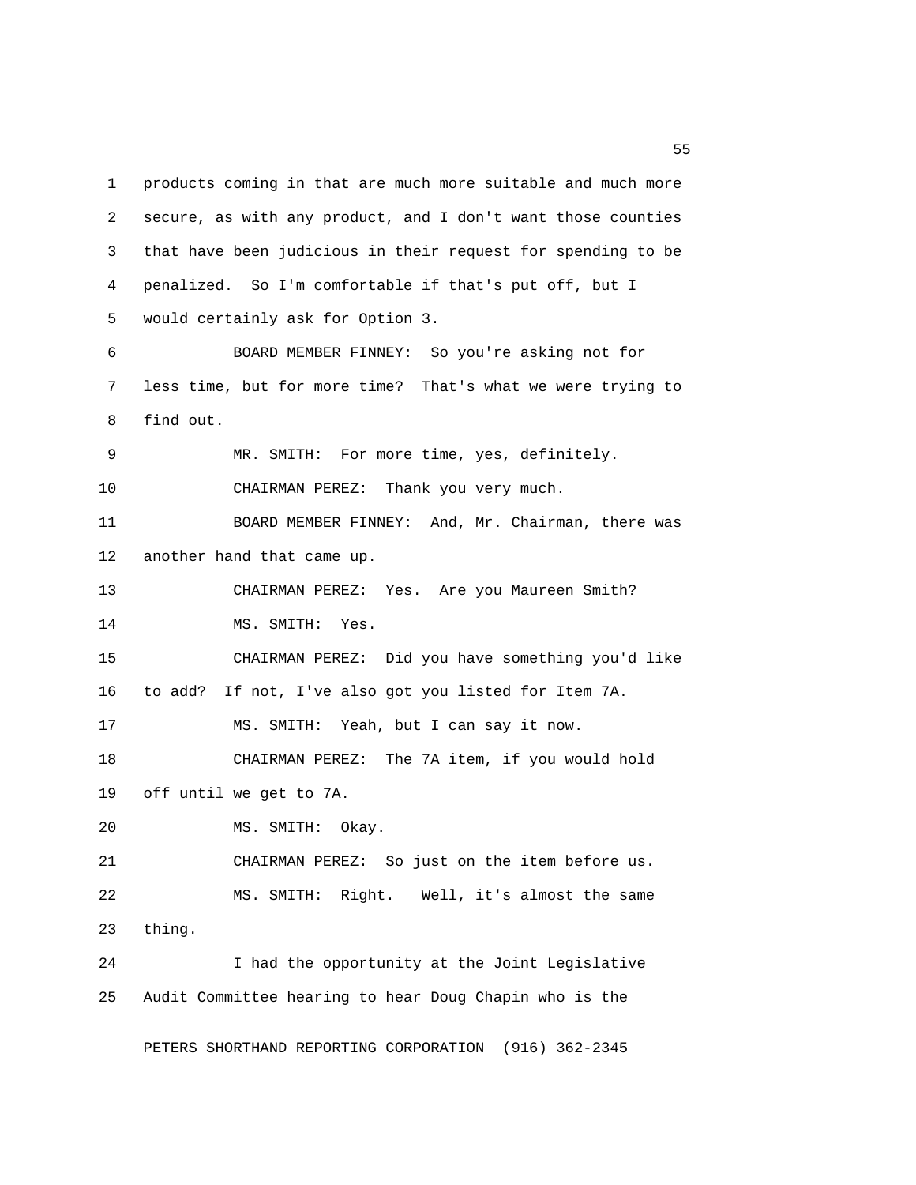products coming in that are much more suitable and much more secure, as with any product, and I don't want those counties that have been judicious in their request for spending to be penalized. So I'm comfortable if that's put off, but I would certainly ask for Option 3.

BOARD MEMBER FINNEY: So you're asking not for less time, but for more time? That's what we were trying to find out.

MR. SMITH: For more time, yes, definitely.

CHAIRMAN PEREZ: Thank you very much.

BOARD MEMBER FINNEY: And, Mr. Chairman, there was another hand that came up.

CHAIRMAN PEREZ: Yes. Are you Maureen Smith?

MS. SMITH: Yes.

CHAIRMAN PEREZ: Did you have something you'd like to add? If not, I've also got you listed for Item 7A.

MS. SMITH: Yeah, but I can say it now.

CHAIRMAN PEREZ: The 7A item, if you would hold off until we get to 7A.

MS. SMITH: Okay.

CHAIRMAN PEREZ: So just on the item before us.

MS. SMITH: Right. Well, it's almost the same thing.

I had the opportunity at the Joint Legislative Audit Committee hearing to hear Doug Chapin who is the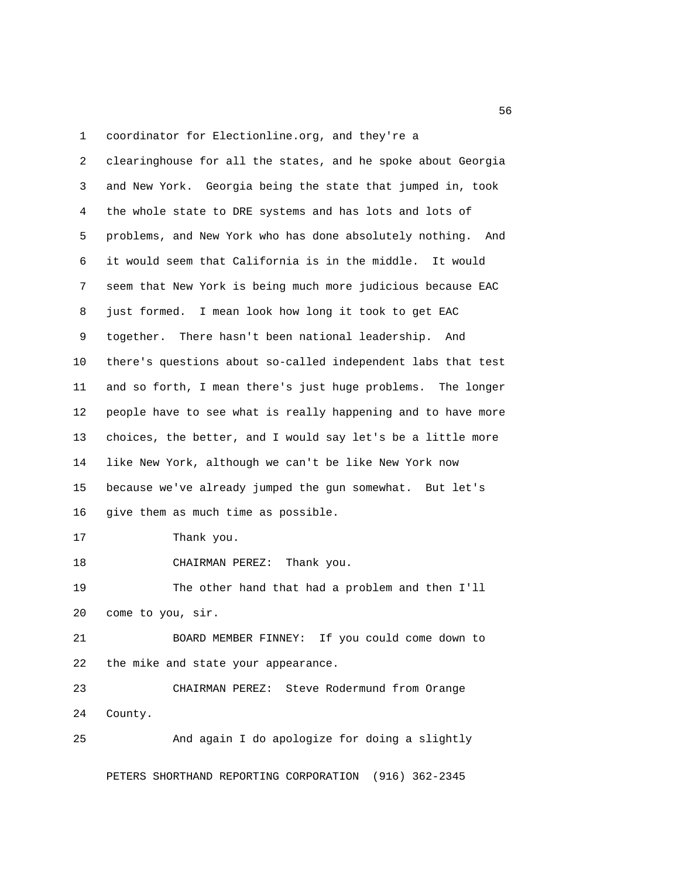coordinator for Electionline.org, and they're a clearinghouse for all the states, and he spoke about Georgia and New York. Georgia being the state that jumped in, took the whole state to DRE systems and has lots and lots of problems, and New York who has done absolutely nothing. And it would seem that California is in the middle. It would seem that New York is being much more judicious because EAC just formed. I mean look how long it took to get EAC together. There hasn't been national leadership. And there's questions about so-called independent labs that test and so forth, I mean there's just huge problems. The longer people have to see what is really happening and to have more choices, the better, and I would say let's be a little more like New York, although we can't be like New York now because we've already jumped the gun somewhat. But let's give them as much time as possible.

Thank you.

CHAIRMAN PEREZ: Thank you.

The other hand that had a problem and then I'll come to you, sir.

BOARD MEMBER FINNEY: If you could come down to the mike and state your appearance.

CHAIRMAN PEREZ: Steve Rodermund from Orange County.

And again I do apologize for doing a slightly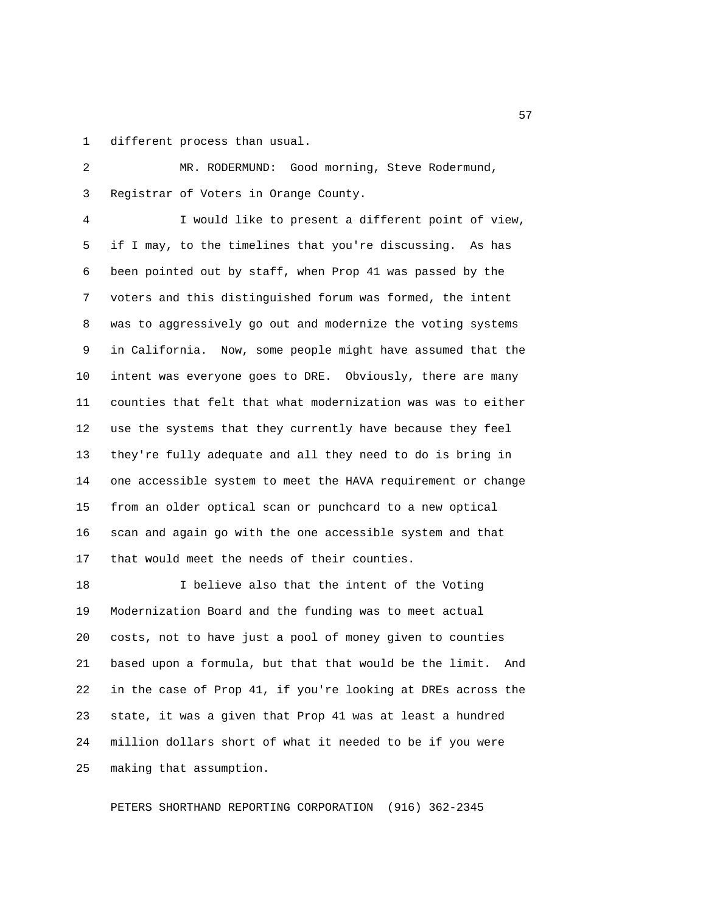different process than usual.

MR. RODERMUND: Good morning, Steve Rodermund, Registrar of Voters in Orange County.

I would like to present a different point of view, if I may, to the timelines that you're discussing. As has been pointed out by staff, when Prop 41 was passed by the voters and this distinguished forum was formed, the intent was to aggressively go out and modernize the voting systems in California. Now, some people might have assumed that the intent was everyone goes to DRE. Obviously, there are many counties that felt that what modernization was was to either use the systems that they currently have because they feel they're fully adequate and all they need to do is bring in one accessible system to meet the HAVA requirement or change from an older optical scan or punchcard to a new optical scan and again go with the one accessible system and that that would meet the needs of their counties.

I believe also that the intent of the Voting Modernization Board and the funding was to meet actual costs, not to have just a pool of money given to counties based upon a formula, but that that would be the limit. And in the case of Prop 41, if you're looking at DREs across the state, it was a given that Prop 41 was at least a hundred million dollars short of what it needed to be if you were making that assumption.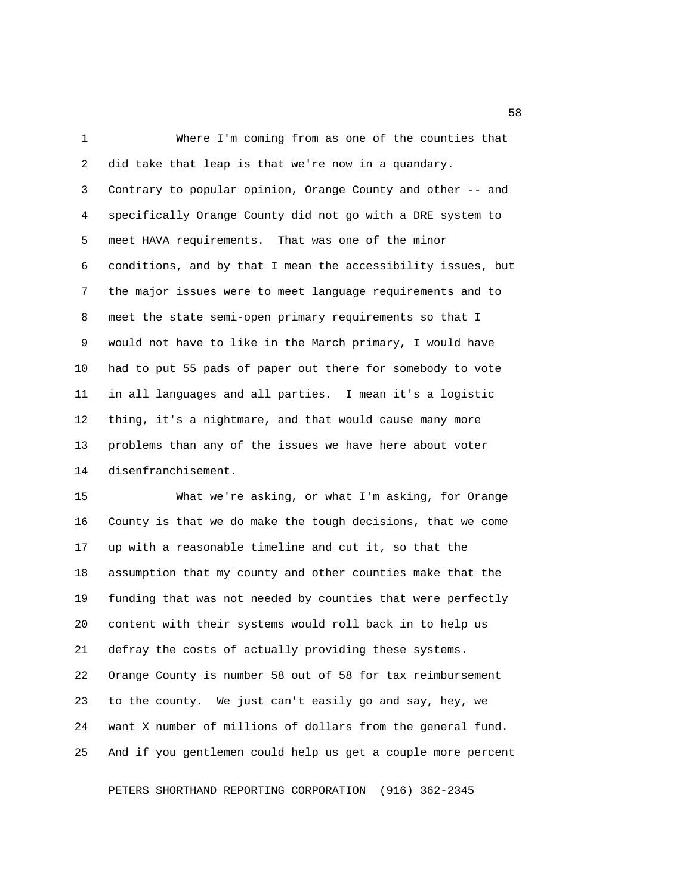Where I'm coming from as one of the counties that did take that leap is that we're now in a quandary. Contrary to popular opinion, Orange County and other -- and specifically Orange County did not go with a DRE system to meet HAVA requirements. That was one of the minor conditions, and by that I mean the accessibility issues, but the major issues were to meet language requirements and to meet the state semi-open primary requirements so that I would not have to like in the March primary, I would have had to put 55 pads of paper out there for somebody to vote in all languages and all parties. I mean it's a logistic thing, it's a nightmare, and that would cause many more problems than any of the issues we have here about voter disenfranchisement.

What we're asking, or what I'm asking, for Orange County is that we do make the tough decisions, that we come up with a reasonable timeline and cut it, so that the assumption that my county and other counties make that the funding that was not needed by counties that were perfectly content with their systems would roll back in to help us defray the costs of actually providing these systems. Orange County is number 58 out of 58 for tax reimbursement to the county. We just can't easily go and say, hey, we want X number of millions of dollars from the general fund. And if you gentlemen could help us get a couple more percent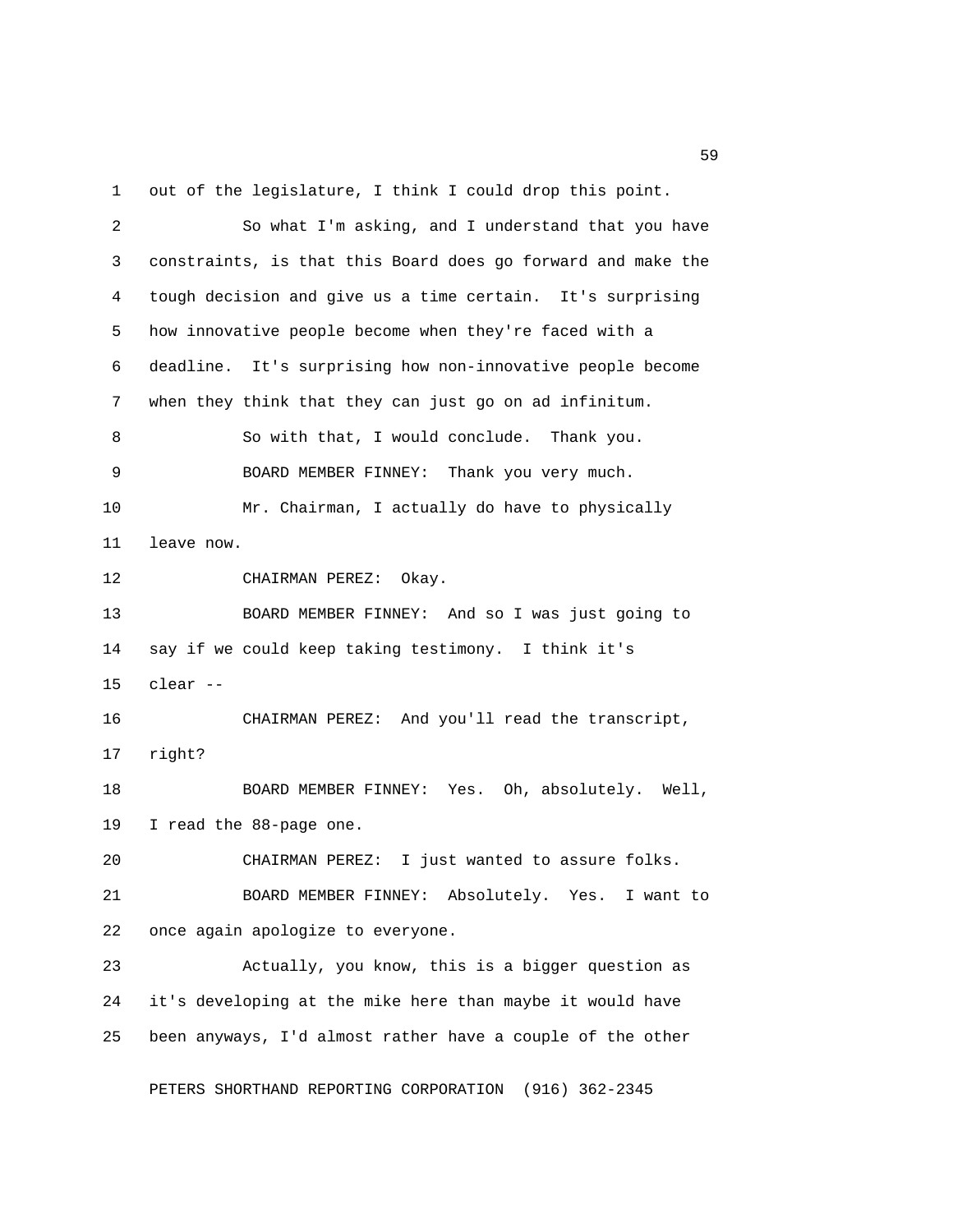out of the legislature, I think I could drop this point.

So what I'm asking, and I understand that you have constraints, is that this Board does go forward and make the tough decision and give us a time certain. It's surprising how innovative people become when they're faced with a deadline. It's surprising how non-innovative people become when they think that they can just go on ad infinitum.

So with that, I would conclude. Thank you.

BOARD MEMBER FINNEY: Thank you very much.

Mr. Chairman, I actually do have to physically leave now.

CHAIRMAN PEREZ: Okay.

BOARD MEMBER FINNEY: And so I was just going to say if we could keep taking testimony. I think it's clear --

CHAIRMAN PEREZ: And you'll read the transcript, right?

BOARD MEMBER FINNEY: Yes. Oh, absolutely. Well, I read the 88-page one.

CHAIRMAN PEREZ: I just wanted to assure folks.

BOARD MEMBER FINNEY: Absolutely. Yes. I want to once again apologize to everyone.

Actually, you know, this is a bigger question as it's developing at the mike here than maybe it would have been anyways, I'd almost rather have a couple of the other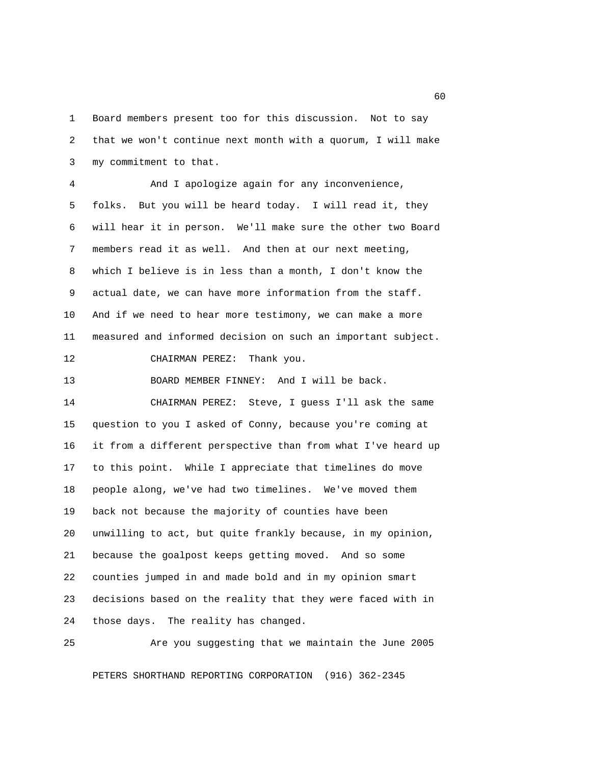Board members present too for this discussion. Not to say that we won't continue next month with a quorum, I will make my commitment to that.

And I apologize again for any inconvenience, folks. But you will be heard today. I will read it, they will hear it in person. We'll make sure the other two Board members read it as well. And then at our next meeting, which I believe is in less than a month, I don't know the actual date, we can have more information from the staff. And if we need to hear more testimony, we can make a more measured and informed decision on such an important subject.

CHAIRMAN PEREZ: Thank you.

BOARD MEMBER FINNEY: And I will be back.

CHAIRMAN PEREZ: Steve, I guess I'll ask the same question to you I asked of Conny, because you're coming at it from a different perspective than from what I've heard up to this point. While I appreciate that timelines do move people along, we've had two timelines. We've moved them back not because the majority of counties have been unwilling to act, but quite frankly because, in my opinion, because the goalpost keeps getting moved. And so some counties jumped in and made bold and in my opinion smart decisions based on the reality that they were faced with in those days. The reality has changed.

Are you suggesting that we maintain the June 2005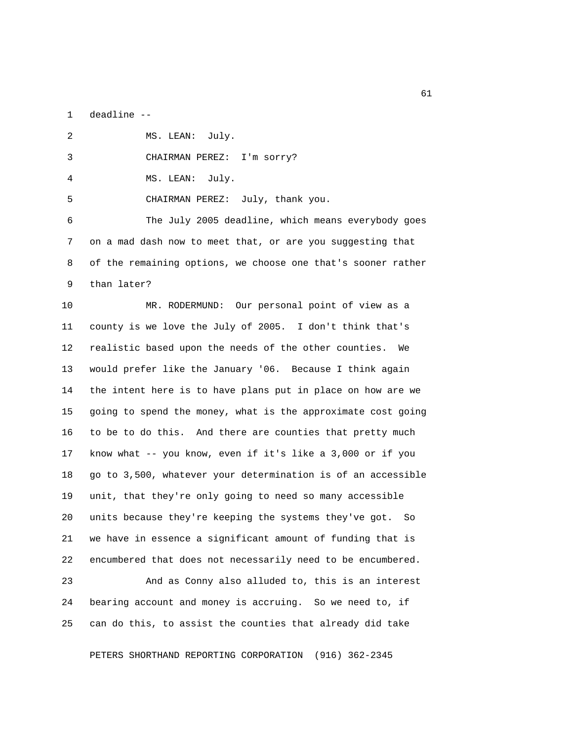deadline --

MS. LEAN: July.

CHAIRMAN PEREZ: I'm sorry?

MS. LEAN: July.

CHAIRMAN PEREZ: July, thank you.

The July 2005 deadline, which means everybody goes on a mad dash now to meet that, or are you suggesting that of the remaining options, we choose one that's sooner rather than later?

MR. RODERMUND: Our personal point of view as a county is we love the July of 2005. I don't think that's realistic based upon the needs of the other counties. We would prefer like the January '06. Because I think again the intent here is to have plans put in place on how are we going to spend the money, what is the approximate cost going to be to do this. And there are counties that pretty much know what -- you know, even if it's like a 3,000 or if you go to 3,500, whatever your determination is of an accessible unit, that they're only going to need so many accessible units because they're keeping the systems they've got. So we have in essence a significant amount of funding that is encumbered that does not necessarily need to be encumbered.

And as Conny also alluded to, this is an interest bearing account and money is accruing. So we need to, if can do this, to assist the counties that already did take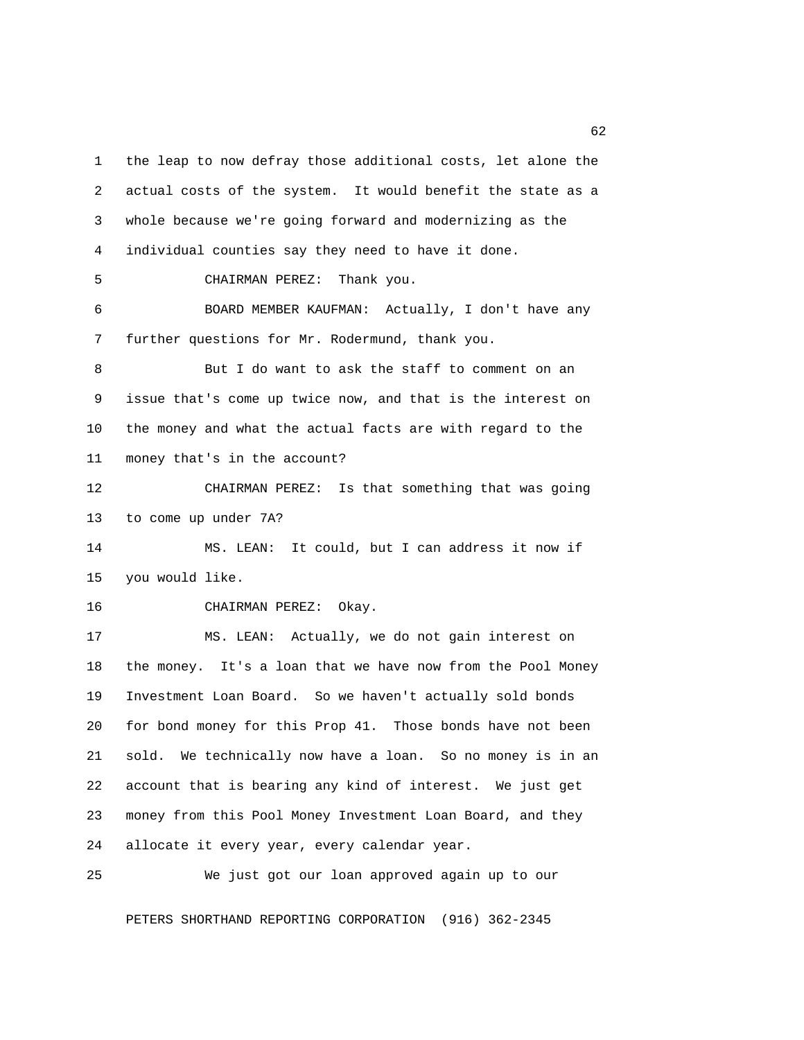the leap to now defray those additional costs, let alone the actual costs of the system. It would benefit the state as a whole because we're going forward and modernizing as the individual counties say they need to have it done.

CHAIRMAN PEREZ: Thank you.

BOARD MEMBER KAUFMAN: Actually, I don't have any further questions for Mr. Rodermund, thank you.

But I do want to ask the staff to comment on an issue that's come up twice now, and that is the interest on the money and what the actual facts are with regard to the money that's in the account?

CHAIRMAN PEREZ: Is that something that was going to come up under 7A?

MS. LEAN: It could, but I can address it now if you would like.

CHAIRMAN PEREZ: Okay.

MS. LEAN: Actually, we do not gain interest on the money. It's a loan that we have now from the Pool Money Investment Loan Board. So we haven't actually sold bonds for bond money for this Prop 41. Those bonds have not been sold. We technically now have a loan. So no money is in an account that is bearing any kind of interest. We just get money from this Pool Money Investment Loan Board, and they allocate it every year, every calendar year.

We just got our loan approved again up to our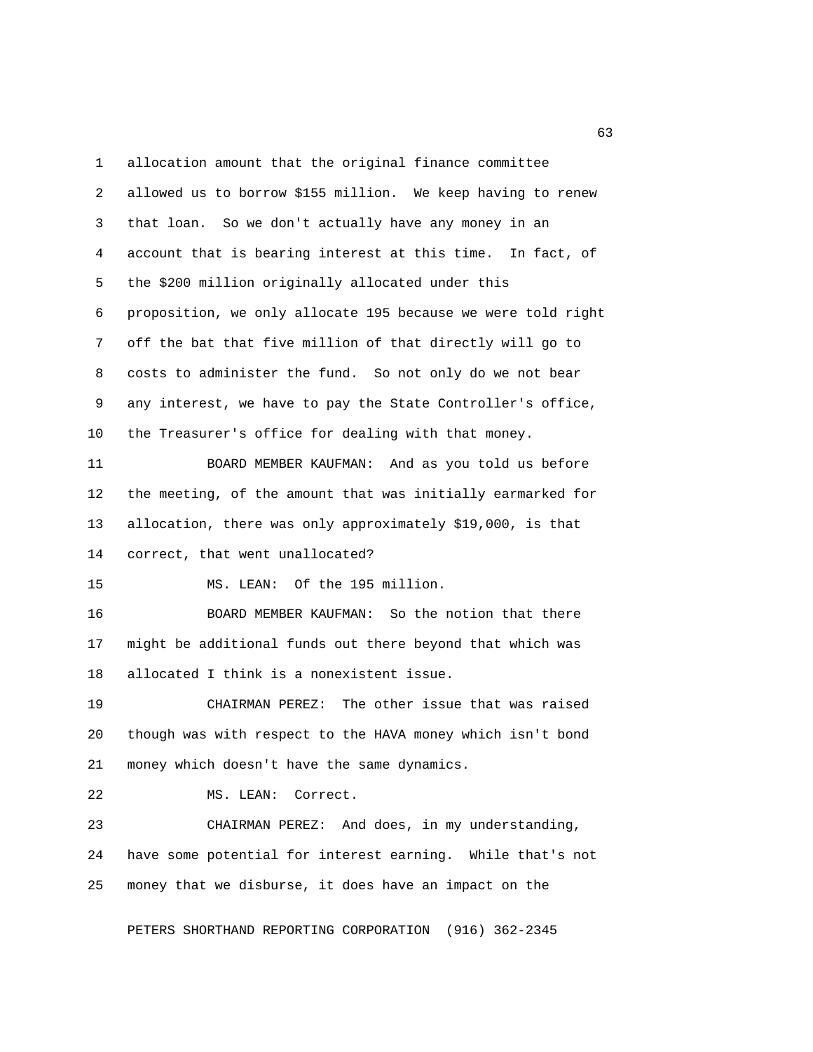allocation amount that the original finance committee allowed us to borrow $155 million. We keep having to renew that loan. So we don't actually have any money in an account that is bearing interest at this time. In fact, of the $200 million originally allocated under this proposition, we only allocate 195 because we were told right off the bat that five million of that directly will go to costs to administer the fund. So not only do we not bear any interest, we have to pay the State Controller's office, the Treasurer's office for dealing with that money.

BOARD MEMBER KAUFMAN: And as you told us before the meeting, of the amount that was initially earmarked for allocation, there was only approximately $19,000, is that correct, that went unallocated?

MS. LEAN: Of the 195 million.

BOARD MEMBER KAUFMAN: So the notion that there might be additional funds out there beyond that which was allocated I think is a nonexistent issue.

CHAIRMAN PEREZ: The other issue that was raised though was with respect to the HAVA money which isn't bond money which doesn't have the same dynamics.

MS. LEAN: Correct.

CHAIRMAN PEREZ: And does, in my understanding, have some potential for interest earning. While that's not money that we disburse, it does have an impact on the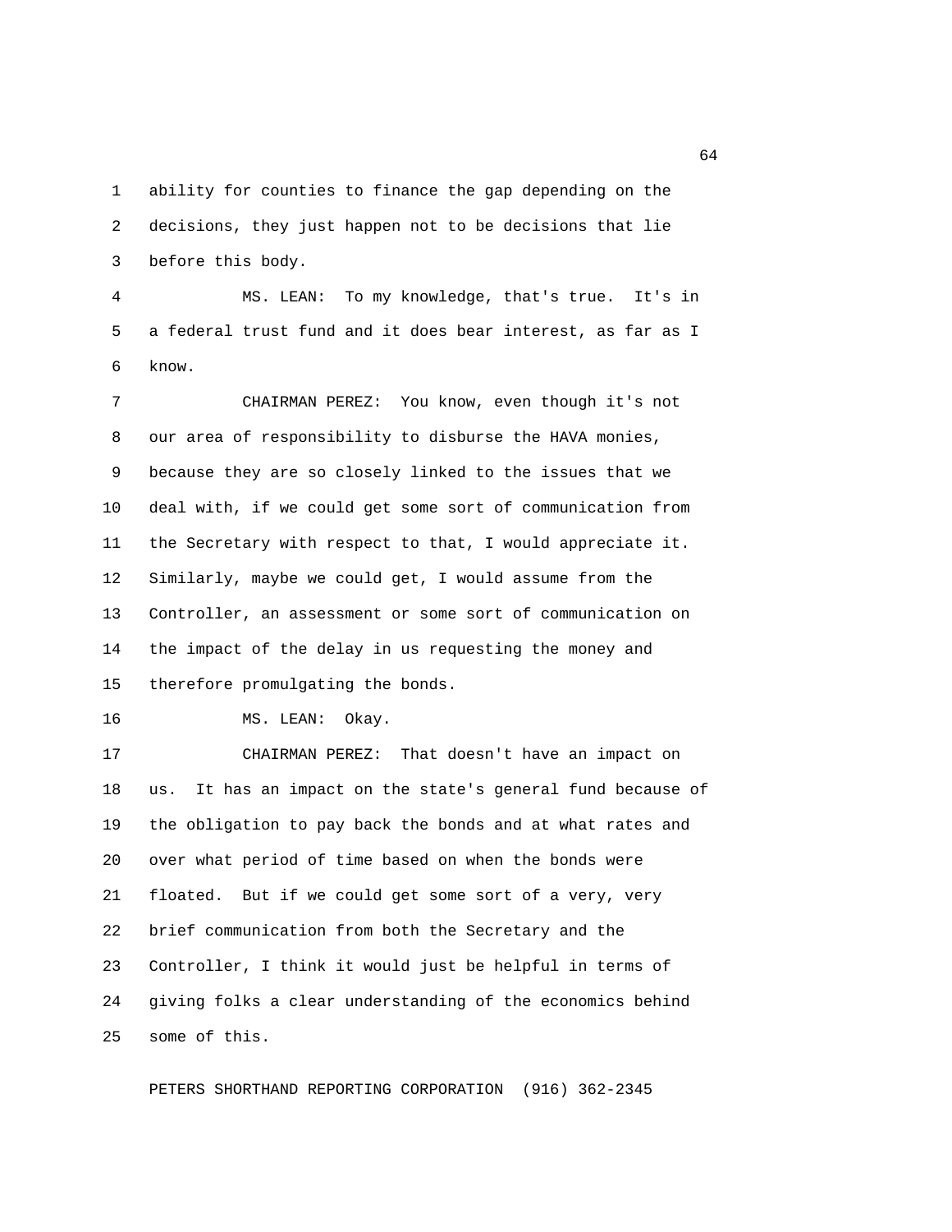ability for counties to finance the gap depending on the decisions, they just happen not to be decisions that lie before this body.

MS. LEAN: To my knowledge, that's true. It's in a federal trust fund and it does bear interest, as far as I know.

CHAIRMAN PEREZ: You know, even though it's not our area of responsibility to disburse the HAVA monies, because they are so closely linked to the issues that we deal with, if we could get some sort of communication from the Secretary with respect to that, I would appreciate it. Similarly, maybe we could get, I would assume from the Controller, an assessment or some sort of communication on the impact of the delay in us requesting the money and therefore promulgating the bonds.

MS. LEAN: Okay.

CHAIRMAN PEREZ: That doesn't have an impact on us. It has an impact on the state's general fund because of the obligation to pay back the bonds and at what rates and over what period of time based on when the bonds were floated. But if we could get some sort of a very, very brief communication from both the Secretary and the Controller, I think it would just be helpful in terms of giving folks a clear understanding of the economics behind some of this.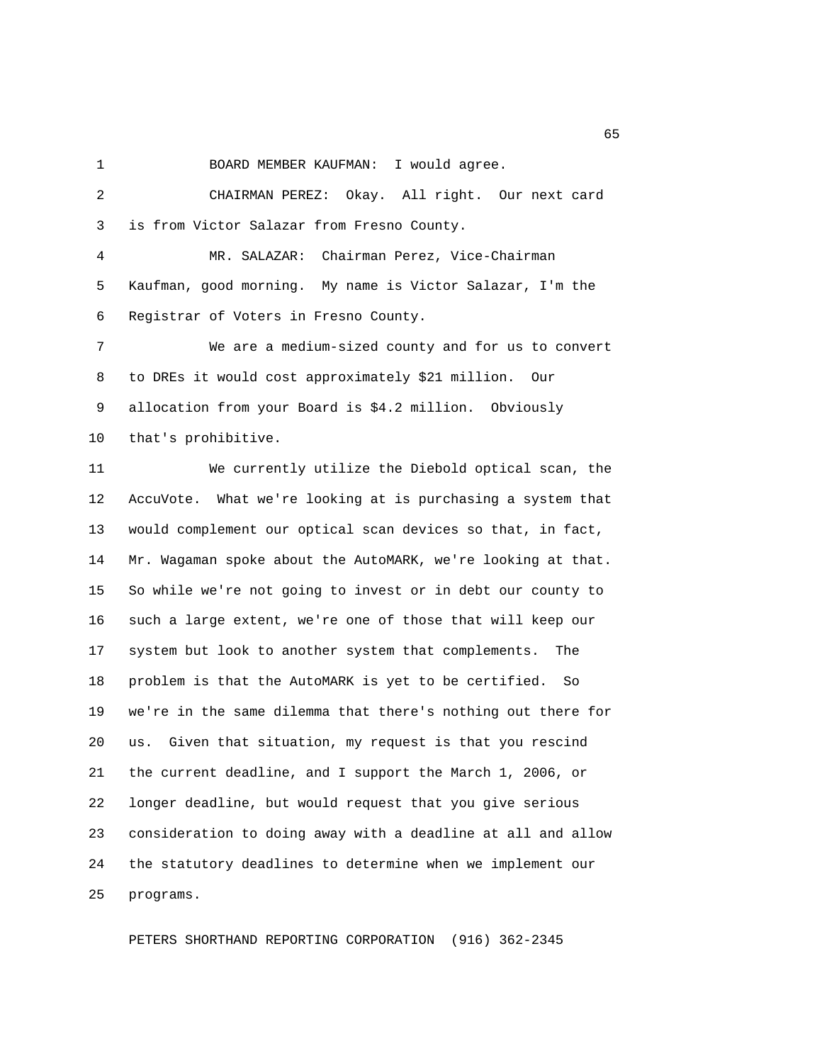BOARD MEMBER KAUFMAN: I would agree.

CHAIRMAN PEREZ: Okay. All right. Our next card is from Victor Salazar from Fresno County.

MR. SALAZAR: Chairman Perez, Vice-Chairman Kaufman, good morning. My name is Victor Salazar, I'm the Registrar of Voters in Fresno County.

We are a medium-sized county and for us to convert to DREs it would cost approximately $21 million. Our allocation from your Board is $4.2 million. Obviously that's prohibitive.

We currently utilize the Diebold optical scan, the AccuVote. What we're looking at is purchasing a system that would complement our optical scan devices so that, in fact, Mr. Wagaman spoke about the AutoMARK, we're looking at that. So while we're not going to invest or in debt our county to such a large extent, we're one of those that will keep our system but look to another system that complements. The problem is that the AutoMARK is yet to be certified. So we're in the same dilemma that there's nothing out there for us. Given that situation, my request is that you rescind the current deadline, and I support the March 1, 2006, or longer deadline, but would request that you give serious consideration to doing away with a deadline at all and allow the statutory deadlines to determine when we implement our programs.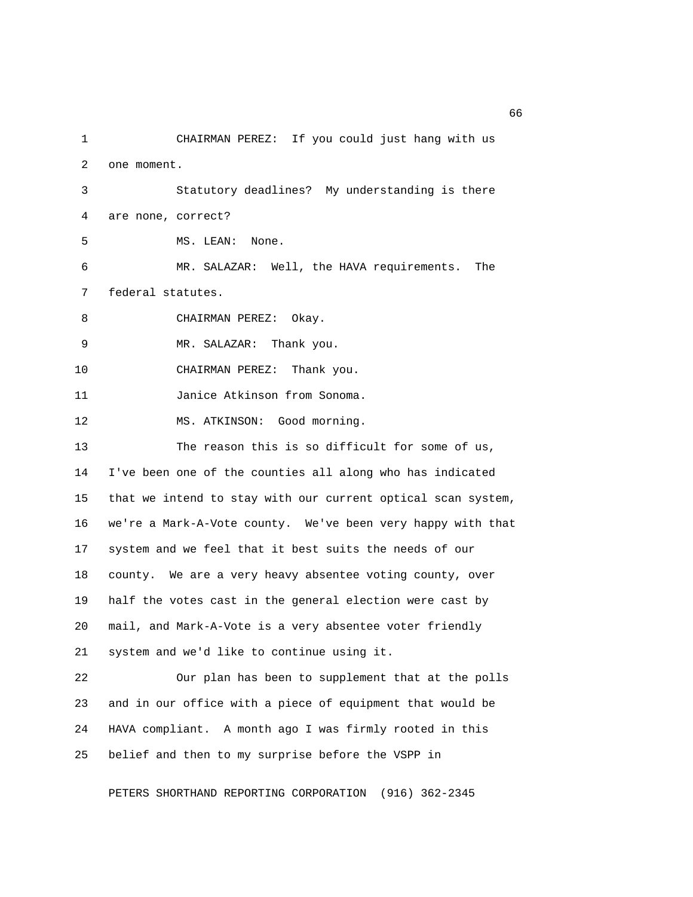CHAIRMAN PEREZ: If you could just hang with us one moment.

Statutory deadlines? My understanding is there are none, correct?

MS. LEAN: None.

MR. SALAZAR: Well, the HAVA requirements. The federal statutes.

CHAIRMAN PEREZ: Okay.

MR. SALAZAR: Thank you.

CHAIRMAN PEREZ: Thank you.

Janice Atkinson from Sonoma.

MS. ATKINSON: Good morning.

The reason this is so difficult for some of us, I've been one of the counties all along who has indicated that we intend to stay with our current optical scan system, we're a Mark-A-Vote county. We've been very happy with that system and we feel that it best suits the needs of our county. We are a very heavy absentee voting county, over half the votes cast in the general election were cast by mail, and Mark-A-Vote is a very absentee voter friendly system and we'd like to continue using it.

Our plan has been to supplement that at the polls and in our office with a piece of equipment that would be HAVA compliant. A month ago I was firmly rooted in this belief and then to my surprise before the VSPP in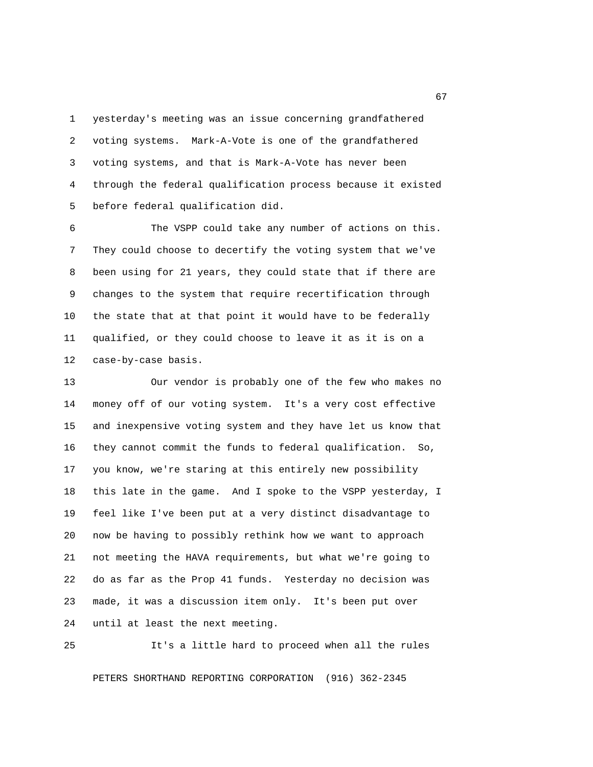yesterday's meeting was an issue concerning grandfathered voting systems. Mark-A-Vote is one of the grandfathered voting systems, and that is Mark-A-Vote has never been through the federal qualification process because it existed before federal qualification did.

The VSPP could take any number of actions on this. They could choose to decertify the voting system that we've been using for 21 years, they could state that if there are changes to the system that require recertification through the state that at that point it would have to be federally qualified, or they could choose to leave it as it is on a case-by-case basis.

Our vendor is probably one of the few who makes no money off of our voting system. It's a very cost effective and inexpensive voting system and they have let us know that they cannot commit the funds to federal qualification. So, you know, we're staring at this entirely new possibility this late in the game. And I spoke to the VSPP yesterday, I feel like I've been put at a very distinct disadvantage to now be having to possibly rethink how we want to approach not meeting the HAVA requirements, but what we're going to do as far as the Prop 41 funds. Yesterday no decision was made, it was a discussion item only. It's been put over until at least the next meeting.

It's a little hard to proceed when all the rules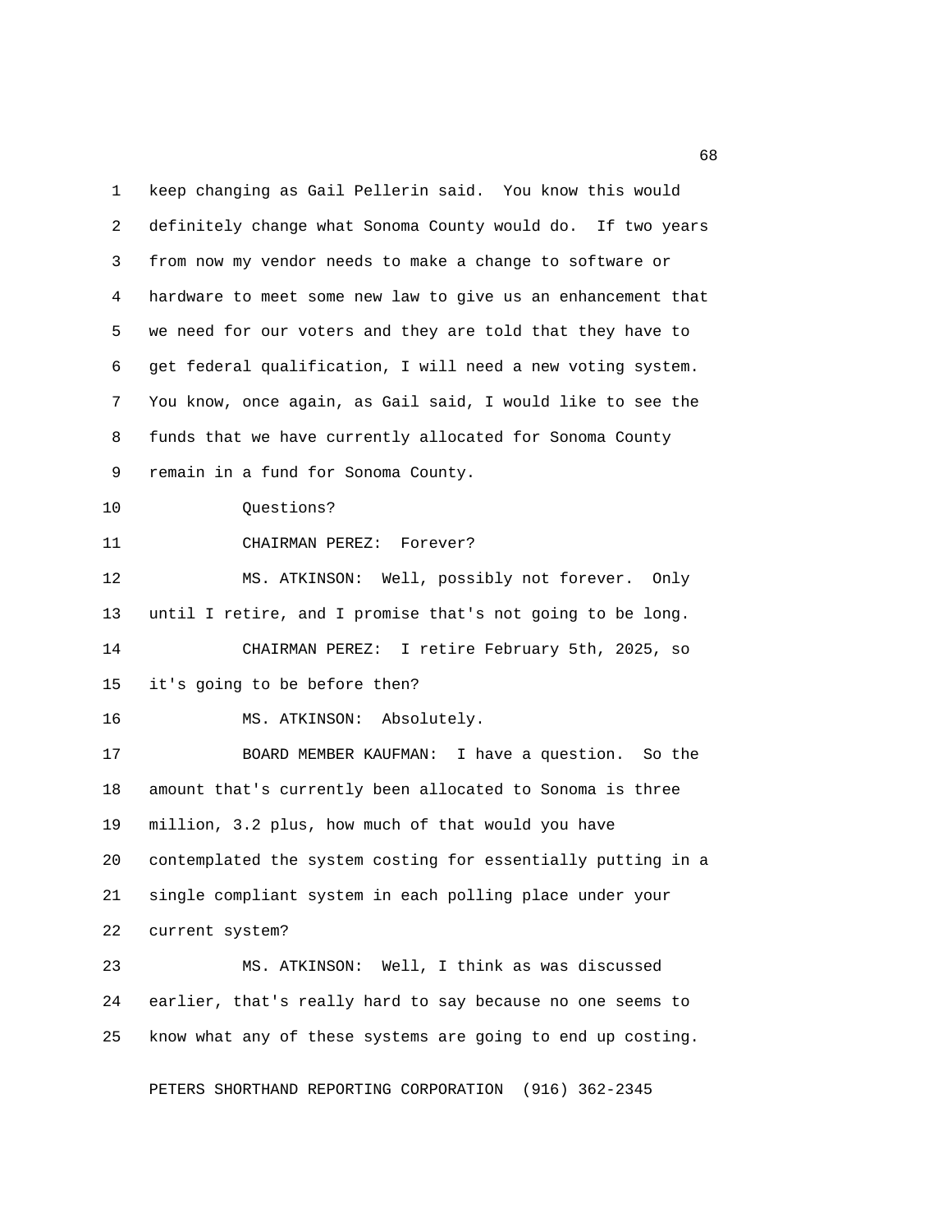keep changing as Gail Pellerin said. You know this would definitely change what Sonoma County would do. If two years from now my vendor needs to make a change to software or hardware to meet some new law to give us an enhancement that we need for our voters and they are told that they have to get federal qualification, I will need a new voting system. You know, once again, as Gail said, I would like to see the funds that we have currently allocated for Sonoma County remain in a fund for Sonoma County.

Questions?

CHAIRMAN PEREZ: Forever?

MS. ATKINSON: Well, possibly not forever. Only until I retire, and I promise that's not going to be long.

CHAIRMAN PEREZ: I retire February 5th, 2025, so it's going to be before then?

MS. ATKINSON: Absolutely.

BOARD MEMBER KAUFMAN: I have a question. So the amount that's currently been allocated to Sonoma is three million, 3.2 plus, how much of that would you have contemplated the system costing for essentially putting in a single compliant system in each polling place under your current system?

MS. ATKINSON: Well, I think as was discussed earlier, that's really hard to say because no one seems to know what any of these systems are going to end up costing.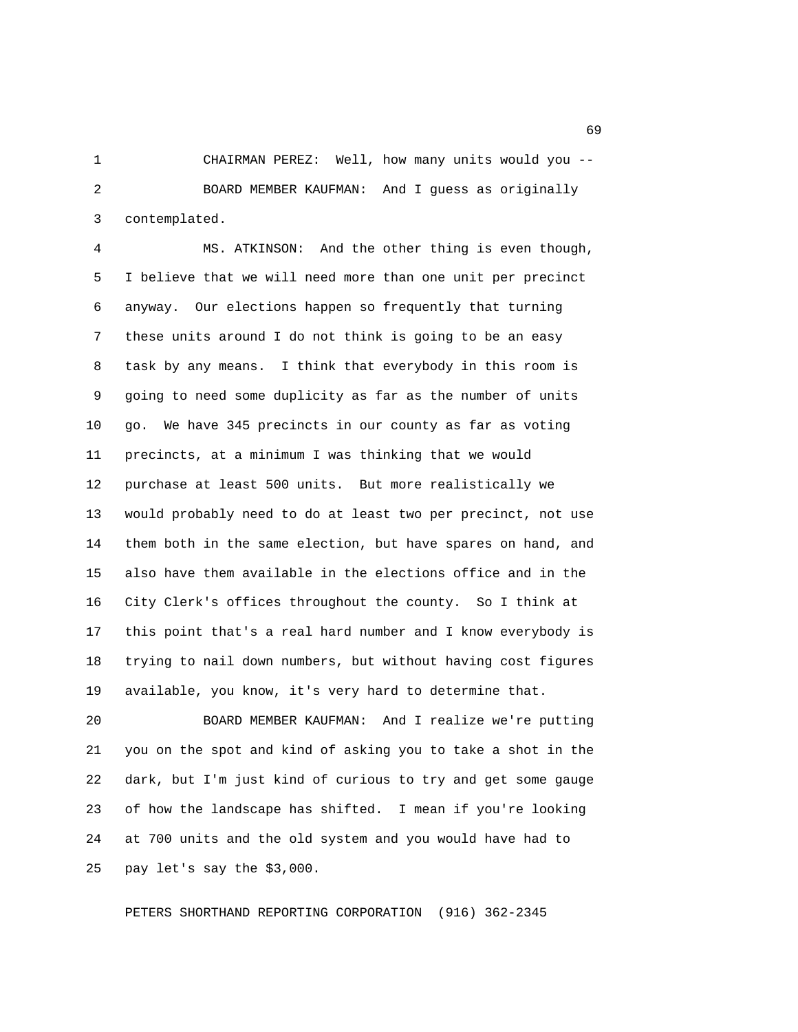CHAIRMAN PEREZ: Well, how many units would you --

BOARD MEMBER KAUFMAN: And I guess as originally contemplated.

MS. ATKINSON: And the other thing is even though, I believe that we will need more than one unit per precinct anyway. Our elections happen so frequently that turning these units around I do not think is going to be an easy task by any means. I think that everybody in this room is going to need some duplicity as far as the number of units go. We have 345 precincts in our county as far as voting precincts, at a minimum I was thinking that we would purchase at least 500 units. But more realistically we would probably need to do at least two per precinct, not use them both in the same election, but have spares on hand, and also have them available in the elections office and in the City Clerk's offices throughout the county. So I think at this point that's a real hard number and I know everybody is trying to nail down numbers, but without having cost figures available, you know, it's very hard to determine that.

BOARD MEMBER KAUFMAN: And I realize we're putting you on the spot and kind of asking you to take a shot in the dark, but I'm just kind of curious to try and get some gauge of how the landscape has shifted. I mean if you're looking at 700 units and the old system and you would have had to pay let's say the $3,000.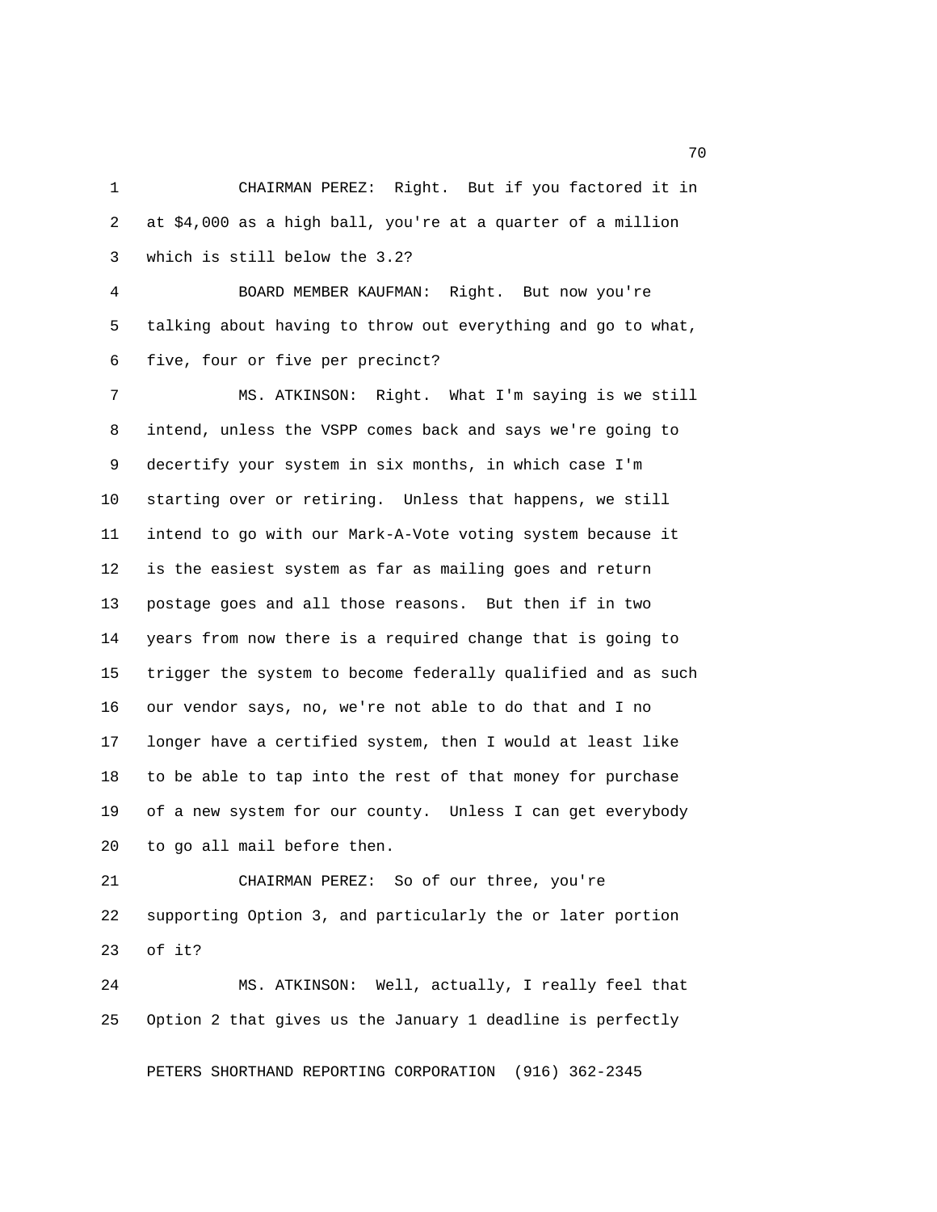CHAIRMAN PEREZ: Right. But if you factored it in at $4,000 as a high ball, you're at a quarter of a million which is still below the 3.2?

BOARD MEMBER KAUFMAN: Right. But now you're talking about having to throw out everything and go to what, five, four or five per precinct?

MS. ATKINSON: Right. What I'm saying is we still intend, unless the VSPP comes back and says we're going to decertify your system in six months, in which case I'm starting over or retiring. Unless that happens, we still intend to go with our Mark-A-Vote voting system because it is the easiest system as far as mailing goes and return postage goes and all those reasons. But then if in two years from now there is a required change that is going to trigger the system to become federally qualified and as such our vendor says, no, we're not able to do that and I no longer have a certified system, then I would at least like to be able to tap into the rest of that money for purchase of a new system for our county. Unless I can get everybody to go all mail before then.

CHAIRMAN PEREZ: So of our three, you're supporting Option 3, and particularly the or later portion of it?

MS. ATKINSON: Well, actually, I really feel that Option 2 that gives us the January 1 deadline is perfectly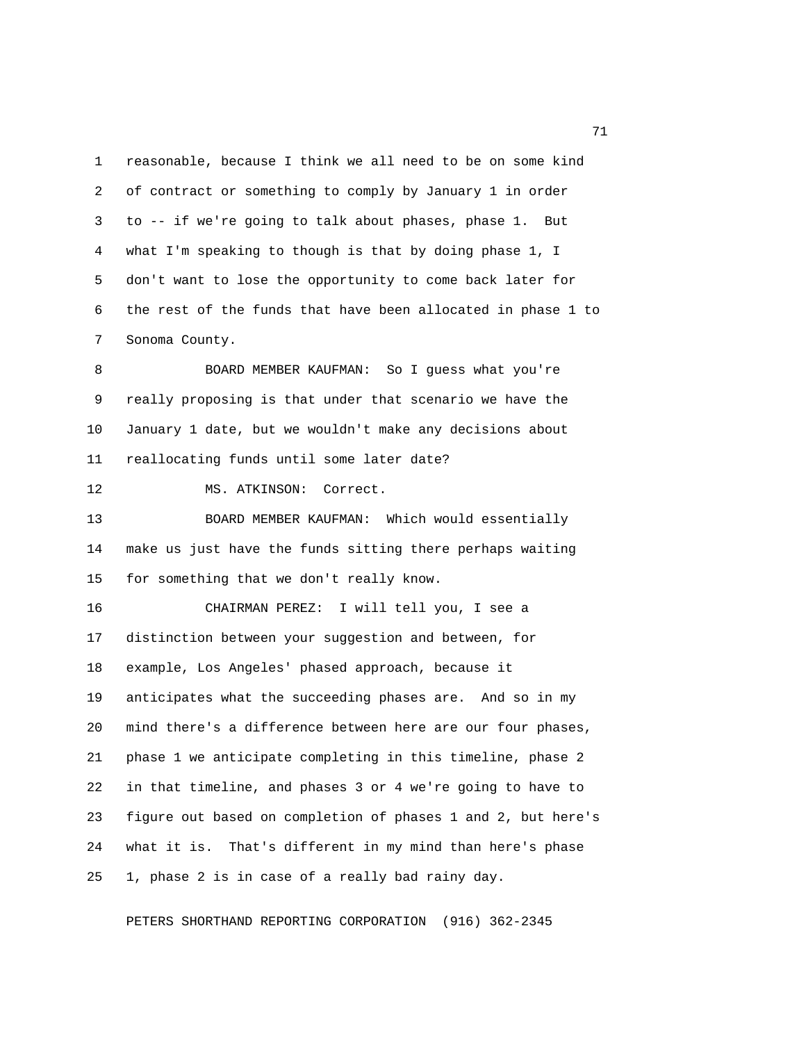reasonable, because I think we all need to be on some kind of contract or something to comply by January 1 in order to -- if we're going to talk about phases, phase 1. But what I'm speaking to though is that by doing phase 1, I don't want to lose the opportunity to come back later for the rest of the funds that have been allocated in phase 1 to Sonoma County.

BOARD MEMBER KAUFMAN: So I guess what you're really proposing is that under that scenario we have the January 1 date, but we wouldn't make any decisions about reallocating funds until some later date?

MS. ATKINSON: Correct.

BOARD MEMBER KAUFMAN: Which would essentially make us just have the funds sitting there perhaps waiting for something that we don't really know.

CHAIRMAN PEREZ: I will tell you, I see a distinction between your suggestion and between, for example, Los Angeles' phased approach, because it anticipates what the succeeding phases are. And so in my mind there's a difference between here are our four phases, phase 1 we anticipate completing in this timeline, phase 2 in that timeline, and phases 3 or 4 we're going to have to figure out based on completion of phases 1 and 2, but here's what it is. That's different in my mind than here's phase 1, phase 2 is in case of a really bad rainy day.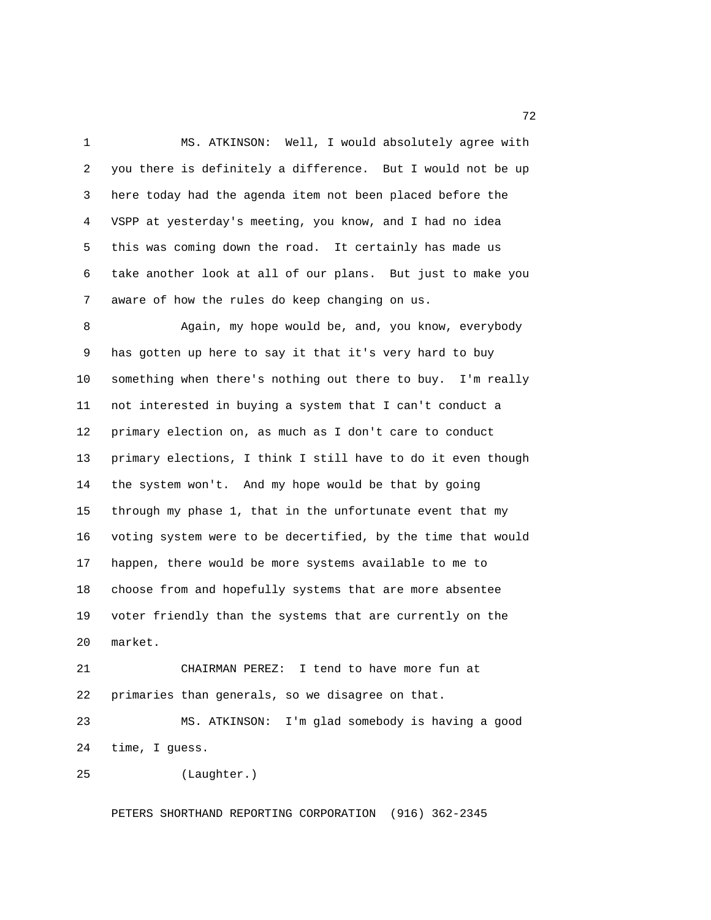MS. ATKINSON: Well, I would absolutely agree with you there is definitely a difference. But I would not be up here today had the agenda item not been placed before the VSPP at yesterday's meeting, you know, and I had no idea this was coming down the road. It certainly has made us take another look at all of our plans. But just to make you aware of how the rules do keep changing on us.

Again, my hope would be, and, you know, everybody has gotten up here to say it that it's very hard to buy something when there's nothing out there to buy. I'm really not interested in buying a system that I can't conduct a primary election on, as much as I don't care to conduct primary elections, I think I still have to do it even though the system won't. And my hope would be that by going through my phase 1, that in the unfortunate event that my voting system were to be decertified, by the time that would happen, there would be more systems available to me to choose from and hopefully systems that are more absentee voter friendly than the systems that are currently on the market.

CHAIRMAN PEREZ: I tend to have more fun at primaries than generals, so we disagree on that.

MS. ATKINSON: I'm glad somebody is having a good time, I guess.

(Laughter.)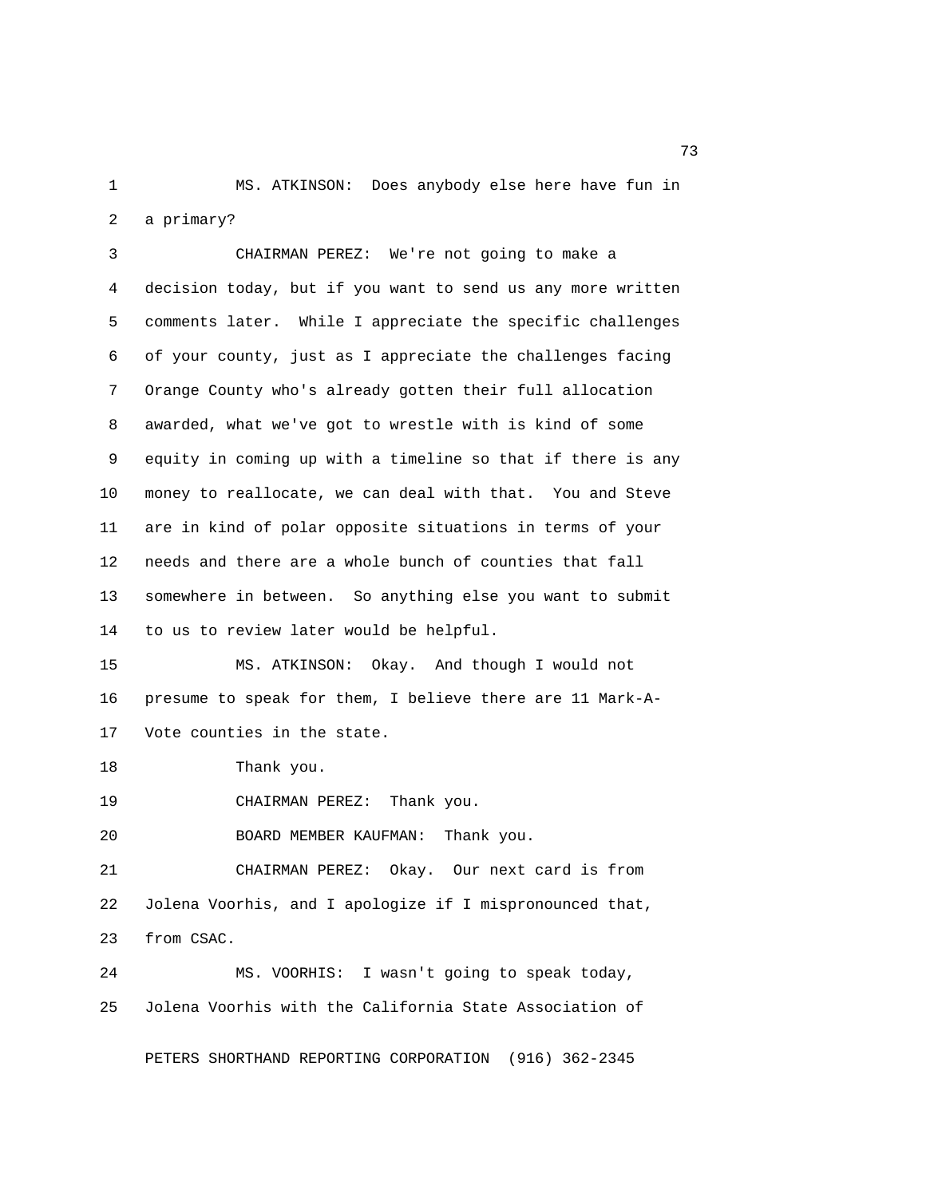MS. ATKINSON: Does anybody else here have fun in a primary?

CHAIRMAN PEREZ: We're not going to make a decision today, but if you want to send us any more written comments later. While I appreciate the specific challenges of your county, just as I appreciate the challenges facing Orange County who's already gotten their full allocation awarded, what we've got to wrestle with is kind of some equity in coming up with a timeline so that if there is any money to reallocate, we can deal with that. You and Steve are in kind of polar opposite situations in terms of your needs and there are a whole bunch of counties that fall somewhere in between. So anything else you want to submit to us to review later would be helpful.

MS. ATKINSON: Okay. And though I would not presume to speak for them, I believe there are 11 Mark-A-Vote counties in the state.

Thank you.

CHAIRMAN PEREZ: Thank you.

BOARD MEMBER KAUFMAN: Thank you.

CHAIRMAN PEREZ: Okay. Our next card is from Jolena Voorhis, and I apologize if I mispronounced that, from CSAC.

MS. VOORHIS: I wasn't going to speak today, Jolena Voorhis with the California State Association of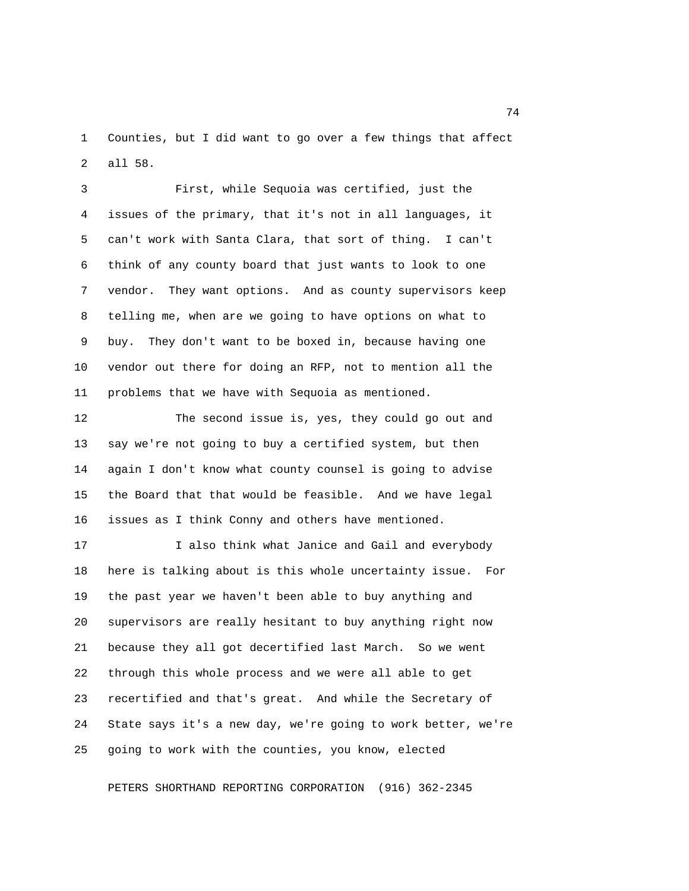Counties, but I did want to go over a few things that affect all 58.

First, while Sequoia was certified, just the issues of the primary, that it's not in all languages, it can't work with Santa Clara, that sort of thing. I can't think of any county board that just wants to look to one vendor. They want options. And as county supervisors keep telling me, when are we going to have options on what to buy. They don't want to be boxed in, because having one vendor out there for doing an RFP, not to mention all the problems that we have with Sequoia as mentioned.

The second issue is, yes, they could go out and say we're not going to buy a certified system, but then again I don't know what county counsel is going to advise the Board that that would be feasible. And we have legal issues as I think Conny and others have mentioned.

I also think what Janice and Gail and everybody here is talking about is this whole uncertainty issue. For the past year we haven't been able to buy anything and supervisors are really hesitant to buy anything right now because they all got decertified last March. So we went through this whole process and we were all able to get recertified and that's great. And while the Secretary of State says it's a new day, we're going to work better, we're going to work with the counties, you know, elected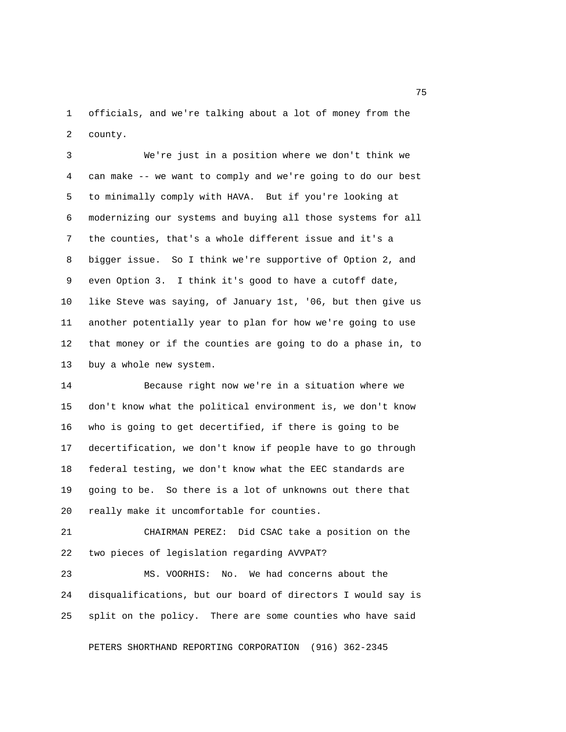officials, and we're talking about a lot of money from the county.

We're just in a position where we don't think we can make -- we want to comply and we're going to do our best to minimally comply with HAVA. But if you're looking at modernizing our systems and buying all those systems for all the counties, that's a whole different issue and it's a bigger issue. So I think we're supportive of Option 2, and even Option 3. I think it's good to have a cutoff date, like Steve was saying, of January 1st, '06, but then give us another potentially year to plan for how we're going to use that money or if the counties are going to do a phase in, to buy a whole new system.

Because right now we're in a situation where we don't know what the political environment is, we don't know who is going to get decertified, if there is going to be decertification, we don't know if people have to go through federal testing, we don't know what the EEC standards are going to be. So there is a lot of unknowns out there that really make it uncomfortable for counties.

CHAIRMAN PEREZ: Did CSAC take a position on the two pieces of legislation regarding AVVPAT?

MS. VOORHIS: No. We had concerns about the disqualifications, but our board of directors I would say is split on the policy. There are some counties who have said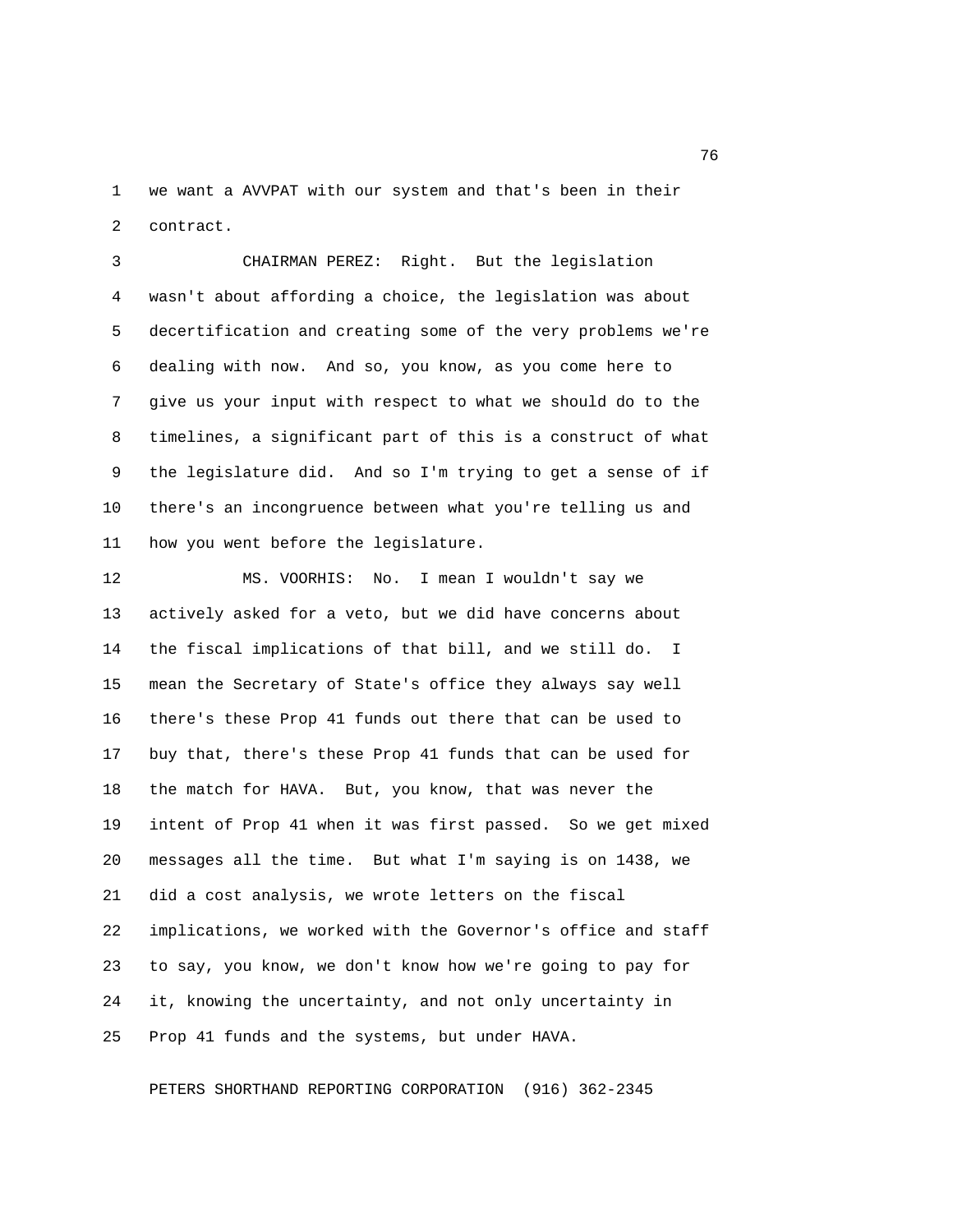we want a AVVPAT with our system and that's been in their contract.

CHAIRMAN PEREZ: Right. But the legislation wasn't about affording a choice, the legislation was about decertification and creating some of the very problems we're dealing with now. And so, you know, as you come here to give us your input with respect to what we should do to the timelines, a significant part of this is a construct of what the legislature did. And so I'm trying to get a sense of if there's an incongruence between what you're telling us and how you went before the legislature.

MS. VOORHIS: No. I mean I wouldn't say we actively asked for a veto, but we did have concerns about the fiscal implications of that bill, and we still do. I mean the Secretary of State's office they always say well there's these Prop 41 funds out there that can be used to buy that, there's these Prop 41 funds that can be used for the match for HAVA. But, you know, that was never the intent of Prop 41 when it was first passed. So we get mixed messages all the time. But what I'm saying is on 1438, we did a cost analysis, we wrote letters on the fiscal implications, we worked with the Governor's office and staff to say, you know, we don't know how we're going to pay for it, knowing the uncertainty, and not only uncertainty in Prop 41 funds and the systems, but under HAVA.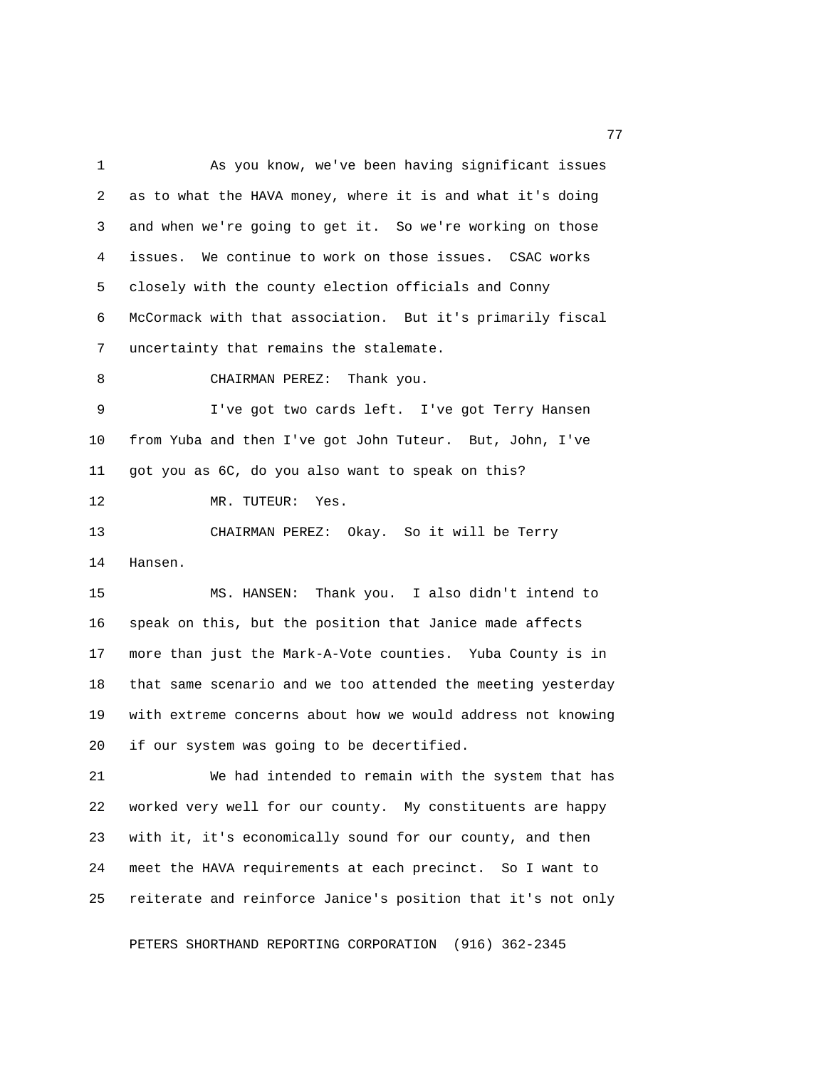As you know, we've been having significant issues as to what the HAVA money, where it is and what it's doing and when we're going to get it. So we're working on those issues. We continue to work on those issues. CSAC works closely with the county election officials and Conny McCormack with that association. But it's primarily fiscal uncertainty that remains the stalemate.

CHAIRMAN PEREZ: Thank you.

I've got two cards left. I've got Terry Hansen from Yuba and then I've got John Tuteur. But, John, I've got you as 6C, do you also want to speak on this?

MR. TUTEUR: Yes.

CHAIRMAN PEREZ: Okay. So it will be Terry Hansen.

MS. HANSEN: Thank you. I also didn't intend to speak on this, but the position that Janice made affects more than just the Mark-A-Vote counties. Yuba County is in that same scenario and we too attended the meeting yesterday with extreme concerns about how we would address not knowing if our system was going to be decertified.

We had intended to remain with the system that has worked very well for our county. My constituents are happy with it, it's economically sound for our county, and then meet the HAVA requirements at each precinct. So I want to reiterate and reinforce Janice's position that it's not only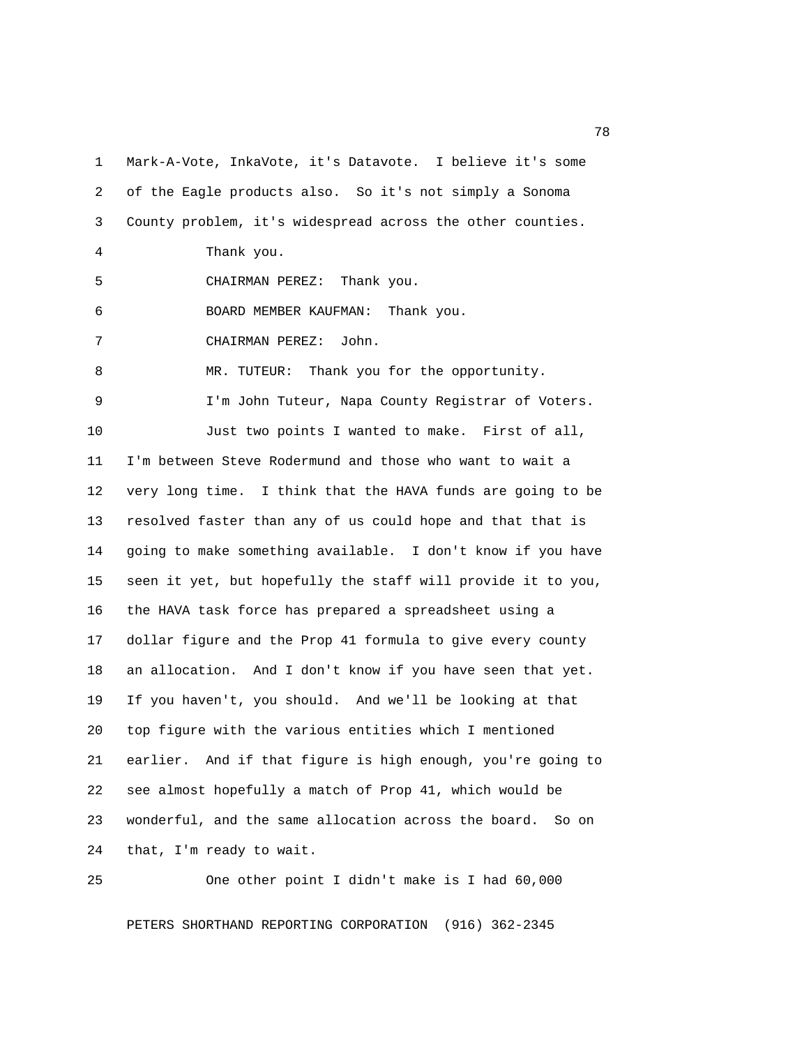Mark-A-Vote, InkaVote, it's Datavote. I believe it's some of the Eagle products also. So it's not simply a Sonoma County problem, it's widespread across the other counties.

Thank you.

CHAIRMAN PEREZ: Thank you.

BOARD MEMBER KAUFMAN: Thank you.

CHAIRMAN PEREZ: John.

MR. TUTEUR: Thank you for the opportunity.

I'm John Tuteur, Napa County Registrar of Voters.

Just two points I wanted to make. First of all, I'm between Steve Rodermund and those who want to wait a very long time. I think that the HAVA funds are going to be resolved faster than any of us could hope and that that is going to make something available. I don't know if you have seen it yet, but hopefully the staff will provide it to you, the HAVA task force has prepared a spreadsheet using a dollar figure and the Prop 41 formula to give every county an allocation. And I don't know if you have seen that yet. If you haven't, you should. And we'll be looking at that top figure with the various entities which I mentioned earlier. And if that figure is high enough, you're going to see almost hopefully a match of Prop 41, which would be wonderful, and the same allocation across the board. So on that, I'm ready to wait.

One other point I didn't make is I had 60,000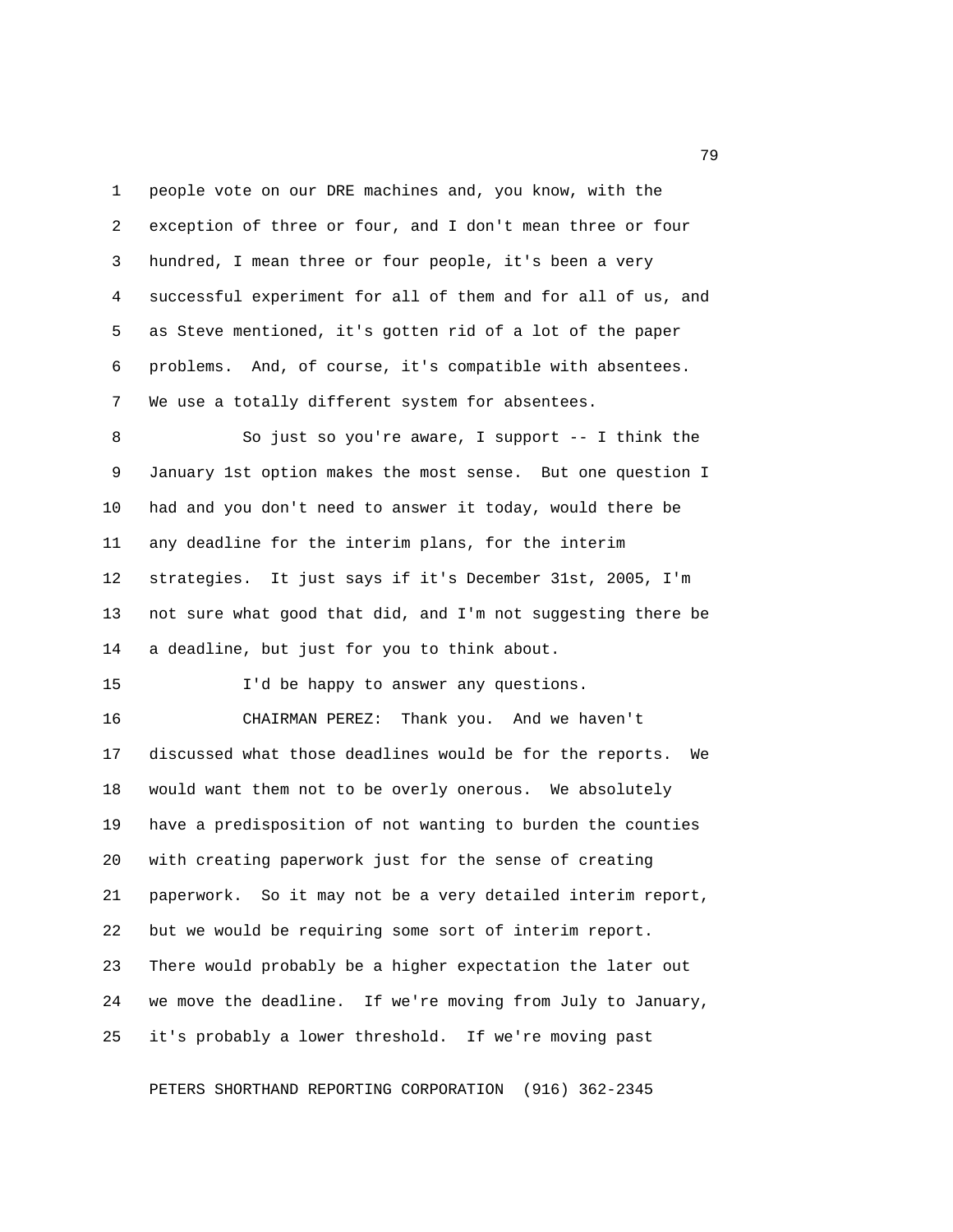people vote on our DRE machines and, you know, with the exception of three or four, and I don't mean three or four hundred, I mean three or four people, it's been a very successful experiment for all of them and for all of us, and as Steve mentioned, it's gotten rid of a lot of the paper problems. And, of course, it's compatible with absentees. We use a totally different system for absentees.

So just so you're aware, I support -- I think the January 1st option makes the most sense. But one question I had and you don't need to answer it today, would there be any deadline for the interim plans, for the interim strategies. It just says if it's December 31st, 2005, I'm not sure what good that did, and I'm not suggesting there be a deadline, but just for you to think about.

I'd be happy to answer any questions.

CHAIRMAN PEREZ: Thank you. And we haven't discussed what those deadlines would be for the reports. We would want them not to be overly onerous. We absolutely have a predisposition of not wanting to burden the counties with creating paperwork just for the sense of creating paperwork. So it may not be a very detailed interim report, but we would be requiring some sort of interim report. There would probably be a higher expectation the later out we move the deadline. If we're moving from July to January, it's probably a lower threshold. If we're moving past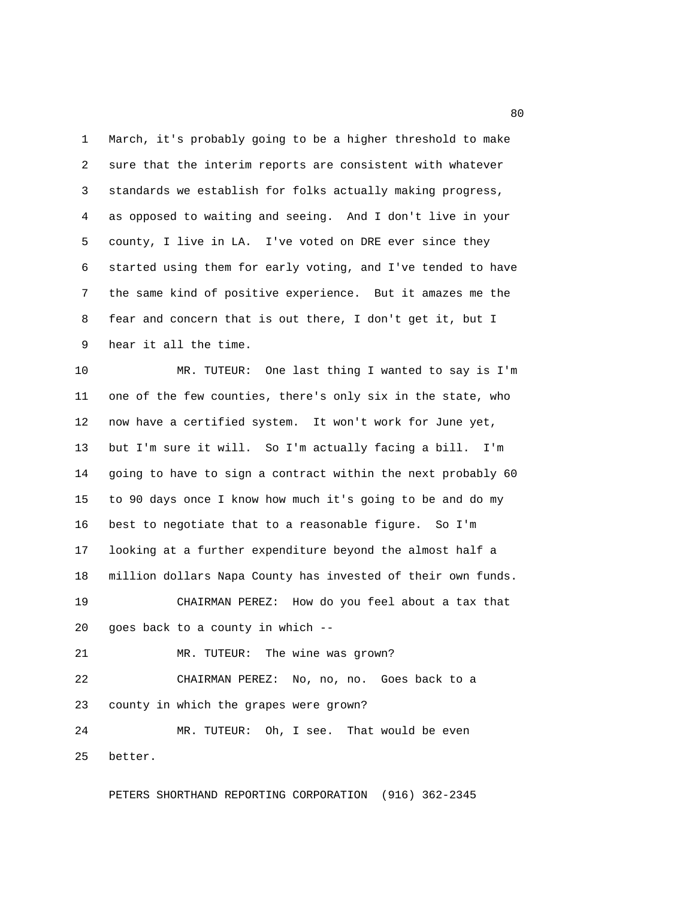March, it's probably going to be a higher threshold to make sure that the interim reports are consistent with whatever standards we establish for folks actually making progress, as opposed to waiting and seeing. And I don't live in your county, I live in LA. I've voted on DRE ever since they started using them for early voting, and I've tended to have the same kind of positive experience. But it amazes me the fear and concern that is out there, I don't get it, but I hear it all the time.

MR. TUTEUR: One last thing I wanted to say is I'm one of the few counties, there's only six in the state, who now have a certified system. It won't work for June yet, but I'm sure it will. So I'm actually facing a bill. I'm going to have to sign a contract within the next probably 60 to 90 days once I know how much it's going to be and do my best to negotiate that to a reasonable figure. So I'm looking at a further expenditure beyond the almost half a million dollars Napa County has invested of their own funds.

CHAIRMAN PEREZ: How do you feel about a tax that goes back to a county in which --

MR. TUTEUR: The wine was grown?

CHAIRMAN PEREZ: No, no, no. Goes back to a county in which the grapes were grown?

MR. TUTEUR: Oh, I see. That would be even better.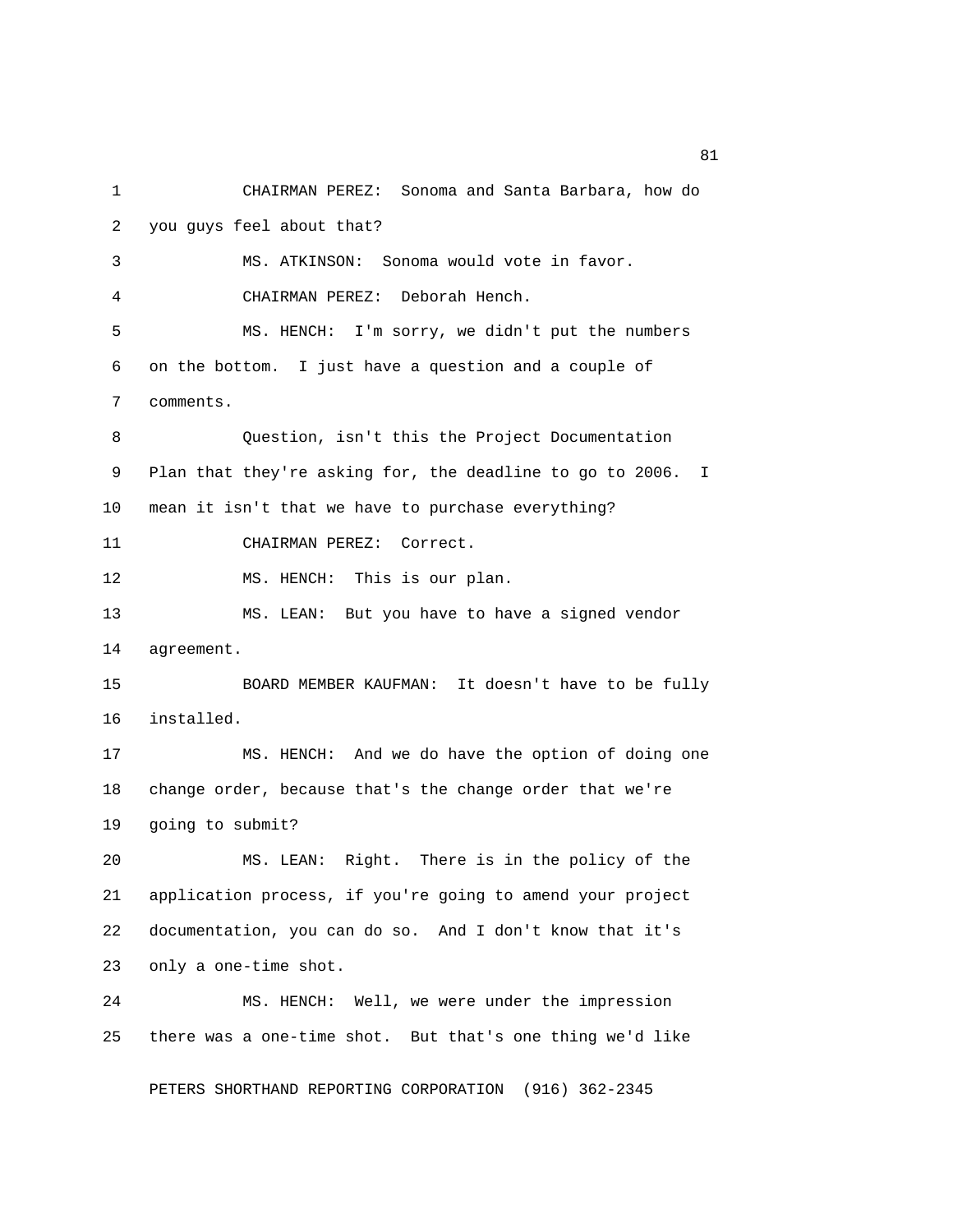CHAIRMAN PEREZ: Sonoma and Santa Barbara, how do you guys feel about that?

MS. ATKINSON: Sonoma would vote in favor.

CHAIRMAN PEREZ: Deborah Hench.

MS. HENCH: I'm sorry, we didn't put the numbers on the bottom. I just have a question and a couple of comments.

Question, isn't this the Project Documentation Plan that they're asking for, the deadline to go to 2006. I mean it isn't that we have to purchase everything?

CHAIRMAN PEREZ: Correct.

MS. HENCH: This is our plan.

MS. LEAN: But you have to have a signed vendor agreement.

BOARD MEMBER KAUFMAN: It doesn't have to be fully installed.

MS. HENCH: And we do have the option of doing one change order, because that's the change order that we're going to submit?

MS. LEAN: Right. There is in the policy of the application process, if you're going to amend your project documentation, you can do so. And I don't know that it's only a one-time shot.

MS. HENCH: Well, we were under the impression there was a one-time shot. But that's one thing we'd like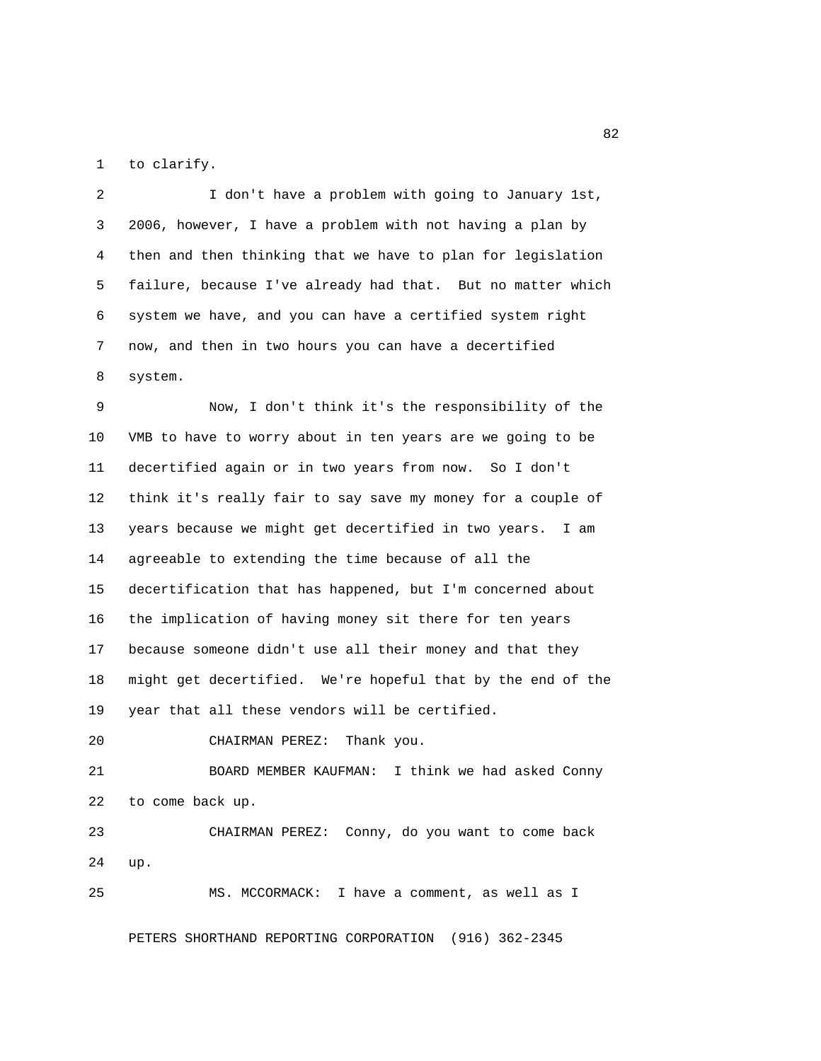to clarify.

I don't have a problem with going to January 1st, 2006, however, I have a problem with not having a plan by then and then thinking that we have to plan for legislation failure, because I've already had that. But no matter which system we have, and you can have a certified system right now, and then in two hours you can have a decertified system.

Now, I don't think it's the responsibility of the VMB to have to worry about in ten years are we going to be decertified again or in two years from now. So I don't think it's really fair to say save my money for a couple of years because we might get decertified in two years. I am agreeable to extending the time because of all the decertification that has happened, but I'm concerned about the implication of having money sit there for ten years because someone didn't use all their money and that they might get decertified. We're hopeful that by the end of the year that all these vendors will be certified.

CHAIRMAN PEREZ: Thank you.

BOARD MEMBER KAUFMAN: I think we had asked Conny to come back up.

CHAIRMAN PEREZ: Conny, do you want to come back up.

MS. MCCORMACK: I have a comment, as well as I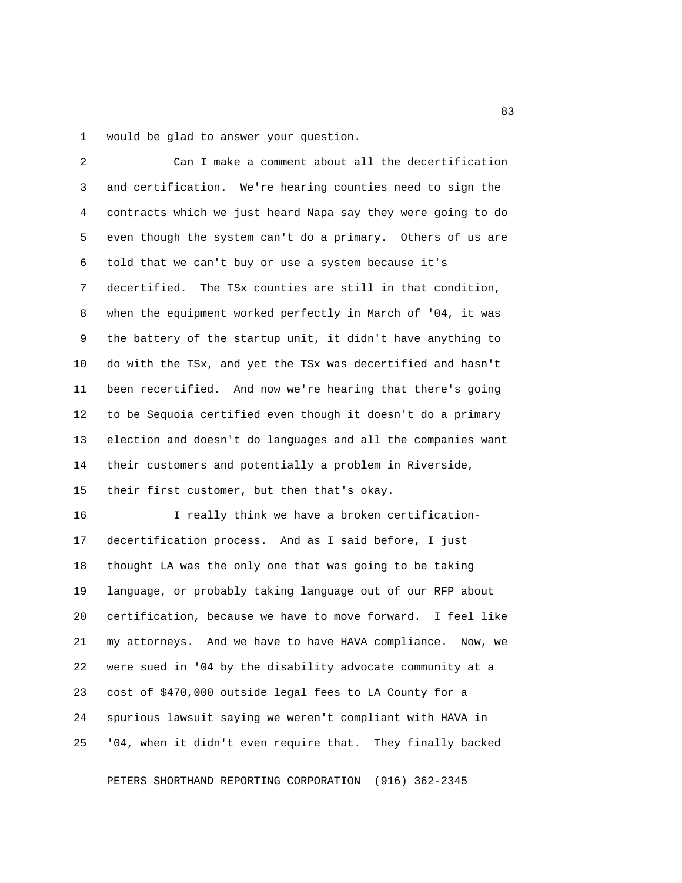would be glad to answer your question.

Can I make a comment about all the decertification and certification. We're hearing counties need to sign the contracts which we just heard Napa say they were going to do even though the system can't do a primary. Others of us are told that we can't buy or use a system because it's decertified. The TSx counties are still in that condition, when the equipment worked perfectly in March of '04, it was the battery of the startup unit, it didn't have anything to do with the TSx, and yet the TSx was decertified and hasn't been recertified. And now we're hearing that there's going to be Sequoia certified even though it doesn't do a primary election and doesn't do languages and all the companies want their customers and potentially a problem in Riverside, their first customer, but then that's okay.

I really think we have a broken certification-decertification process. And as I said before, I just thought LA was the only one that was going to be taking language, or probably taking language out of our RFP about certification, because we have to move forward. I feel like my attorneys. And we have to have HAVA compliance. Now, we were sued in '04 by the disability advocate community at a cost of $470,000 outside legal fees to LA County for a spurious lawsuit saying we weren't compliant with HAVA in '04, when it didn't even require that. They finally backed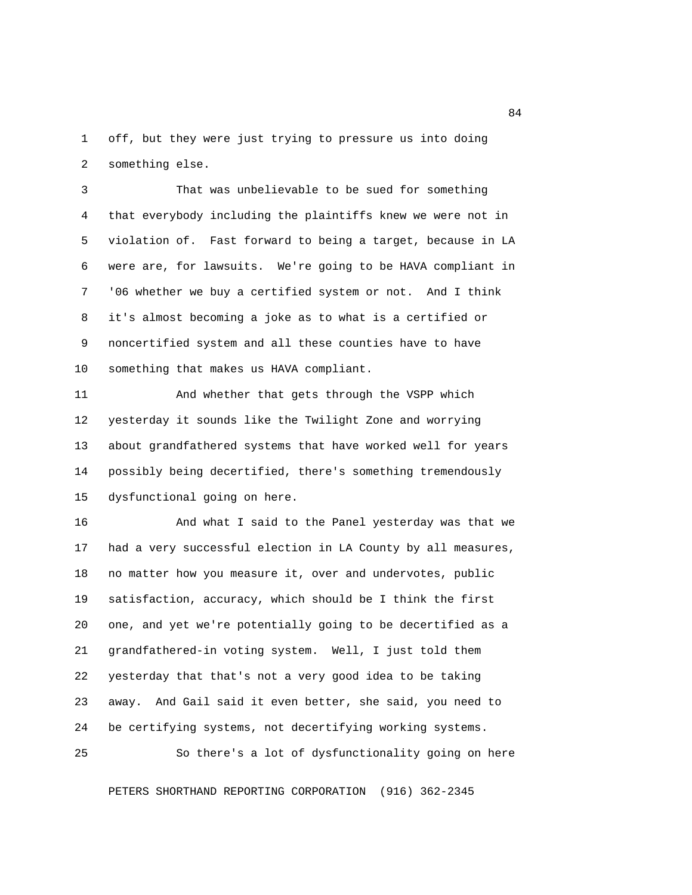off, but they were just trying to pressure us into doing something else.

That was unbelievable to be sued for something that everybody including the plaintiffs knew we were not in violation of. Fast forward to being a target, because in LA were are, for lawsuits. We're going to be HAVA compliant in '06 whether we buy a certified system or not. And I think it's almost becoming a joke as to what is a certified or noncertified system and all these counties have to have something that makes us HAVA compliant.

And whether that gets through the VSPP which yesterday it sounds like the Twilight Zone and worrying about grandfathered systems that have worked well for years possibly being decertified, there's something tremendously dysfunctional going on here.

And what I said to the Panel yesterday was that we had a very successful election in LA County by all measures, no matter how you measure it, over and undervotes, public satisfaction, accuracy, which should be I think the first one, and yet we're potentially going to be decertified as a grandfathered-in voting system. Well, I just told them yesterday that that's not a very good idea to be taking away. And Gail said it even better, she said, you need to be certifying systems, not decertifying working systems.

So there's a lot of dysfunctionality going on here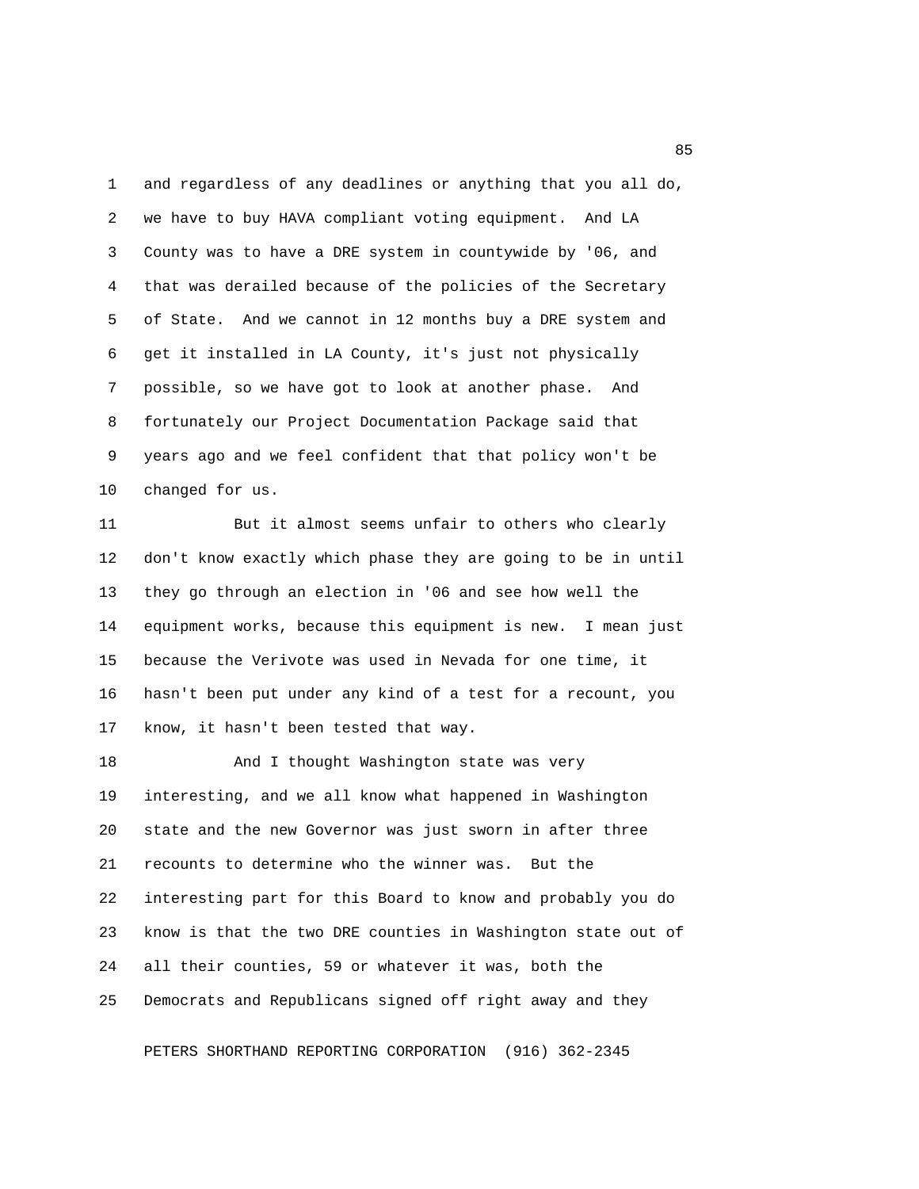and regardless of any deadlines or anything that you all do, we have to buy HAVA compliant voting equipment. And LA County was to have a DRE system in countywide by '06, and that was derailed because of the policies of the Secretary of State. And we cannot in 12 months buy a DRE system and get it installed in LA County, it's just not physically possible, so we have got to look at another phase. And fortunately our Project Documentation Package said that years ago and we feel confident that that policy won't be changed for us.

But it almost seems unfair to others who clearly don't know exactly which phase they are going to be in until they go through an election in '06 and see how well the equipment works, because this equipment is new. I mean just because the Verivote was used in Nevada for one time, it hasn't been put under any kind of a test for a recount, you know, it hasn't been tested that way.

And I thought Washington state was very interesting, and we all know what happened in Washington state and the new Governor was just sworn in after three recounts to determine who the winner was. But the interesting part for this Board to know and probably you do know is that the two DRE counties in Washington state out of all their counties, 59 or whatever it was, both the Democrats and Republicans signed off right away and they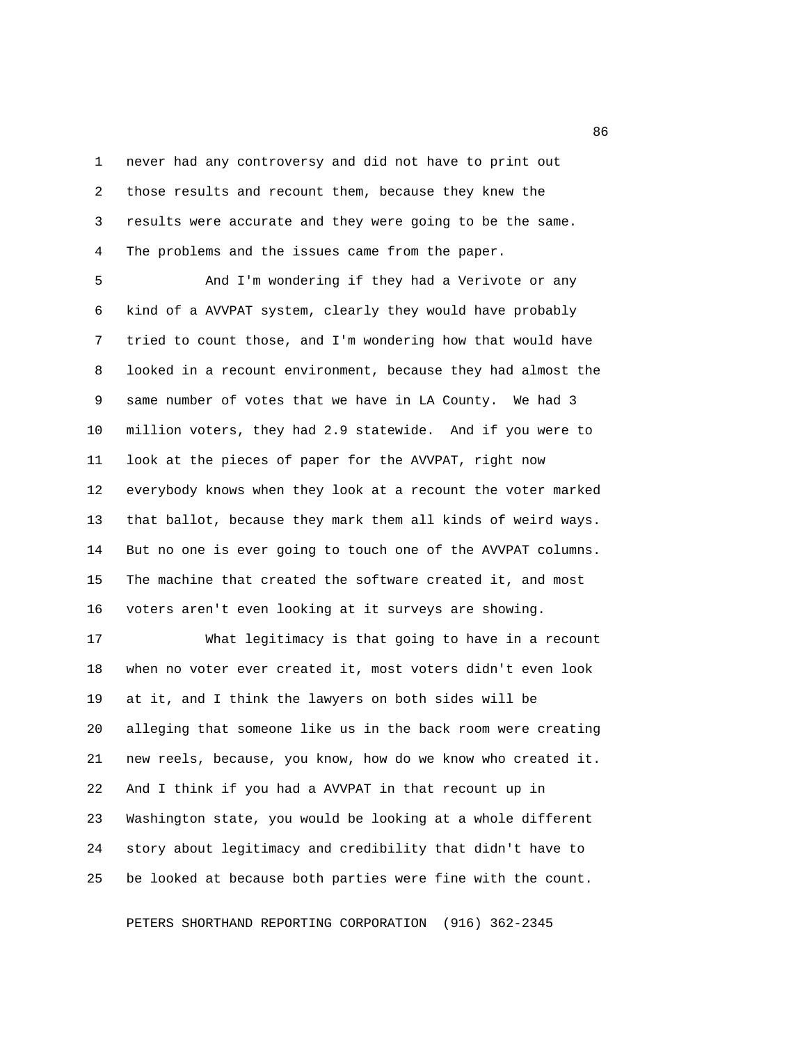never had any controversy and did not have to print out those results and recount them, because they knew the results were accurate and they were going to be the same. The problems and the issues came from the paper.

And I'm wondering if they had a Verivote or any kind of a AVVPAT system, clearly they would have probably tried to count those, and I'm wondering how that would have looked in a recount environment, because they had almost the same number of votes that we have in LA County. We had 3 million voters, they had 2.9 statewide. And if you were to look at the pieces of paper for the AVVPAT, right now everybody knows when they look at a recount the voter marked that ballot, because they mark them all kinds of weird ways. But no one is ever going to touch one of the AVVPAT columns. The machine that created the software created it, and most voters aren't even looking at it surveys are showing.

What legitimacy is that going to have in a recount when no voter ever created it, most voters didn't even look at it, and I think the lawyers on both sides will be alleging that someone like us in the back room were creating new reels, because, you know, how do we know who created it. And I think if you had a AVVPAT in that recount up in Washington state, you would be looking at a whole different story about legitimacy and credibility that didn't have to be looked at because both parties were fine with the count.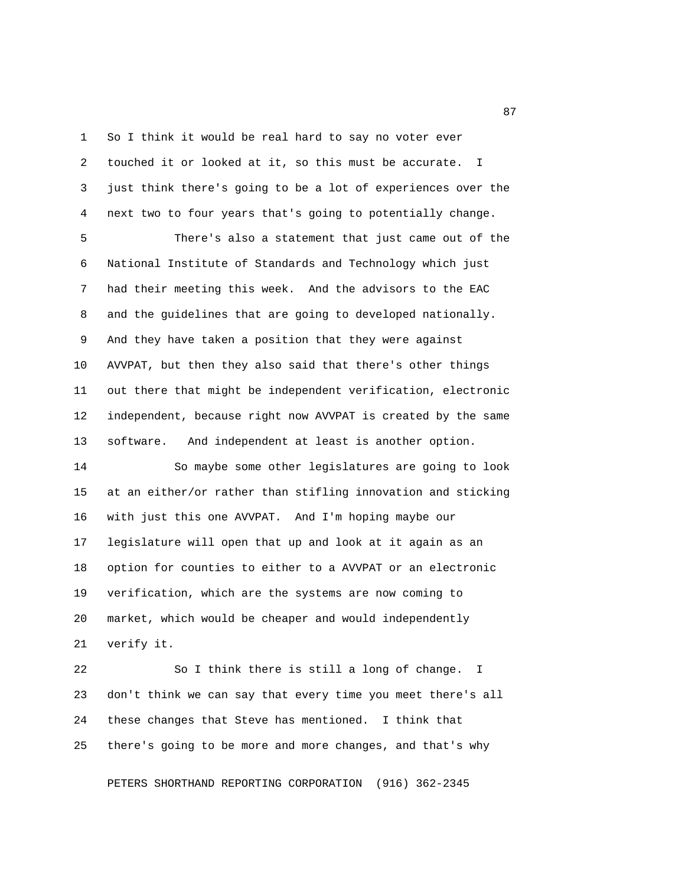So I think it would be real hard to say no voter ever touched it or looked at it, so this must be accurate. I just think there's going to be a lot of experiences over the next two to four years that's going to potentially change.

There's also a statement that just came out of the National Institute of Standards and Technology which just had their meeting this week. And the advisors to the EAC and the guidelines that are going to developed nationally. And they have taken a position that they were against AVVPAT, but then they also said that there's other things out there that might be independent verification, electronic independent, because right now AVVPAT is created by the same software. And independent at least is another option.

So maybe some other legislatures are going to look at an either/or rather than stifling innovation and sticking with just this one AVVPAT. And I'm hoping maybe our legislature will open that up and look at it again as an option for counties to either to a AVVPAT or an electronic verification, which are the systems are now coming to market, which would be cheaper and would independently verify it.

So I think there is still a long of change. I don't think we can say that every time you meet there's all these changes that Steve has mentioned. I think that there's going to be more and more changes, and that's why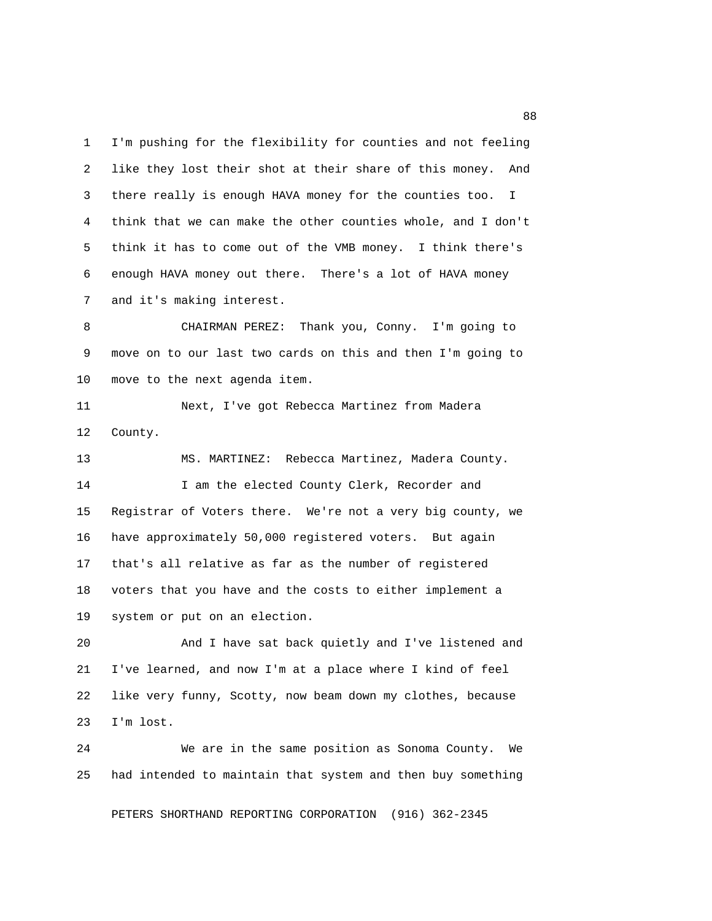I'm pushing for the flexibility for counties and not feeling like they lost their shot at their share of this money. And there really is enough HAVA money for the counties too. I think that we can make the other counties whole, and I don't think it has to come out of the VMB money. I think there's enough HAVA money out there. There's a lot of HAVA money and it's making interest.

CHAIRMAN PEREZ: Thank you, Conny. I'm going to move on to our last two cards on this and then I'm going to move to the next agenda item.

Next, I've got Rebecca Martinez from Madera County.

MS. MARTINEZ: Rebecca Martinez, Madera County.

I am the elected County Clerk, Recorder and Registrar of Voters there. We're not a very big county, we have approximately 50,000 registered voters. But again that's all relative as far as the number of registered voters that you have and the costs to either implement a system or put on an election.

And I have sat back quietly and I've listened and I've learned, and now I'm at a place where I kind of feel like very funny, Scotty, now beam down my clothes, because I'm lost.

We are in the same position as Sonoma County. We had intended to maintain that system and then buy something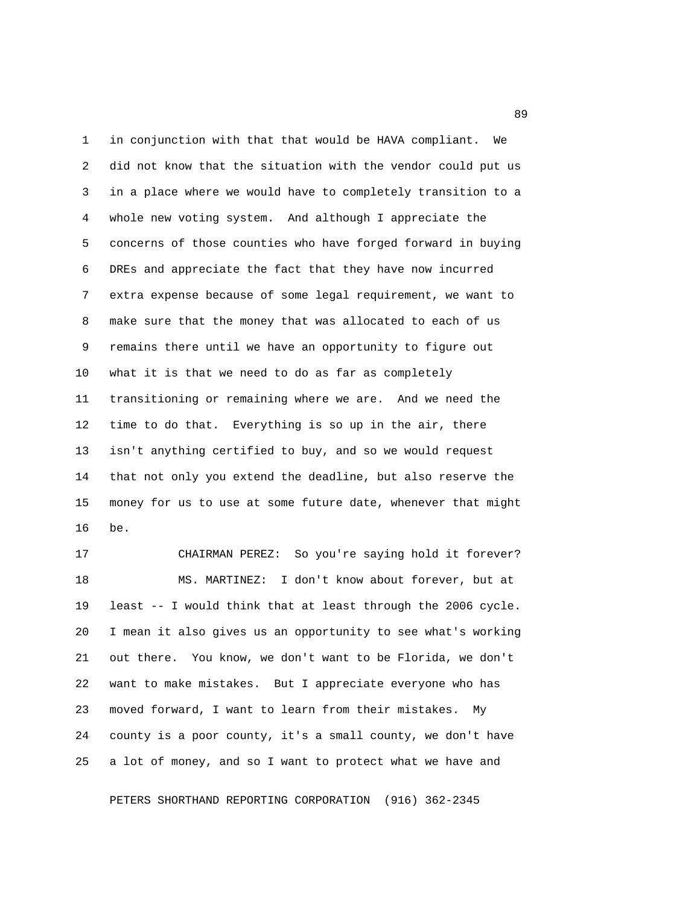in conjunction with that that would be HAVA compliant. We did not know that the situation with the vendor could put us in a place where we would have to completely transition to a whole new voting system. And although I appreciate the concerns of those counties who have forged forward in buying DREs and appreciate the fact that they have now incurred extra expense because of some legal requirement, we want to make sure that the money that was allocated to each of us remains there until we have an opportunity to figure out what it is that we need to do as far as completely transitioning or remaining where we are. And we need the time to do that. Everything is so up in the air, there isn't anything certified to buy, and so we would request that not only you extend the deadline, but also reserve the money for us to use at some future date, whenever that might be.

CHAIRMAN PEREZ: So you're saying hold it forever?

MS. MARTINEZ: I don't know about forever, but at least -- I would think that at least through the 2006 cycle. I mean it also gives us an opportunity to see what's working out there. You know, we don't want to be Florida, we don't want to make mistakes. But I appreciate everyone who has moved forward, I want to learn from their mistakes. My county is a poor county, it's a small county, we don't have a lot of money, and so I want to protect what we have and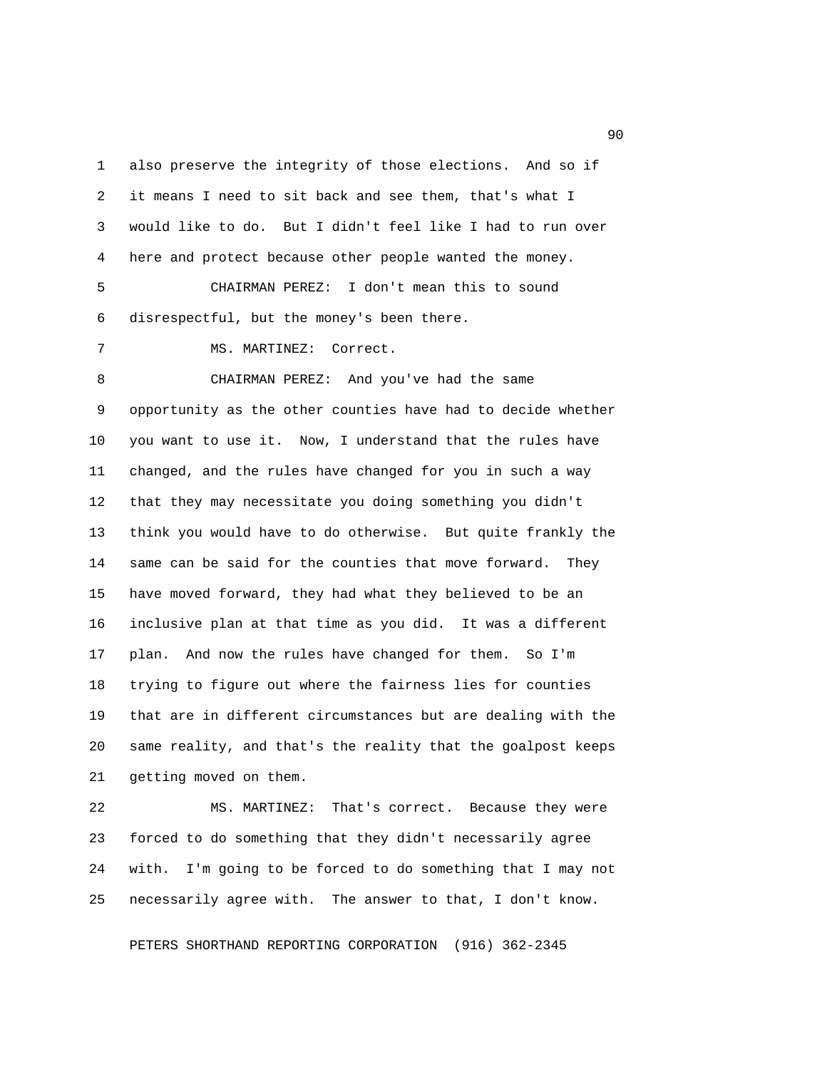also preserve the integrity of those elections. And so if it means I need to sit back and see them, that's what I would like to do. But I didn't feel like I had to run over here and protect because other people wanted the money.

CHAIRMAN PEREZ: I don't mean this to sound disrespectful, but the money's been there.

MS. MARTINEZ: Correct.

CHAIRMAN PEREZ: And you've had the same opportunity as the other counties have had to decide whether you want to use it. Now, I understand that the rules have changed, and the rules have changed for you in such a way that they may necessitate you doing something you didn't think you would have to do otherwise. But quite frankly the same can be said for the counties that move forward. They have moved forward, they had what they believed to be an inclusive plan at that time as you did. It was a different plan. And now the rules have changed for them. So I'm trying to figure out where the fairness lies for counties that are in different circumstances but are dealing with the same reality, and that's the reality that the goalpost keeps getting moved on them.

MS. MARTINEZ: That's correct. Because they were forced to do something that they didn't necessarily agree with. I'm going to be forced to do something that I may not necessarily agree with. The answer to that, I don't know.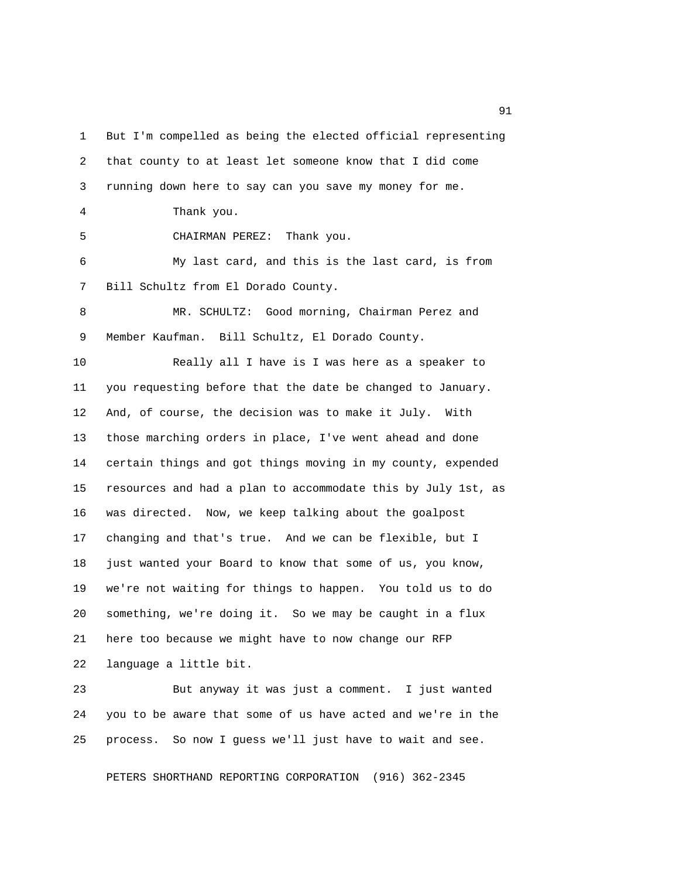But I'm compelled as being the elected official representing that county to at least let someone know that I did come running down here to say can you save my money for me.

Thank you.

CHAIRMAN PEREZ: Thank you.

My last card, and this is the last card, is from Bill Schultz from El Dorado County.

MR. SCHULTZ: Good morning, Chairman Perez and Member Kaufman. Bill Schultz, El Dorado County.

Really all I have is I was here as a speaker to you requesting before that the date be changed to January. And, of course, the decision was to make it July. With those marching orders in place, I've went ahead and done certain things and got things moving in my county, expended resources and had a plan to accommodate this by July 1st, as was directed. Now, we keep talking about the goalpost changing and that's true. And we can be flexible, but I just wanted your Board to know that some of us, you know, we're not waiting for things to happen. You told us to do something, we're doing it. So we may be caught in a flux here too because we might have to now change our RFP language a little bit.

But anyway it was just a comment. I just wanted you to be aware that some of us have acted and we're in the process. So now I guess we'll just have to wait and see.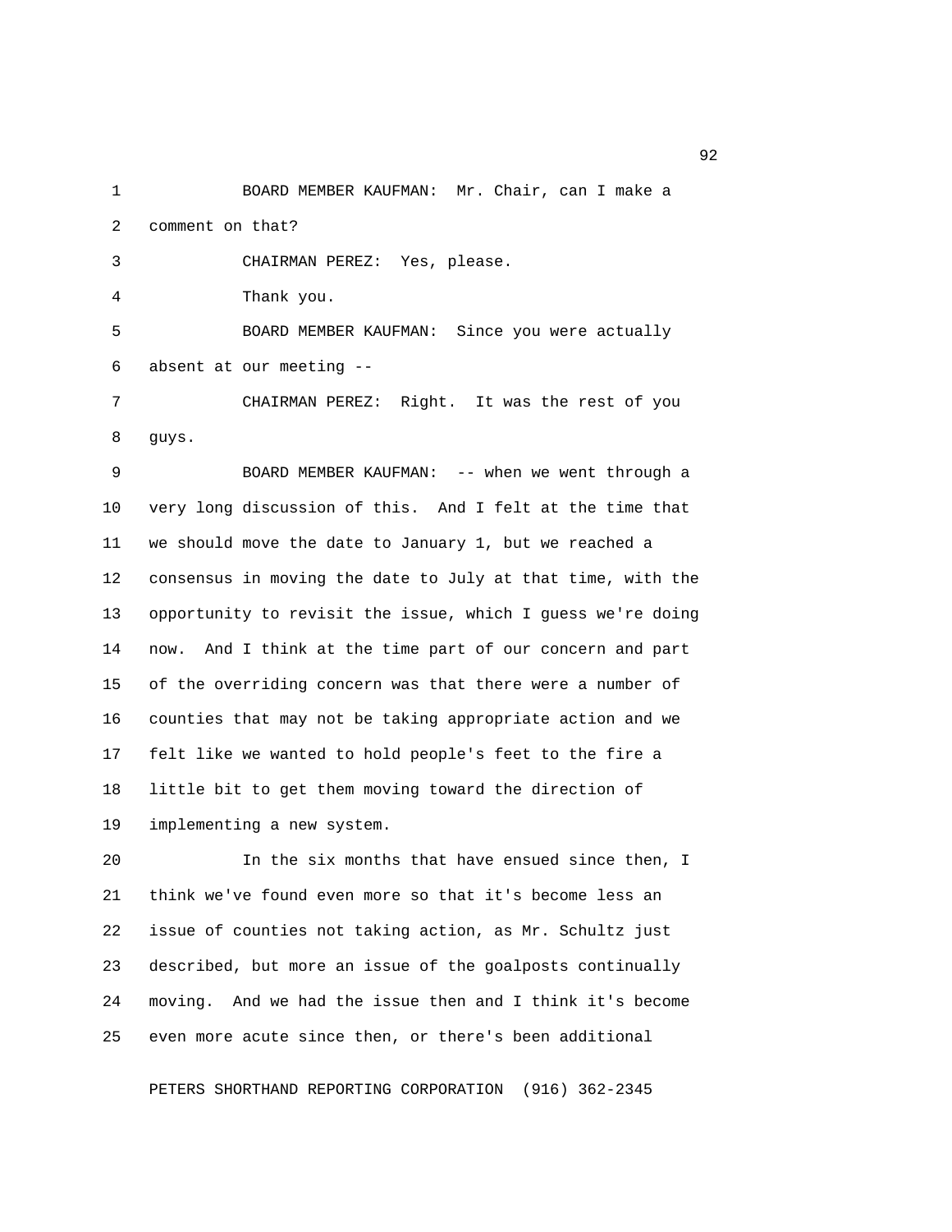BOARD MEMBER KAUFMAN: Mr. Chair, can I make a comment on that?

CHAIRMAN PEREZ: Yes, please.

Thank you.

BOARD MEMBER KAUFMAN: Since you were actually absent at our meeting --

CHAIRMAN PEREZ: Right. It was the rest of you guys.

BOARD MEMBER KAUFMAN: -- when we went through a very long discussion of this. And I felt at the time that we should move the date to January 1, but we reached a consensus in moving the date to July at that time, with the opportunity to revisit the issue, which I guess we're doing now. And I think at the time part of our concern and part of the overriding concern was that there were a number of counties that may not be taking appropriate action and we felt like we wanted to hold people's feet to the fire a little bit to get them moving toward the direction of implementing a new system.

In the six months that have ensued since then, I think we've found even more so that it's become less an issue of counties not taking action, as Mr. Schultz just described, but more an issue of the goalposts continually moving. And we had the issue then and I think it's become even more acute since then, or there's been additional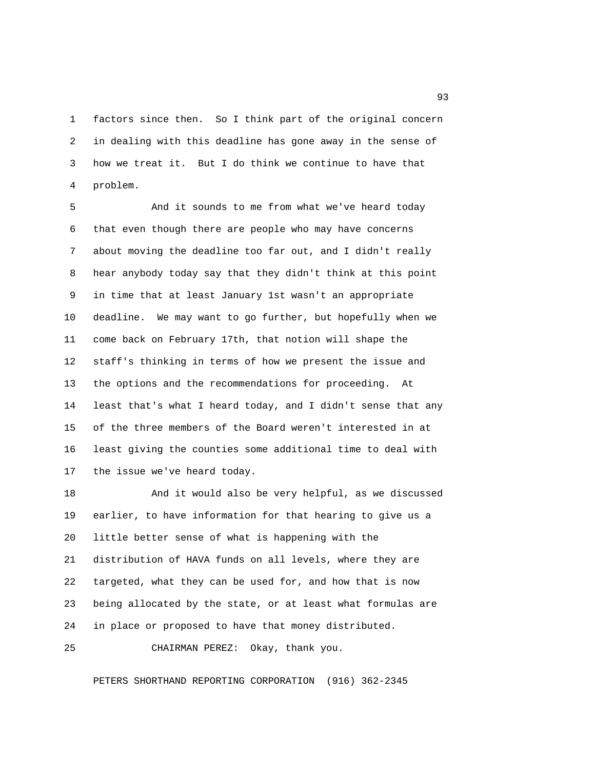factors since then. So I think part of the original concern in dealing with this deadline has gone away in the sense of how we treat it. But I do think we continue to have that problem.

And it sounds to me from what we've heard today that even though there are people who may have concerns about moving the deadline too far out, and I didn't really hear anybody today say that they didn't think at this point in time that at least January 1st wasn't an appropriate deadline. We may want to go further, but hopefully when we come back on February 17th, that notion will shape the staff's thinking in terms of how we present the issue and the options and the recommendations for proceeding. At least that's what I heard today, and I didn't sense that any of the three members of the Board weren't interested in at least giving the counties some additional time to deal with the issue we've heard today.

And it would also be very helpful, as we discussed earlier, to have information for that hearing to give us a little better sense of what is happening with the distribution of HAVA funds on all levels, where they are targeted, what they can be used for, and how that is now being allocated by the state, or at least what formulas are in place or proposed to have that money distributed.

CHAIRMAN PEREZ: Okay, thank you.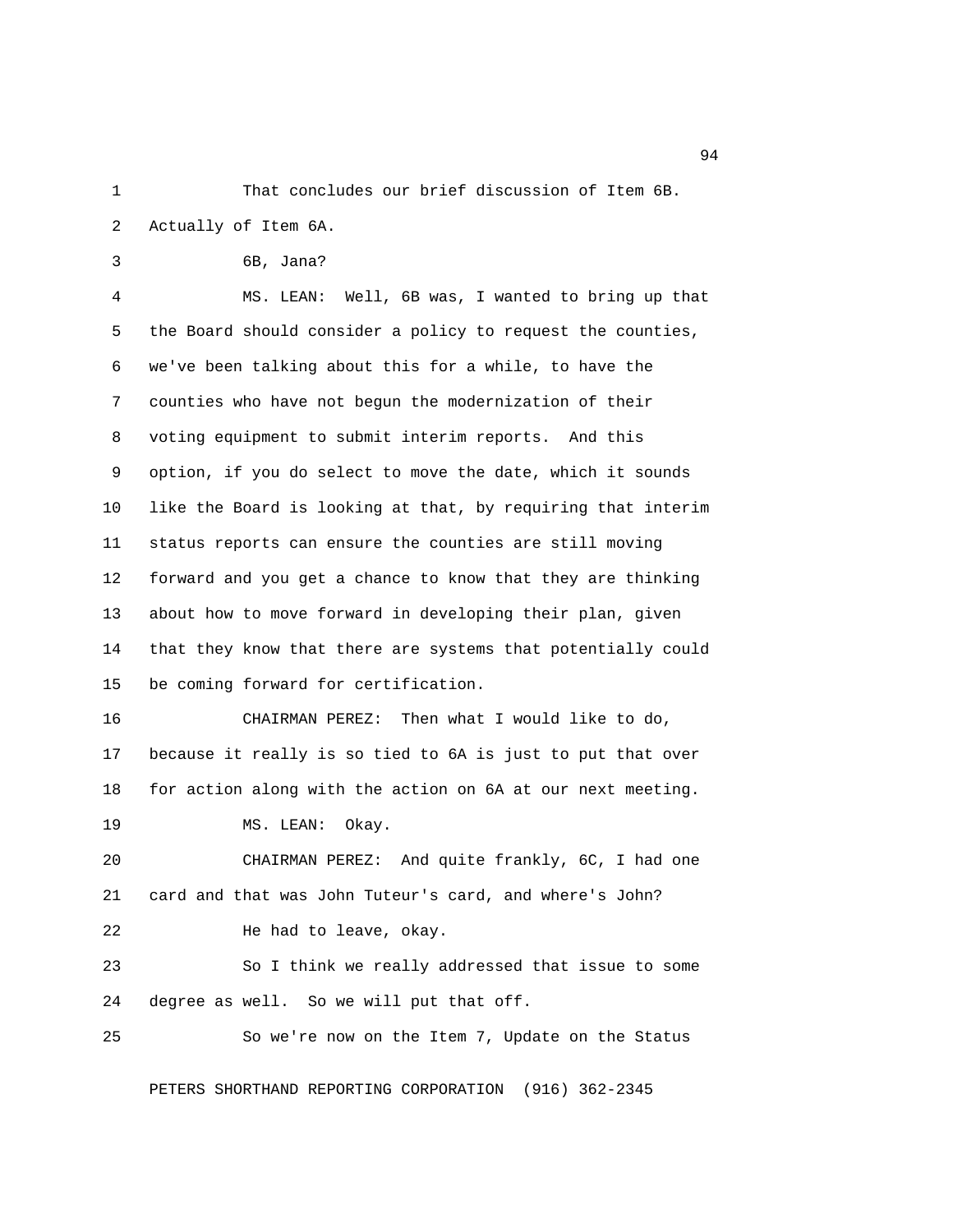1 That concludes our brief discussion of Item 6B.
2 Actually of Item 6A.
3 6B, Jana?
4 MS. LEAN: Well, 6B was, I wanted to bring up that
5 the Board should consider a policy to request the counties,
6 we've been talking about this for a while, to have the
7 counties who have not begun the modernization of their
8 voting equipment to submit interim reports. And this
9 option, if you do select to move the date, which it sounds
10 like the Board is looking at that, by requiring that interim
11 status reports can ensure the counties are still moving
12 forward and you get a chance to know that they are thinking
13 about how to move forward in developing their plan, given
14 that they know that there are systems that potentially could
15 be coming forward for certification.
16 CHAIRMAN PEREZ: Then what I would like to do,
17 because it really is so tied to 6A is just to put that over
18 for action along with the action on 6A at our next meeting.
19 MS. LEAN: Okay.
20 CHAIRMAN PEREZ: And quite frankly, 6C, I had one
21 card and that was John Tuteur's card, and where's John?
22 He had to leave, okay.
23 So I think we really addressed that issue to some
24 degree as well. So we will put that off.
25 So we're now on the Item 7, Update on the Status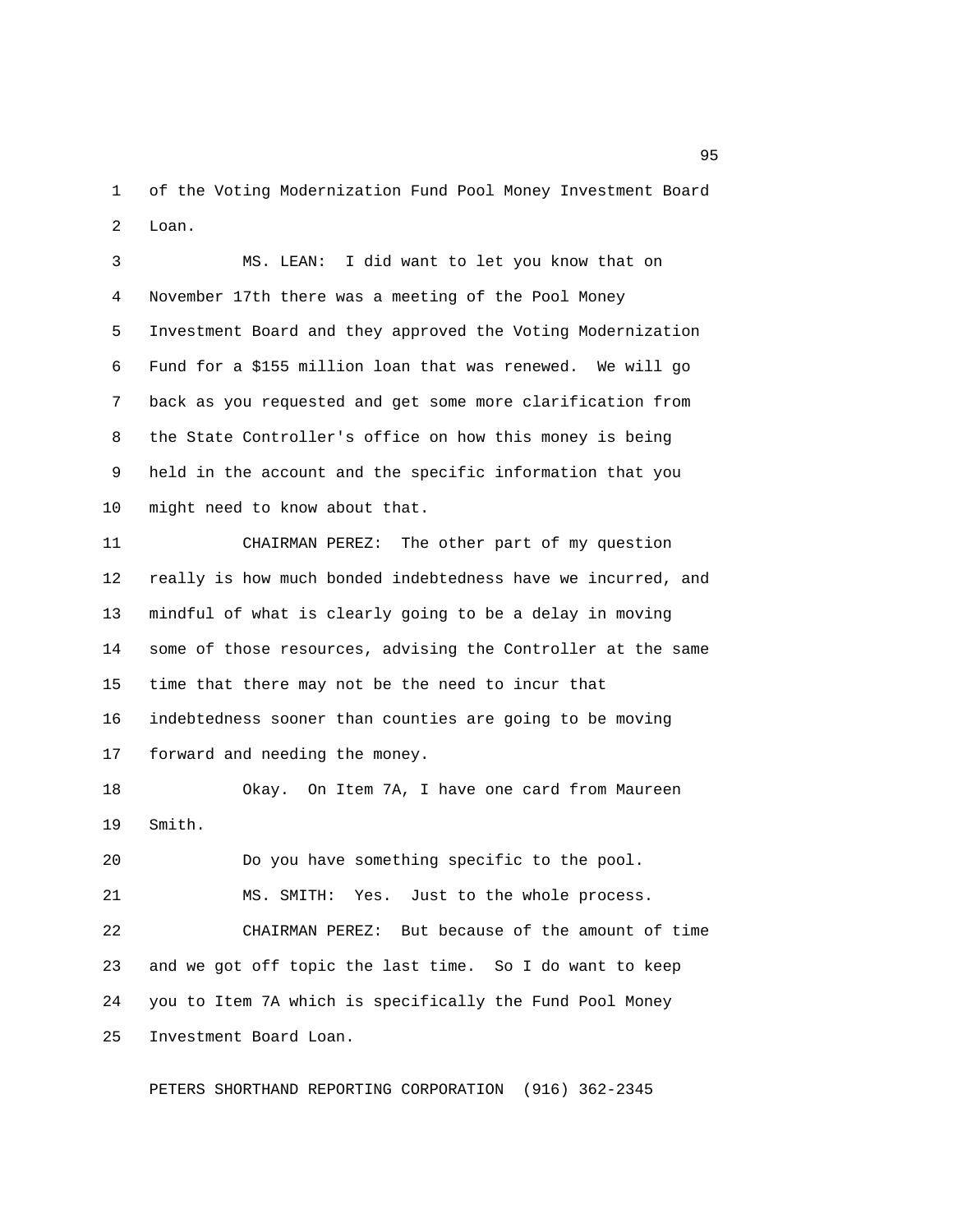of the Voting Modernization Fund Pool Money Investment Board Loan.

MS. LEAN: I did want to let you know that on November 17th there was a meeting of the Pool Money Investment Board and they approved the Voting Modernization Fund for a $155 million loan that was renewed. We will go back as you requested and get some more clarification from the State Controller's office on how this money is being held in the account and the specific information that you might need to know about that.

CHAIRMAN PEREZ: The other part of my question really is how much bonded indebtedness have we incurred, and mindful of what is clearly going to be a delay in moving some of those resources, advising the Controller at the same time that there may not be the need to incur that indebtedness sooner than counties are going to be moving forward and needing the money.

Okay. On Item 7A, I have one card from Maureen Smith.

Do you have something specific to the pool.

MS. SMITH: Yes. Just to the whole process.

CHAIRMAN PEREZ: But because of the amount of time and we got off topic the last time. So I do want to keep you to Item 7A which is specifically the Fund Pool Money Investment Board Loan.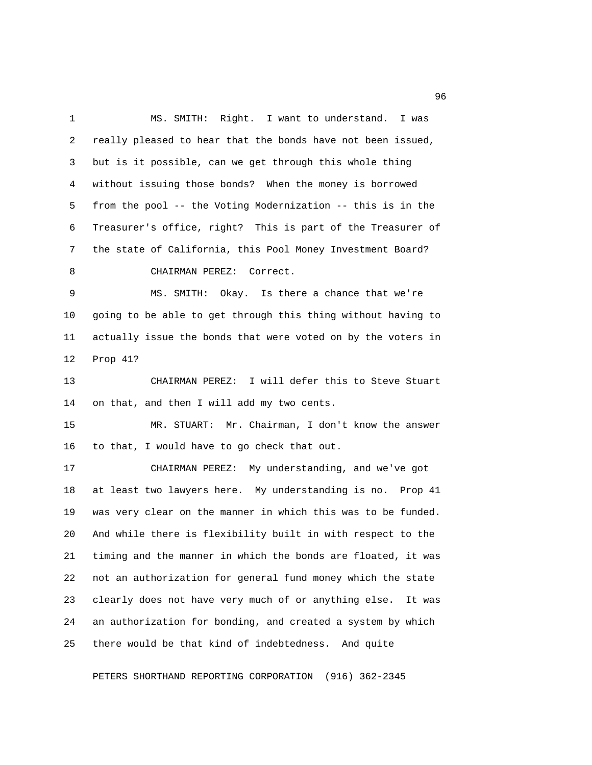MS. SMITH: Right. I want to understand. I was really pleased to hear that the bonds have not been issued, but is it possible, can we get through this whole thing without issuing those bonds? When the money is borrowed from the pool -- the Voting Modernization -- this is in the Treasurer's office, right? This is part of the Treasurer of the state of California, this Pool Money Investment Board?

CHAIRMAN PEREZ: Correct.

MS. SMITH: Okay. Is there a chance that we're going to be able to get through this thing without having to actually issue the bonds that were voted on by the voters in Prop 41?

CHAIRMAN PEREZ: I will defer this to Steve Stuart on that, and then I will add my two cents.

MR. STUART: Mr. Chairman, I don't know the answer to that, I would have to go check that out.

CHAIRMAN PEREZ: My understanding, and we've got at least two lawyers here. My understanding is no. Prop 41 was very clear on the manner in which this was to be funded. And while there is flexibility built in with respect to the timing and the manner in which the bonds are floated, it was not an authorization for general fund money which the state clearly does not have very much of or anything else. It was an authorization for bonding, and created a system by which there would be that kind of indebtedness. And quite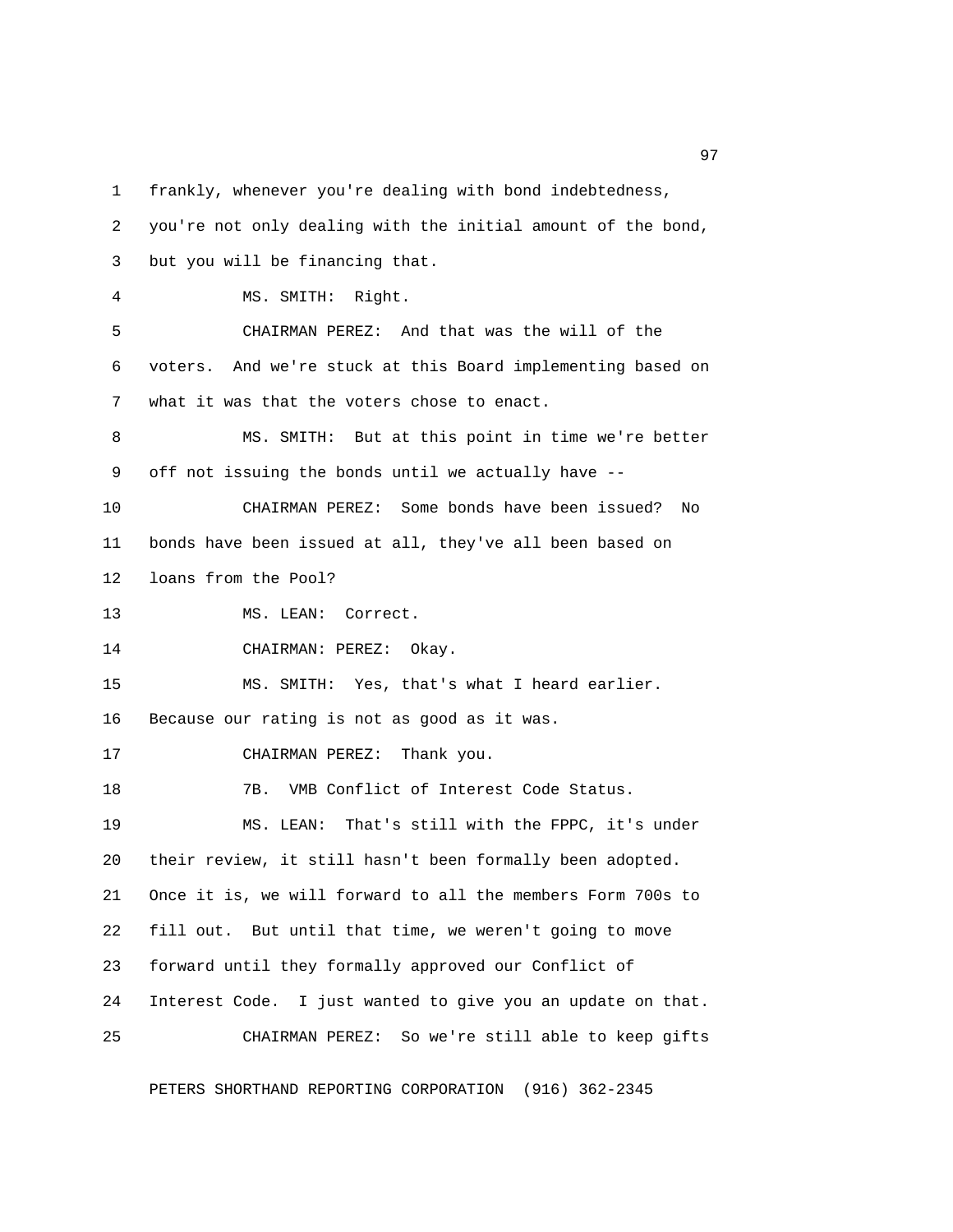frankly, whenever you're dealing with bond indebtedness, you're not only dealing with the initial amount of the bond, but you will be financing that.

MS. SMITH: Right.

CHAIRMAN PEREZ: And that was the will of the voters. And we're stuck at this Board implementing based on what it was that the voters chose to enact.

MS. SMITH: But at this point in time we're better off not issuing the bonds until we actually have --

CHAIRMAN PEREZ: Some bonds have been issued? No bonds have been issued at all, they've all been based on loans from the Pool?

MS. LEAN: Correct.

CHAIRMAN: PEREZ: Okay.

MS. SMITH: Yes, that's what I heard earlier. Because our rating is not as good as it was.

CHAIRMAN PEREZ: Thank you.

7B. VMB Conflict of Interest Code Status.

MS. LEAN: That's still with the FPPC, it's under their review, it still hasn't formally been adopted. Once it is, we will forward to all the members Form 700s to fill out. But until that time, we weren't going to move forward until they formally approved our Conflict of Interest Code. I just wanted to give you an update on that.

CHAIRMAN PEREZ: So we're still able to keep gifts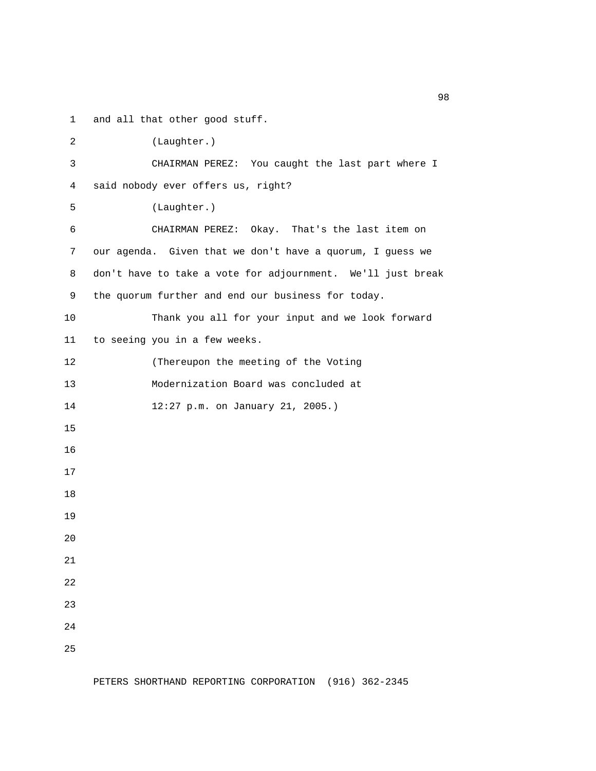and all that other good stuff.

(Laughter.)

CHAIRMAN PEREZ: You caught the last part where I said nobody ever offers us, right?

(Laughter.)

CHAIRMAN PEREZ: Okay. That's the last item on our agenda. Given that we don't have a quorum, I guess we don't have to take a vote for adjournment. We'll just break the quorum further and end our business for today.

Thank you all for your input and we look forward to seeing you in a few weeks.

(Thereupon the meeting of the Voting Modernization Board was concluded at 12:27 p.m. on January 21, 2005.)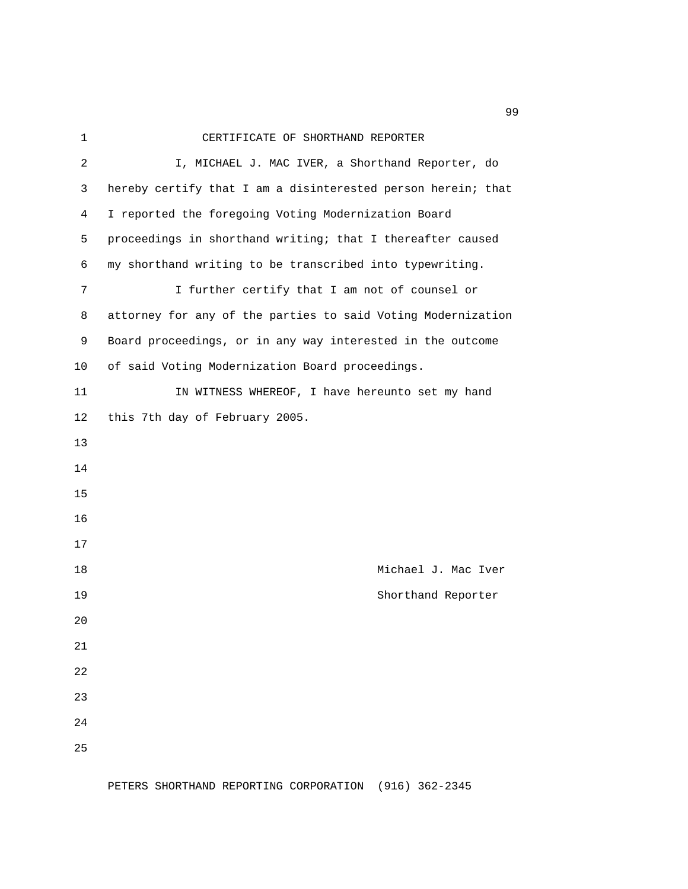# CERTIFICATE OF SHORTHAND REPORTER

I, MICHAEL J. MAC IVER, a Shorthand Reporter, do hereby certify that I am a disinterested person herein; that I reported the foregoing Voting Modernization Board proceedings in shorthand writing; that I thereafter caused my shorthand writing to be transcribed into typewriting.

I further certify that I am not of counsel or attorney for any of the parties to said Voting Modernization Board proceedings, or in any way interested in the outcome of said Voting Modernization Board proceedings.

IN WITNESS WHEREOF, I have hereunto set my hand this 7th day of February 2005.

Michael J. Mac Iver
Shorthand Reporter

PETERS SHORTHAND REPORTING CORPORATION (916) 362-2345